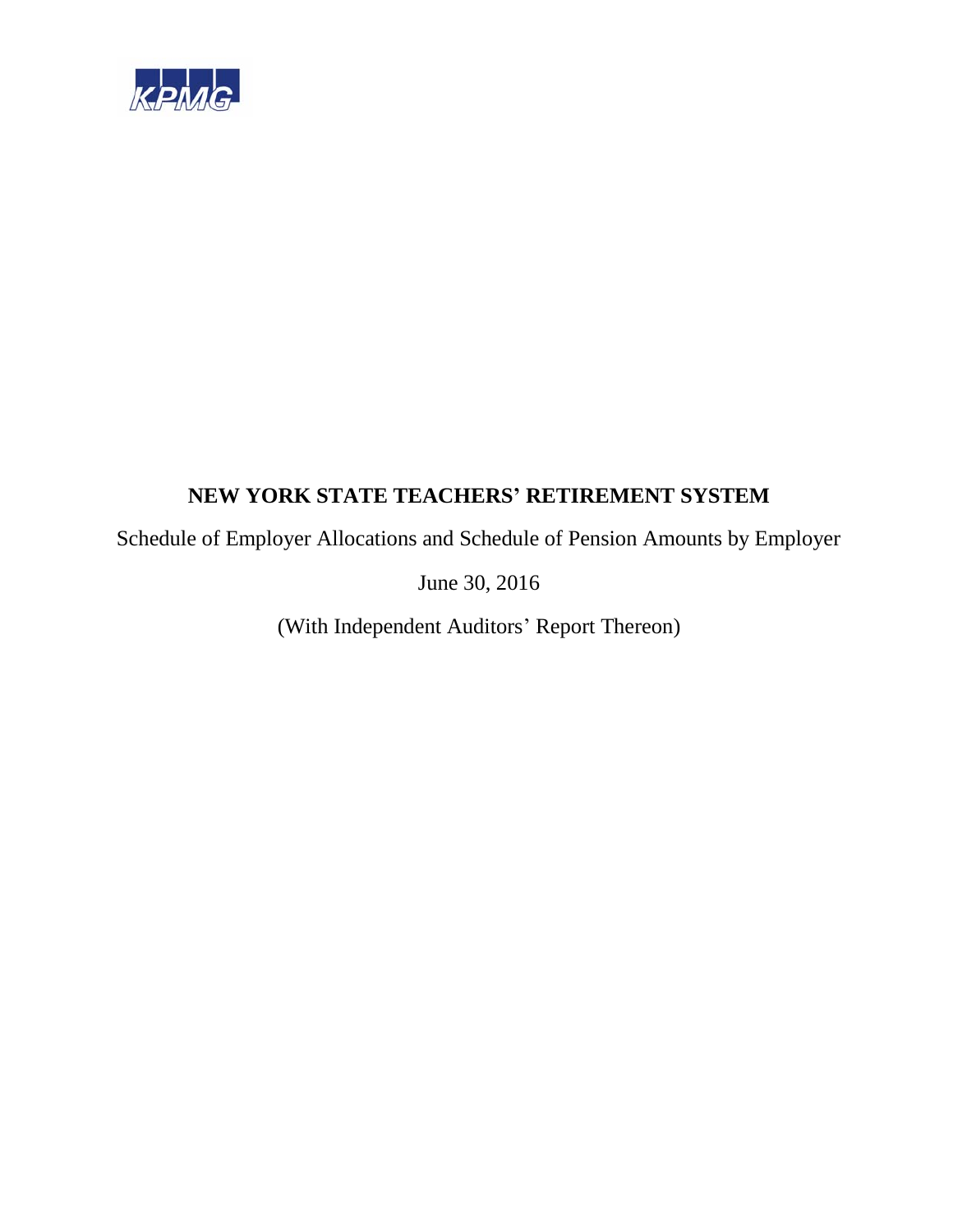KPMG

# NEW YORK STATE TEACHERS' RETIREMENT SYSTEM

Schedule of Employer Allocations and Schedule of Pension Amounts by Employer

June 30, 2016

(With Independent Auditors' Report Thereon)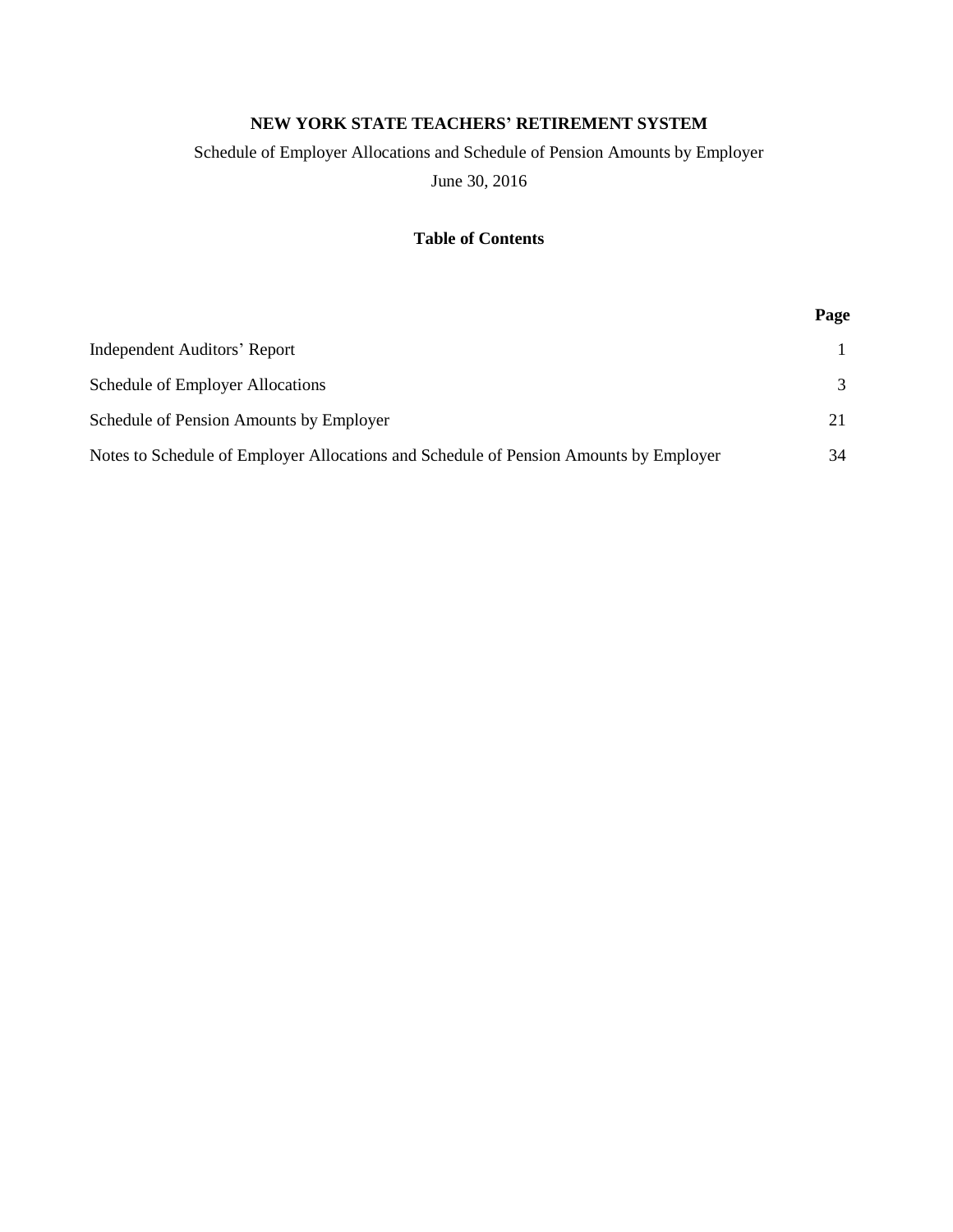**NEW YORK STATE TEACHERS' RETIREMENT SYSTEM**

Schedule of Employer Allocations and Schedule of Pension Amounts by Employer

June 30, 2016

**Table of Contents**

| | Page |
|---|---|
| Independent Auditors' Report | 1 |
| Schedule of Employer Allocations | 3 |
| Schedule of Pension Amounts by Employer | 21 |
| Notes to Schedule of Employer Allocations and Schedule of Pension Amounts by Employer | 34 |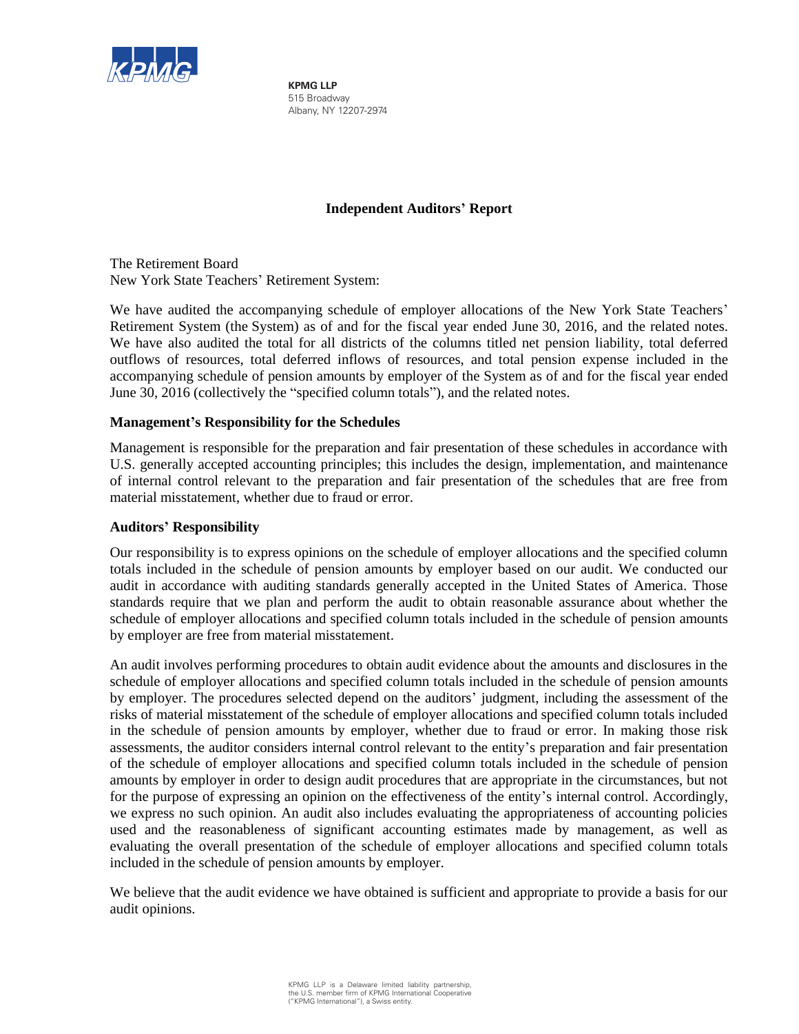**KPMG LLP**
515 Broadway
Albany, NY 12207-2974

## Independent Auditors' Report

The Retirement Board
New York State Teachers' Retirement System:

We have audited the accompanying schedule of employer allocations of the New York State Teachers' Retirement System (the System) as of and for the fiscal year ended June 30, 2016, and the related notes. We have also audited the total for all districts of the columns titled net pension liability, total deferred outflows of resources, total deferred inflows of resources, and total pension expense included in the accompanying schedule of pension amounts by employer of the System as of and for the fiscal year ended June 30, 2016 (collectively the "specified column totals"), and the related notes.

### Management's Responsibility for the Schedules

Management is responsible for the preparation and fair presentation of these schedules in accordance with U.S. generally accepted accounting principles; this includes the design, implementation, and maintenance of internal control relevant to the preparation and fair presentation of the schedules that are free from material misstatement, whether due to fraud or error.

### Auditors' Responsibility

Our responsibility is to express opinions on the schedule of employer allocations and the specified column totals included in the schedule of pension amounts by employer based on our audit. We conducted our audit in accordance with auditing standards generally accepted in the United States of America. Those standards require that we plan and perform the audit to obtain reasonable assurance about whether the schedule of employer allocations and specified column totals included in the schedule of pension amounts by employer are free from material misstatement.

An audit involves performing procedures to obtain audit evidence about the amounts and disclosures in the schedule of employer allocations and specified column totals included in the schedule of pension amounts by employer. The procedures selected depend on the auditors' judgment, including the assessment of the risks of material misstatement of the schedule of employer allocations and specified column totals included in the schedule of pension amounts by employer, whether due to fraud or error. In making those risk assessments, the auditor considers internal control relevant to the entity's preparation and fair presentation of the schedule of employer allocations and specified column totals included in the schedule of pension amounts by employer in order to design audit procedures that are appropriate in the circumstances, but not for the purpose of expressing an opinion on the effectiveness of the entity's internal control. Accordingly, we express no such opinion. An audit also includes evaluating the appropriateness of accounting policies used and the reasonableness of significant accounting estimates made by management, as well as evaluating the overall presentation of the schedule of employer allocations and specified column totals included in the schedule of pension amounts by employer.

We believe that the audit evidence we have obtained is sufficient and appropriate to provide a basis for our audit opinions.

KPMG LLP is a Delaware limited liability partnership, the U.S. member firm of KPMG International Cooperative ("KPMG International"), a Swiss entity.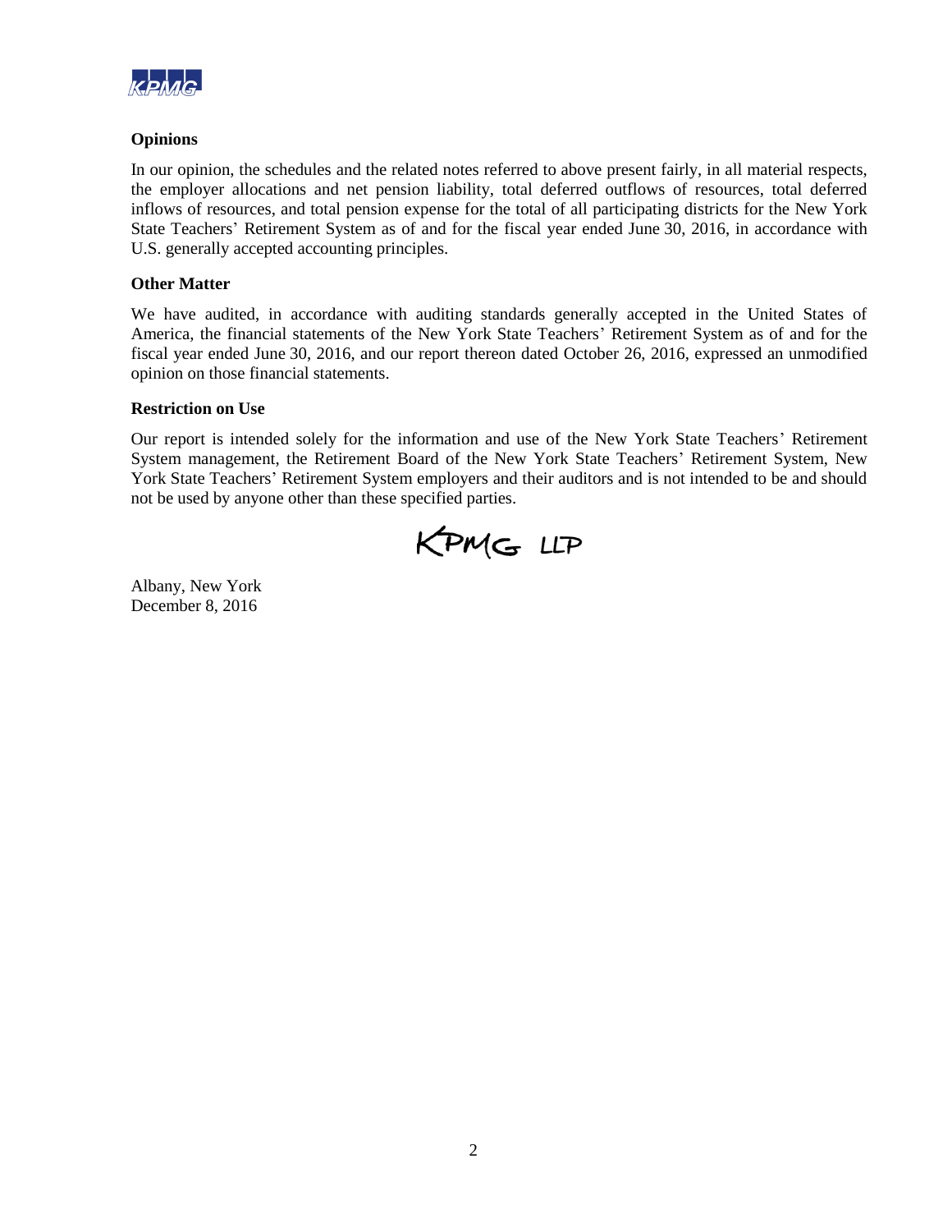### Opinions

In our opinion, the schedules and the related notes referred to above present fairly, in all material respects, the employer allocations and net pension liability, total deferred outflows of resources, total deferred inflows of resources, and total pension expense for the total of all participating districts for the New York State Teachers' Retirement System as of and for the fiscal year ended June 30, 2016, in accordance with U.S. generally accepted accounting principles.

### Other Matter

We have audited, in accordance with auditing standards generally accepted in the United States of America, the financial statements of the New York State Teachers' Retirement System as of and for the fiscal year ended June 30, 2016, and our report thereon dated October 26, 2016, expressed an unmodified opinion on those financial statements.

### Restriction on Use

Our report is intended solely for the information and use of the New York State Teachers' Retirement System management, the Retirement Board of the New York State Teachers' Retirement System, New York State Teachers' Retirement System employers and their auditors and is not intended to be and should not be used by anyone other than these specified parties.

KPMG LLP

Albany, New York
December 8, 2016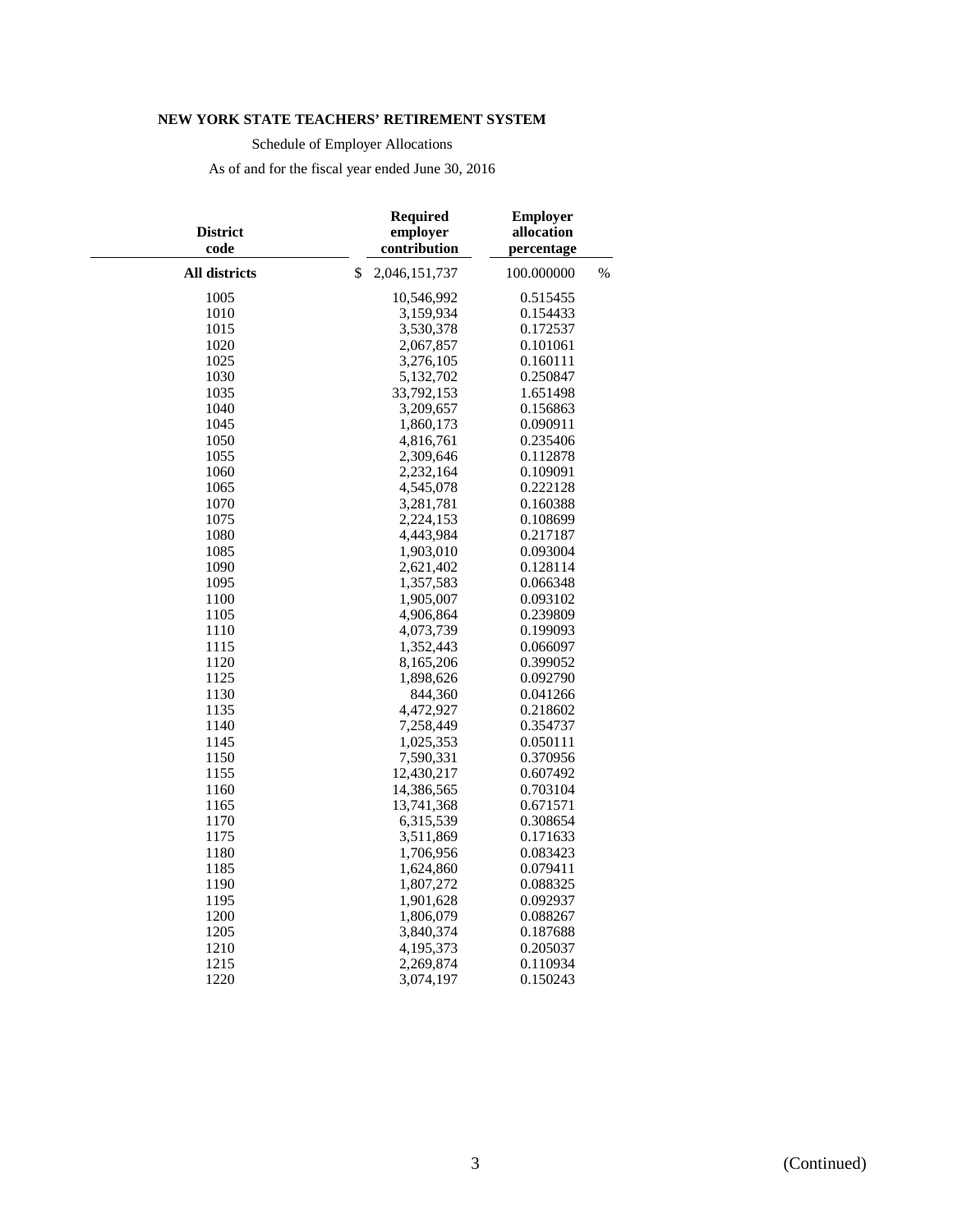**NEW YORK STATE TEACHERS' RETIREMENT SYSTEM**

Schedule of Employer Allocations

As of and for the fiscal year ended June 30, 2016

| District code | Required employer contribution | Employer allocation percentage |
|---|---|---|
| **All districts** | $ 2,046,151,737 | 100.000000 % |
| 1005 | 10,546,992 | 0.515455 |
| 1010 | 3,159,934 | 0.154433 |
| 1015 | 3,530,378 | 0.172537 |
| 1020 | 2,067,857 | 0.101061 |
| 1025 | 3,276,105 | 0.160111 |
| 1030 | 5,132,702 | 0.250847 |
| 1035 | 33,792,153 | 1.651498 |
| 1040 | 3,209,657 | 0.156863 |
| 1045 | 1,860,173 | 0.090911 |
| 1050 | 4,816,761 | 0.235406 |
| 1055 | 2,309,646 | 0.112878 |
| 1060 | 2,232,164 | 0.109091 |
| 1065 | 4,545,078 | 0.222128 |
| 1070 | 3,281,781 | 0.160388 |
| 1075 | 2,224,153 | 0.108699 |
| 1080 | 4,443,984 | 0.217187 |
| 1085 | 1,903,010 | 0.093004 |
| 1090 | 2,621,402 | 0.128114 |
| 1095 | 1,357,583 | 0.066348 |
| 1100 | 1,905,007 | 0.093102 |
| 1105 | 4,906,864 | 0.239809 |
| 1110 | 4,073,739 | 0.199093 |
| 1115 | 1,352,443 | 0.066097 |
| 1120 | 8,165,206 | 0.399052 |
| 1125 | 1,898,626 | 0.092790 |
| 1130 | 844,360 | 0.041266 |
| 1135 | 4,472,927 | 0.218602 |
| 1140 | 7,258,449 | 0.354737 |
| 1145 | 1,025,353 | 0.050111 |
| 1150 | 7,590,331 | 0.370956 |
| 1155 | 12,430,217 | 0.607492 |
| 1160 | 14,386,565 | 0.703104 |
| 1165 | 13,741,368 | 0.671571 |
| 1170 | 6,315,539 | 0.308654 |
| 1175 | 3,511,869 | 0.171633 |
| 1180 | 1,706,956 | 0.083423 |
| 1185 | 1,624,860 | 0.079411 |
| 1190 | 1,807,272 | 0.088325 |
| 1195 | 1,901,628 | 0.092937 |
| 1200 | 1,806,079 | 0.088267 |
| 1205 | 3,840,374 | 0.187688 |
| 1210 | 4,195,373 | 0.205037 |
| 1215 | 2,269,874 | 0.110934 |
| 1220 | 3,074,197 | 0.150243 |

(Continued)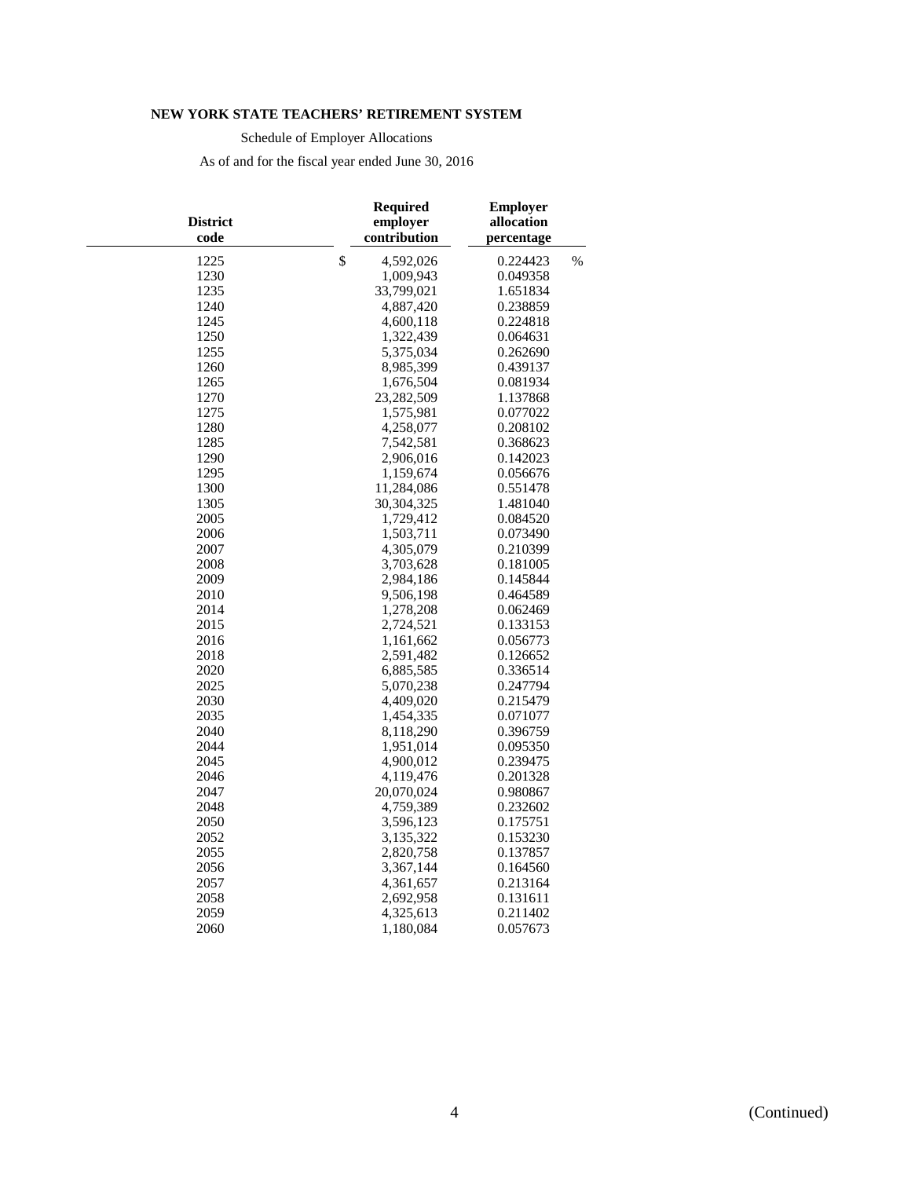**NEW YORK STATE TEACHERS' RETIREMENT SYSTEM**

Schedule of Employer Allocations

As of and for the fiscal year ended June 30, 2016

| District code | Required employer contribution | Employer allocation percentage |
|---|---|---|
| 1225 | $ 4,592,026 | 0.224423 % |
| 1230 | 1,009,943 | 0.049358 |
| 1235 | 33,799,021 | 1.651834 |
| 1240 | 4,887,420 | 0.238859 |
| 1245 | 4,600,118 | 0.224818 |
| 1250 | 1,322,439 | 0.064631 |
| 1255 | 5,375,034 | 0.262690 |
| 1260 | 8,985,399 | 0.439137 |
| 1265 | 1,676,504 | 0.081934 |
| 1270 | 23,282,509 | 1.137868 |
| 1275 | 1,575,981 | 0.077022 |
| 1280 | 4,258,077 | 0.208102 |
| 1285 | 7,542,581 | 0.368623 |
| 1290 | 2,906,016 | 0.142023 |
| 1295 | 1,159,674 | 0.056676 |
| 1300 | 11,284,086 | 0.551478 |
| 1305 | 30,304,325 | 1.481040 |
| 2005 | 1,729,412 | 0.084520 |
| 2006 | 1,503,711 | 0.073490 |
| 2007 | 4,305,079 | 0.210399 |
| 2008 | 3,703,628 | 0.181005 |
| 2009 | 2,984,186 | 0.145844 |
| 2010 | 9,506,198 | 0.464589 |
| 2014 | 1,278,208 | 0.062469 |
| 2015 | 2,724,521 | 0.133153 |
| 2016 | 1,161,662 | 0.056773 |
| 2018 | 2,591,482 | 0.126652 |
| 2020 | 6,885,585 | 0.336514 |
| 2025 | 5,070,238 | 0.247794 |
| 2030 | 4,409,020 | 0.215479 |
| 2035 | 1,454,335 | 0.071077 |
| 2040 | 8,118,290 | 0.396759 |
| 2044 | 1,951,014 | 0.095350 |
| 2045 | 4,900,012 | 0.239475 |
| 2046 | 4,119,476 | 0.201328 |
| 2047 | 20,070,024 | 0.980867 |
| 2048 | 4,759,389 | 0.232602 |
| 2050 | 3,596,123 | 0.175751 |
| 2052 | 3,135,322 | 0.153230 |
| 2055 | 2,820,758 | 0.137857 |
| 2056 | 3,367,144 | 0.164560 |
| 2057 | 4,361,657 | 0.213164 |
| 2058 | 2,692,958 | 0.131611 |
| 2059 | 4,325,613 | 0.211402 |
| 2060 | 1,180,084 | 0.057673 |

(Continued)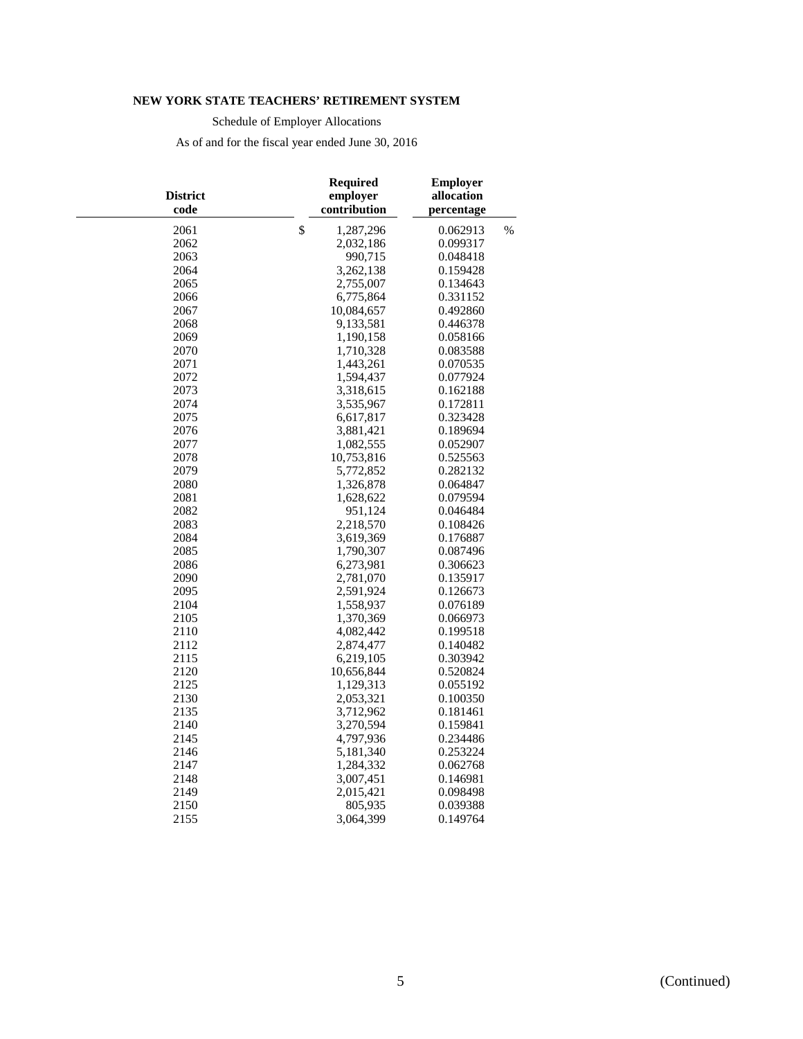**NEW YORK STATE TEACHERS' RETIREMENT SYSTEM**

Schedule of Employer Allocations

As of and for the fiscal year ended June 30, 2016

| District code | Required employer contribution | Employer allocation percentage |
|---|---|---|
| 2061 | $ 1,287,296 | 0.062913 % |
| 2062 | 2,032,186 | 0.099317 |
| 2063 | 990,715 | 0.048418 |
| 2064 | 3,262,138 | 0.159428 |
| 2065 | 2,755,007 | 0.134643 |
| 2066 | 6,775,864 | 0.331152 |
| 2067 | 10,084,657 | 0.492860 |
| 2068 | 9,133,581 | 0.446378 |
| 2069 | 1,190,158 | 0.058166 |
| 2070 | 1,710,328 | 0.083588 |
| 2071 | 1,443,261 | 0.070535 |
| 2072 | 1,594,437 | 0.077924 |
| 2073 | 3,318,615 | 0.162188 |
| 2074 | 3,535,967 | 0.172811 |
| 2075 | 6,617,817 | 0.323428 |
| 2076 | 3,881,421 | 0.189694 |
| 2077 | 1,082,555 | 0.052907 |
| 2078 | 10,753,816 | 0.525563 |
| 2079 | 5,772,852 | 0.282132 |
| 2080 | 1,326,878 | 0.064847 |
| 2081 | 1,628,622 | 0.079594 |
| 2082 | 951,124 | 0.046484 |
| 2083 | 2,218,570 | 0.108426 |
| 2084 | 3,619,369 | 0.176887 |
| 2085 | 1,790,307 | 0.087496 |
| 2086 | 6,273,981 | 0.306623 |
| 2090 | 2,781,070 | 0.135917 |
| 2095 | 2,591,924 | 0.126673 |
| 2104 | 1,558,937 | 0.076189 |
| 2105 | 1,370,369 | 0.066973 |
| 2110 | 4,082,442 | 0.199518 |
| 2112 | 2,874,477 | 0.140482 |
| 2115 | 6,219,105 | 0.303942 |
| 2120 | 10,656,844 | 0.520824 |
| 2125 | 1,129,313 | 0.055192 |
| 2130 | 2,053,321 | 0.100350 |
| 2135 | 3,712,962 | 0.181461 |
| 2140 | 3,270,594 | 0.159841 |
| 2145 | 4,797,936 | 0.234486 |
| 2146 | 5,181,340 | 0.253224 |
| 2147 | 1,284,332 | 0.062768 |
| 2148 | 3,007,451 | 0.146981 |
| 2149 | 2,015,421 | 0.098498 |
| 2150 | 805,935 | 0.039388 |
| 2155 | 3,064,399 | 0.149764 |

(Continued)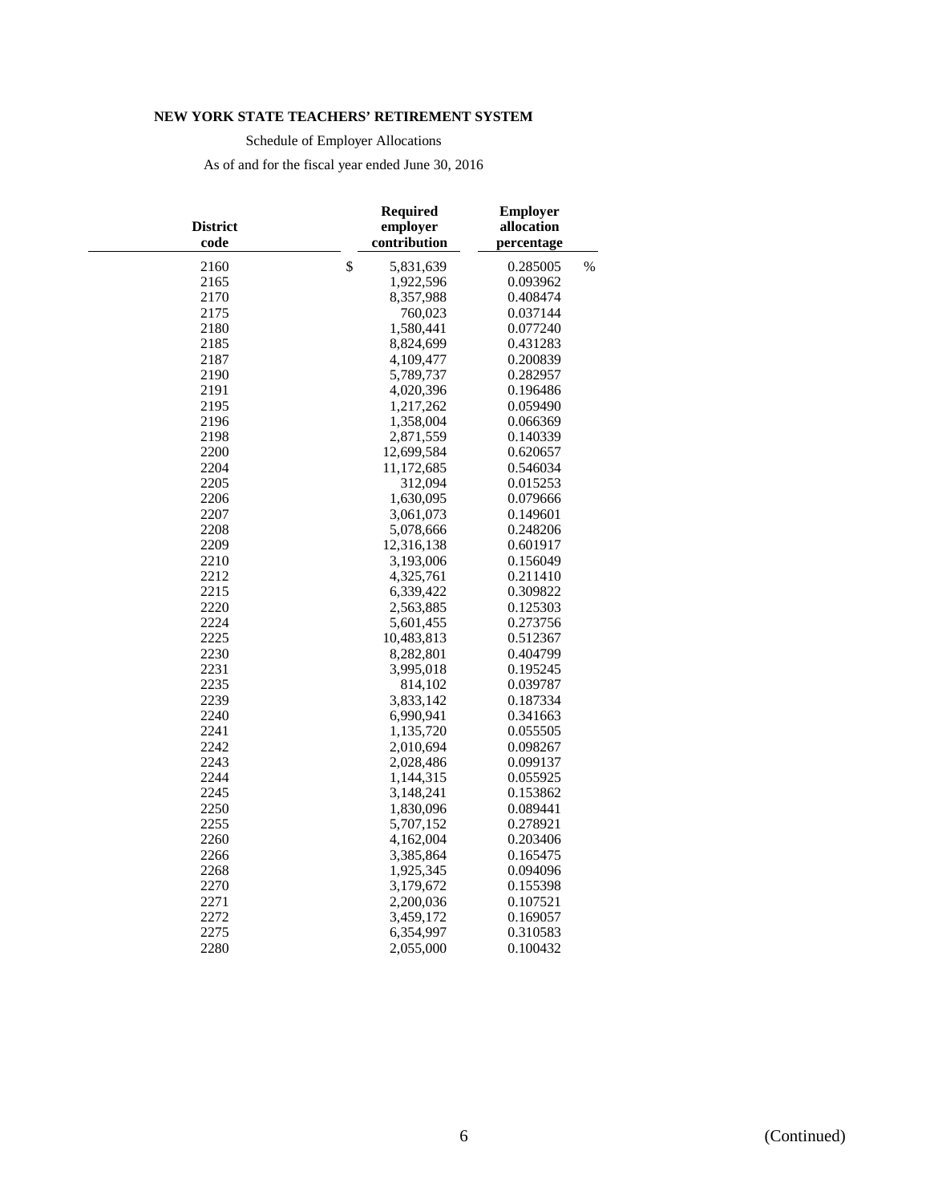**NEW YORK STATE TEACHERS' RETIREMENT SYSTEM**

Schedule of Employer Allocations

As of and for the fiscal year ended June 30, 2016

| District code | Required employer contribution | Employer allocation percentage |
|---|---|---|
| 2160 | $ 5,831,639 | 0.285005 % |
| 2165 | 1,922,596 | 0.093962 |
| 2170 | 8,357,988 | 0.408474 |
| 2175 | 760,023 | 0.037144 |
| 2180 | 1,580,441 | 0.077240 |
| 2185 | 8,824,699 | 0.431283 |
| 2187 | 4,109,477 | 0.200839 |
| 2190 | 5,789,737 | 0.282957 |
| 2191 | 4,020,396 | 0.196486 |
| 2195 | 1,217,262 | 0.059490 |
| 2196 | 1,358,004 | 0.066369 |
| 2198 | 2,871,559 | 0.140339 |
| 2200 | 12,699,584 | 0.620657 |
| 2204 | 11,172,685 | 0.546034 |
| 2205 | 312,094 | 0.015253 |
| 2206 | 1,630,095 | 0.079666 |
| 2207 | 3,061,073 | 0.149601 |
| 2208 | 5,078,666 | 0.248206 |
| 2209 | 12,316,138 | 0.601917 |
| 2210 | 3,193,006 | 0.156049 |
| 2212 | 4,325,761 | 0.211410 |
| 2215 | 6,339,422 | 0.309822 |
| 2220 | 2,563,885 | 0.125303 |
| 2224 | 5,601,455 | 0.273756 |
| 2225 | 10,483,813 | 0.512367 |
| 2230 | 8,282,801 | 0.404799 |
| 2231 | 3,995,018 | 0.195245 |
| 2235 | 814,102 | 0.039787 |
| 2239 | 3,833,142 | 0.187334 |
| 2240 | 6,990,941 | 0.341663 |
| 2241 | 1,135,720 | 0.055505 |
| 2242 | 2,010,694 | 0.098267 |
| 2243 | 2,028,486 | 0.099137 |
| 2244 | 1,144,315 | 0.055925 |
| 2245 | 3,148,241 | 0.153862 |
| 2250 | 1,830,096 | 0.089441 |
| 2255 | 5,707,152 | 0.278921 |
| 2260 | 4,162,004 | 0.203406 |
| 2266 | 3,385,864 | 0.165475 |
| 2268 | 1,925,345 | 0.094096 |
| 2270 | 3,179,672 | 0.155398 |
| 2271 | 2,200,036 | 0.107521 |
| 2272 | 3,459,172 | 0.169057 |
| 2275 | 6,354,997 | 0.310583 |
| 2280 | 2,055,000 | 0.100432 |

(Continued)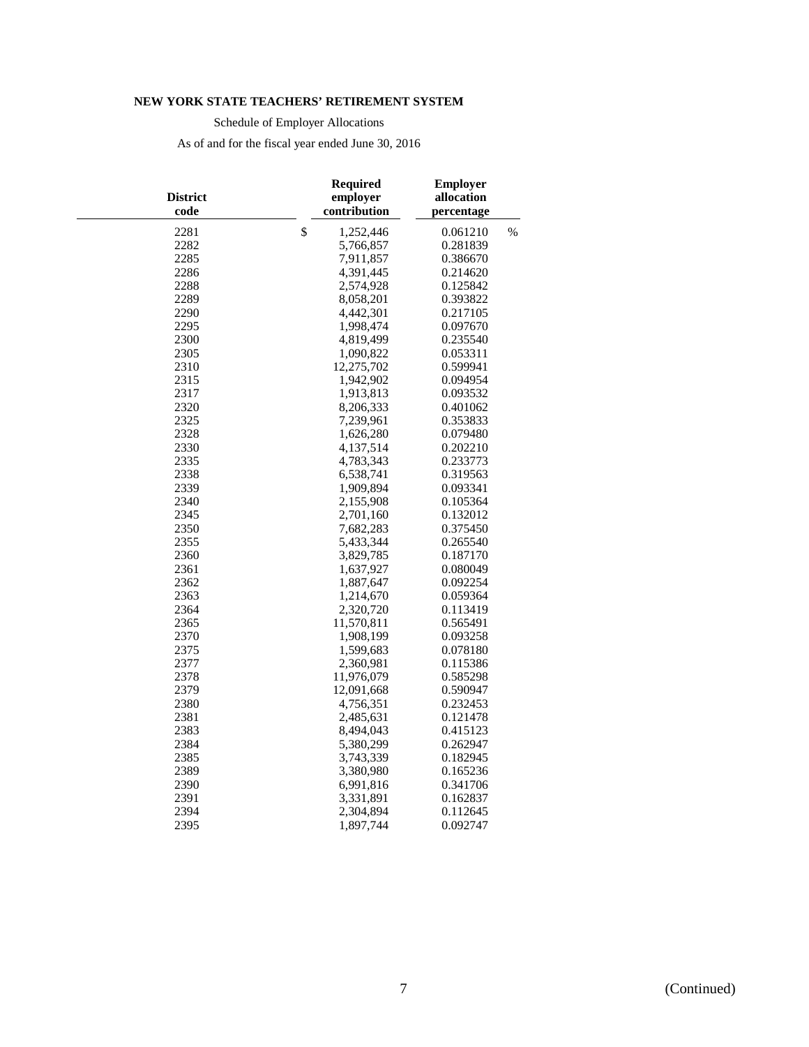**NEW YORK STATE TEACHERS' RETIREMENT SYSTEM**

Schedule of Employer Allocations

As of and for the fiscal year ended June 30, 2016

| District code | Required employer contribution | Employer allocation percentage |
|---|---|---|
| 2281 | $ 1,252,446 | 0.061210 % |
| 2282 | 5,766,857 | 0.281839 |
| 2285 | 7,911,857 | 0.386670 |
| 2286 | 4,391,445 | 0.214620 |
| 2288 | 2,574,928 | 0.125842 |
| 2289 | 8,058,201 | 0.393822 |
| 2290 | 4,442,301 | 0.217105 |
| 2295 | 1,998,474 | 0.097670 |
| 2300 | 4,819,499 | 0.235540 |
| 2305 | 1,090,822 | 0.053311 |
| 2310 | 12,275,702 | 0.599941 |
| 2315 | 1,942,902 | 0.094954 |
| 2317 | 1,913,813 | 0.093532 |
| 2320 | 8,206,333 | 0.401062 |
| 2325 | 7,239,961 | 0.353833 |
| 2328 | 1,626,280 | 0.079480 |
| 2330 | 4,137,514 | 0.202210 |
| 2335 | 4,783,343 | 0.233773 |
| 2338 | 6,538,741 | 0.319563 |
| 2339 | 1,909,894 | 0.093341 |
| 2340 | 2,155,908 | 0.105364 |
| 2345 | 2,701,160 | 0.132012 |
| 2350 | 7,682,283 | 0.375450 |
| 2355 | 5,433,344 | 0.265540 |
| 2360 | 3,829,785 | 0.187170 |
| 2361 | 1,637,927 | 0.080049 |
| 2362 | 1,887,647 | 0.092254 |
| 2363 | 1,214,670 | 0.059364 |
| 2364 | 2,320,720 | 0.113419 |
| 2365 | 11,570,811 | 0.565491 |
| 2370 | 1,908,199 | 0.093258 |
| 2375 | 1,599,683 | 0.078180 |
| 2377 | 2,360,981 | 0.115386 |
| 2378 | 11,976,079 | 0.585298 |
| 2379 | 12,091,668 | 0.590947 |
| 2380 | 4,756,351 | 0.232453 |
| 2381 | 2,485,631 | 0.121478 |
| 2383 | 8,494,043 | 0.415123 |
| 2384 | 5,380,299 | 0.262947 |
| 2385 | 3,743,339 | 0.182945 |
| 2389 | 3,380,980 | 0.165236 |
| 2390 | 6,991,816 | 0.341706 |
| 2391 | 3,331,891 | 0.162837 |
| 2394 | 2,304,894 | 0.112645 |
| 2395 | 1,897,744 | 0.092747 |

(Continued)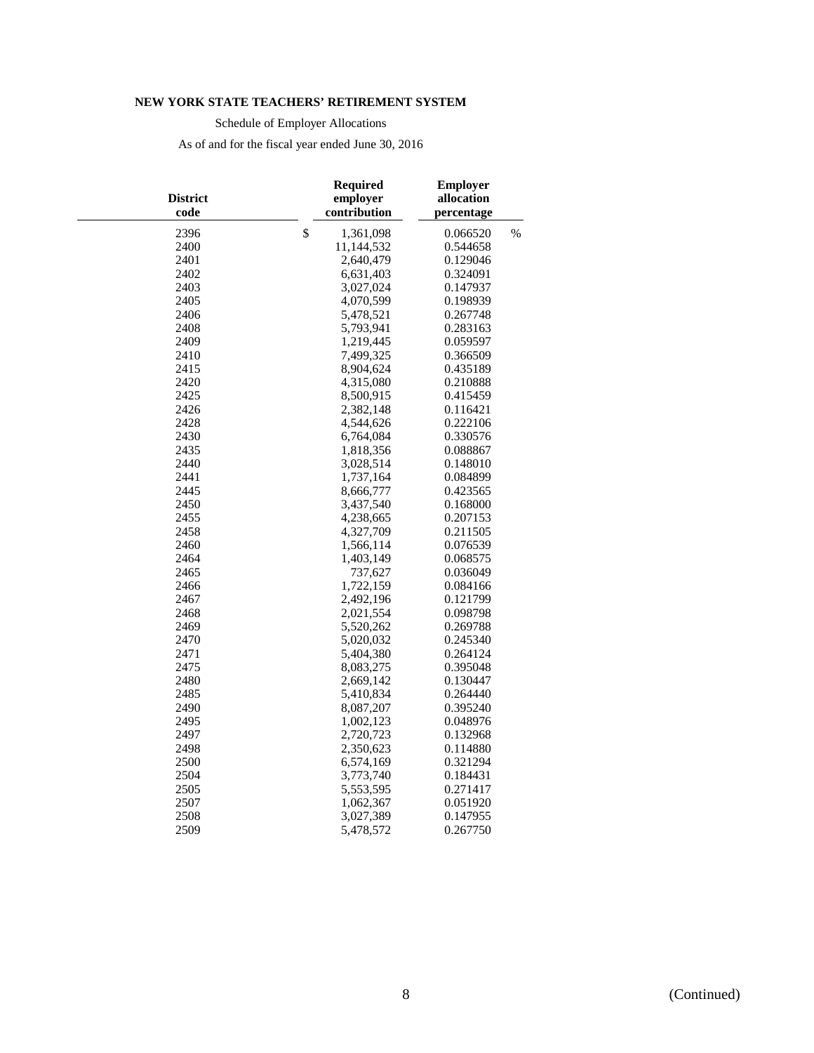**NEW YORK STATE TEACHERS' RETIREMENT SYSTEM**

Schedule of Employer Allocations

As of and for the fiscal year ended June 30, 2016

| District code | Required employer contribution | Employer allocation percentage |
|---|---|---|
| 2396 | $ 1,361,098 | 0.066520 % |
| 2400 | 11,144,532 | 0.544658 |
| 2401 | 2,640,479 | 0.129046 |
| 2402 | 6,631,403 | 0.324091 |
| 2403 | 3,027,024 | 0.147937 |
| 2405 | 4,070,599 | 0.198939 |
| 2406 | 5,478,521 | 0.267748 |
| 2408 | 5,793,941 | 0.283163 |
| 2409 | 1,219,445 | 0.059597 |
| 2410 | 7,499,325 | 0.366509 |
| 2415 | 8,904,624 | 0.435189 |
| 2420 | 4,315,080 | 0.210888 |
| 2425 | 8,500,915 | 0.415459 |
| 2426 | 2,382,148 | 0.116421 |
| 2428 | 4,544,626 | 0.222106 |
| 2430 | 6,764,084 | 0.330576 |
| 2435 | 1,818,356 | 0.088867 |
| 2440 | 3,028,514 | 0.148010 |
| 2441 | 1,737,164 | 0.084899 |
| 2445 | 8,666,777 | 0.423565 |
| 2450 | 3,437,540 | 0.168000 |
| 2455 | 4,238,665 | 0.207153 |
| 2458 | 4,327,709 | 0.211505 |
| 2460 | 1,566,114 | 0.076539 |
| 2464 | 1,403,149 | 0.068575 |
| 2465 | 737,627 | 0.036049 |
| 2466 | 1,722,159 | 0.084166 |
| 2467 | 2,492,196 | 0.121799 |
| 2468 | 2,021,554 | 0.098798 |
| 2469 | 5,520,262 | 0.269788 |
| 2470 | 5,020,032 | 0.245340 |
| 2471 | 5,404,380 | 0.264124 |
| 2475 | 8,083,275 | 0.395048 |
| 2480 | 2,669,142 | 0.130447 |
| 2485 | 5,410,834 | 0.264440 |
| 2490 | 8,087,207 | 0.395240 |
| 2495 | 1,002,123 | 0.048976 |
| 2497 | 2,720,723 | 0.132968 |
| 2498 | 2,350,623 | 0.114880 |
| 2500 | 6,574,169 | 0.321294 |
| 2504 | 3,773,740 | 0.184431 |
| 2505 | 5,553,595 | 0.271417 |
| 2507 | 1,062,367 | 0.051920 |
| 2508 | 3,027,389 | 0.147955 |
| 2509 | 5,478,572 | 0.267750 |

(Continued)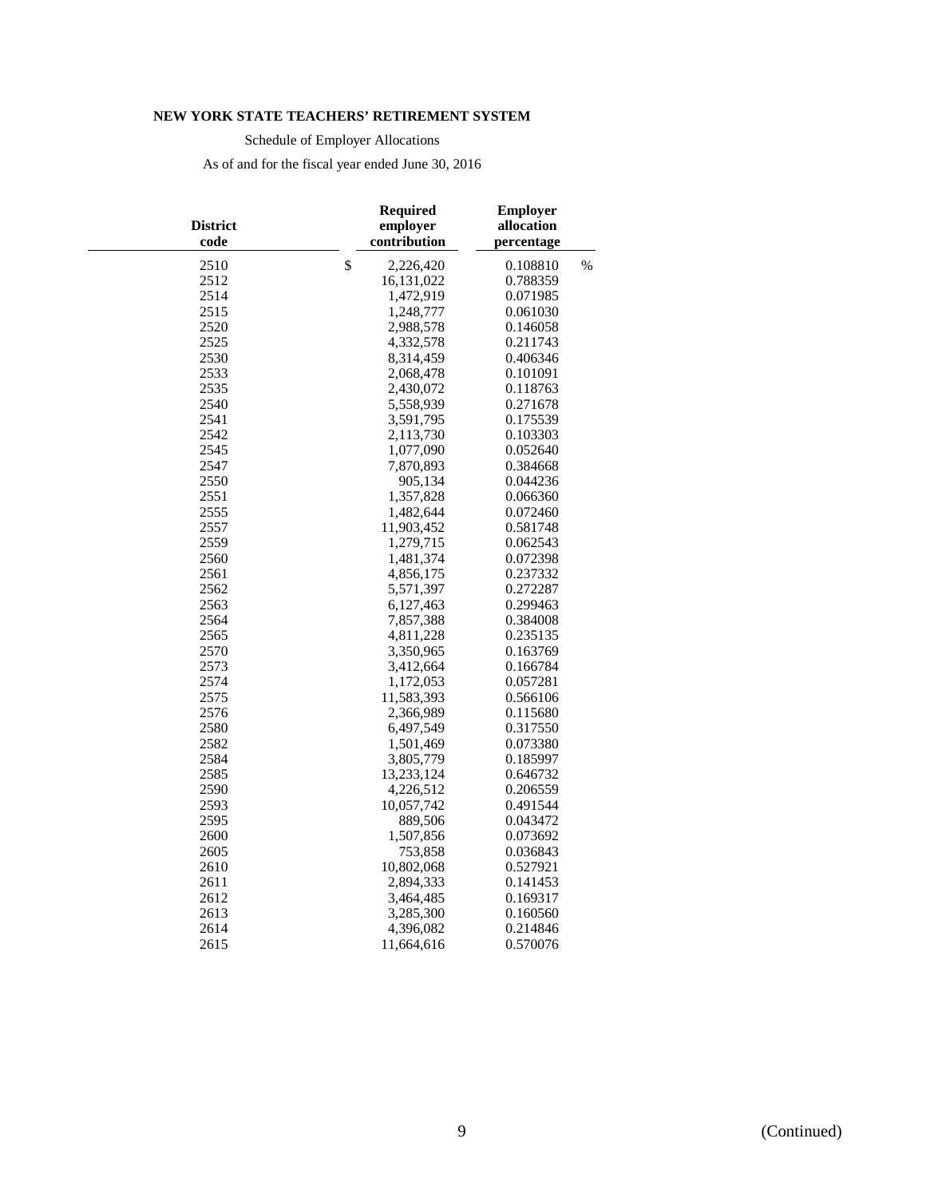**NEW YORK STATE TEACHERS' RETIREMENT SYSTEM**

Schedule of Employer Allocations

As of and for the fiscal year ended June 30, 2016

| District code | Required employer contribution | Employer allocation percentage |
|---|---|---|
| 2510 | $ 2,226,420 | 0.108810 % |
| 2512 | 16,131,022 | 0.788359 |
| 2514 | 1,472,919 | 0.071985 |
| 2515 | 1,248,777 | 0.061030 |
| 2520 | 2,988,578 | 0.146058 |
| 2525 | 4,332,578 | 0.211743 |
| 2530 | 8,314,459 | 0.406346 |
| 2533 | 2,068,478 | 0.101091 |
| 2535 | 2,430,072 | 0.118763 |
| 2540 | 5,558,939 | 0.271678 |
| 2541 | 3,591,795 | 0.175539 |
| 2542 | 2,113,730 | 0.103303 |
| 2545 | 1,077,090 | 0.052640 |
| 2547 | 7,870,893 | 0.384668 |
| 2550 | 905,134 | 0.044236 |
| 2551 | 1,357,828 | 0.066360 |
| 2555 | 1,482,644 | 0.072460 |
| 2557 | 11,903,452 | 0.581748 |
| 2559 | 1,279,715 | 0.062543 |
| 2560 | 1,481,374 | 0.072398 |
| 2561 | 4,856,175 | 0.237332 |
| 2562 | 5,571,397 | 0.272287 |
| 2563 | 6,127,463 | 0.299463 |
| 2564 | 7,857,388 | 0.384008 |
| 2565 | 4,811,228 | 0.235135 |
| 2570 | 3,350,965 | 0.163769 |
| 2573 | 3,412,664 | 0.166784 |
| 2574 | 1,172,053 | 0.057281 |
| 2575 | 11,583,393 | 0.566106 |
| 2576 | 2,366,989 | 0.115680 |
| 2580 | 6,497,549 | 0.317550 |
| 2582 | 1,501,469 | 0.073380 |
| 2584 | 3,805,779 | 0.185997 |
| 2585 | 13,233,124 | 0.646732 |
| 2590 | 4,226,512 | 0.206559 |
| 2593 | 10,057,742 | 0.491544 |
| 2595 | 889,506 | 0.043472 |
| 2600 | 1,507,856 | 0.073692 |
| 2605 | 753,858 | 0.036843 |
| 2610 | 10,802,068 | 0.527921 |
| 2611 | 2,894,333 | 0.141453 |
| 2612 | 3,464,485 | 0.169317 |
| 2613 | 3,285,300 | 0.160560 |
| 2614 | 4,396,082 | 0.214846 |
| 2615 | 11,664,616 | 0.570076 |

(Continued)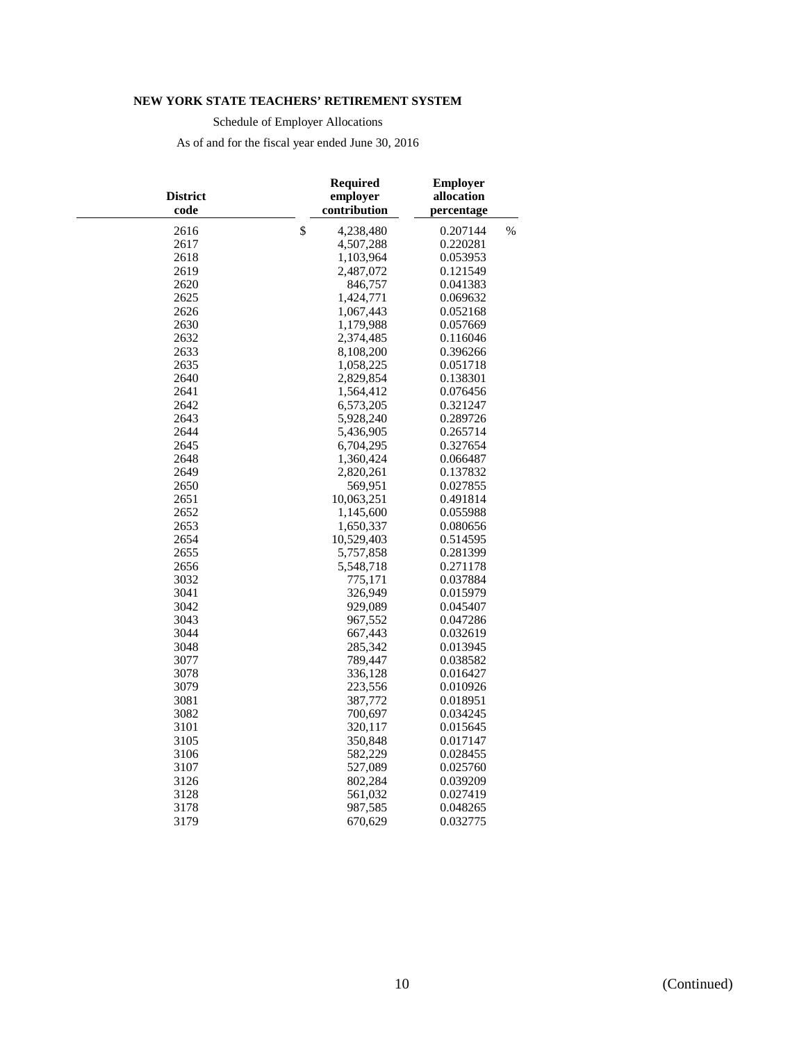**NEW YORK STATE TEACHERS' RETIREMENT SYSTEM**

Schedule of Employer Allocations

As of and for the fiscal year ended June 30, 2016

| District code | Required employer contribution | Employer allocation percentage |
|---|---|---|
| 2616 | $ 4,238,480 | 0.207144 % |
| 2617 | 4,507,288 | 0.220281 |
| 2618 | 1,103,964 | 0.053953 |
| 2619 | 2,487,072 | 0.121549 |
| 2620 | 846,757 | 0.041383 |
| 2625 | 1,424,771 | 0.069632 |
| 2626 | 1,067,443 | 0.052168 |
| 2630 | 1,179,988 | 0.057669 |
| 2632 | 2,374,485 | 0.116046 |
| 2633 | 8,108,200 | 0.396266 |
| 2635 | 1,058,225 | 0.051718 |
| 2640 | 2,829,854 | 0.138301 |
| 2641 | 1,564,412 | 0.076456 |
| 2642 | 6,573,205 | 0.321247 |
| 2643 | 5,928,240 | 0.289726 |
| 2644 | 5,436,905 | 0.265714 |
| 2645 | 6,704,295 | 0.327654 |
| 2648 | 1,360,424 | 0.066487 |
| 2649 | 2,820,261 | 0.137832 |
| 2650 | 569,951 | 0.027855 |
| 2651 | 10,063,251 | 0.491814 |
| 2652 | 1,145,600 | 0.055988 |
| 2653 | 1,650,337 | 0.080656 |
| 2654 | 10,529,403 | 0.514595 |
| 2655 | 5,757,858 | 0.281399 |
| 2656 | 5,548,718 | 0.271178 |
| 3032 | 775,171 | 0.037884 |
| 3041 | 326,949 | 0.015979 |
| 3042 | 929,089 | 0.045407 |
| 3043 | 967,552 | 0.047286 |
| 3044 | 667,443 | 0.032619 |
| 3048 | 285,342 | 0.013945 |
| 3077 | 789,447 | 0.038582 |
| 3078 | 336,128 | 0.016427 |
| 3079 | 223,556 | 0.010926 |
| 3081 | 387,772 | 0.018951 |
| 3082 | 700,697 | 0.034245 |
| 3101 | 320,117 | 0.015645 |
| 3105 | 350,848 | 0.017147 |
| 3106 | 582,229 | 0.028455 |
| 3107 | 527,089 | 0.025760 |
| 3126 | 802,284 | 0.039209 |
| 3128 | 561,032 | 0.027419 |
| 3178 | 987,585 | 0.048265 |
| 3179 | 670,629 | 0.032775 |

(Continued)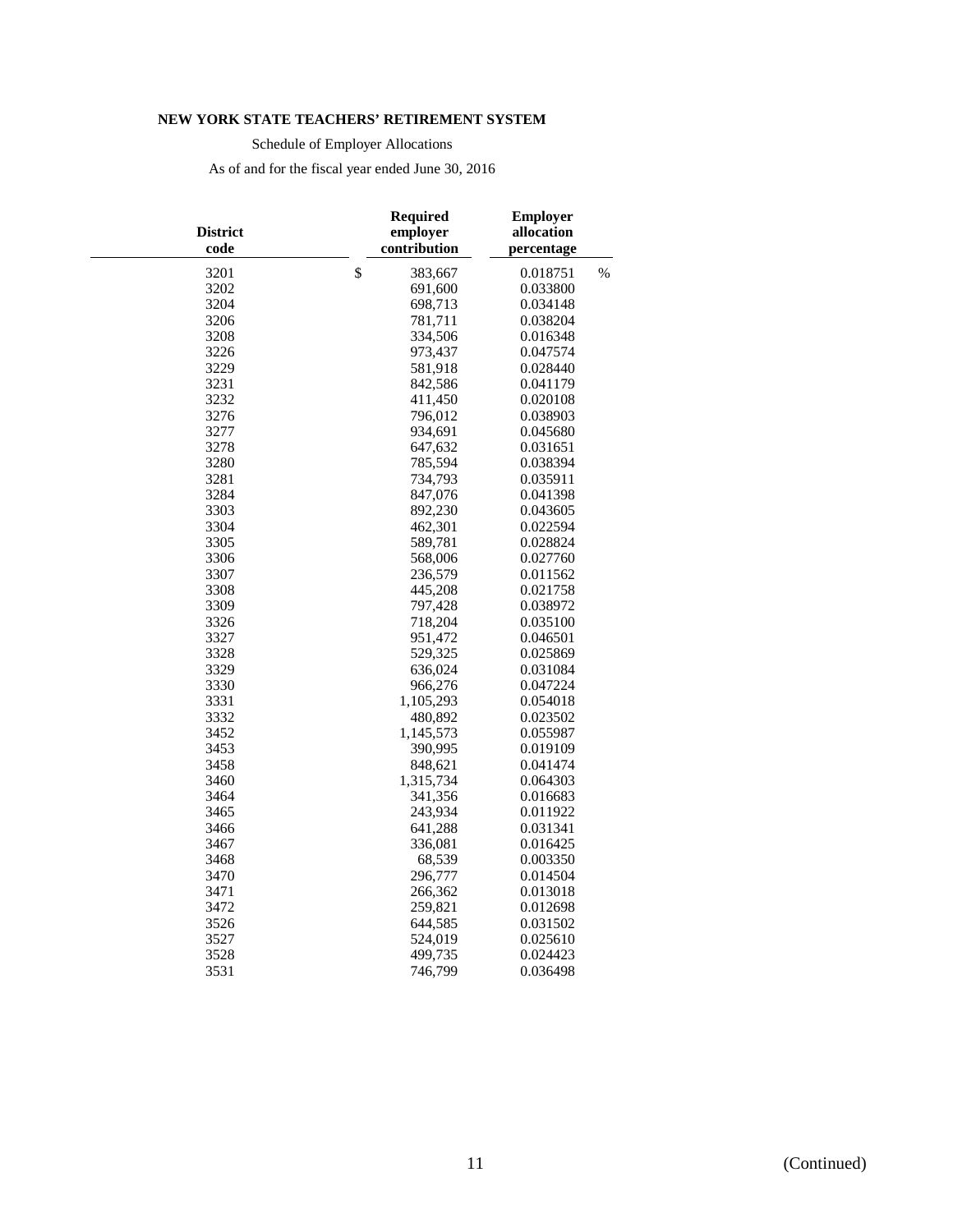**NEW YORK STATE TEACHERS' RETIREMENT SYSTEM**

Schedule of Employer Allocations

As of and for the fiscal year ended June 30, 2016

| District code | Required employer contribution | Employer allocation percentage |
|---|---|---|
| 3201 | $ 383,667 | 0.018751 % |
| 3202 | 691,600 | 0.033800 |
| 3204 | 698,713 | 0.034148 |
| 3206 | 781,711 | 0.038204 |
| 3208 | 334,506 | 0.016348 |
| 3226 | 973,437 | 0.047574 |
| 3229 | 581,918 | 0.028440 |
| 3231 | 842,586 | 0.041179 |
| 3232 | 411,450 | 0.020108 |
| 3276 | 796,012 | 0.038903 |
| 3277 | 934,691 | 0.045680 |
| 3278 | 647,632 | 0.031651 |
| 3280 | 785,594 | 0.038394 |
| 3281 | 734,793 | 0.035911 |
| 3284 | 847,076 | 0.041398 |
| 3303 | 892,230 | 0.043605 |
| 3304 | 462,301 | 0.022594 |
| 3305 | 589,781 | 0.028824 |
| 3306 | 568,006 | 0.027760 |
| 3307 | 236,579 | 0.011562 |
| 3308 | 445,208 | 0.021758 |
| 3309 | 797,428 | 0.038972 |
| 3326 | 718,204 | 0.035100 |
| 3327 | 951,472 | 0.046501 |
| 3328 | 529,325 | 0.025869 |
| 3329 | 636,024 | 0.031084 |
| 3330 | 966,276 | 0.047224 |
| 3331 | 1,105,293 | 0.054018 |
| 3332 | 480,892 | 0.023502 |
| 3452 | 1,145,573 | 0.055987 |
| 3453 | 390,995 | 0.019109 |
| 3458 | 848,621 | 0.041474 |
| 3460 | 1,315,734 | 0.064303 |
| 3464 | 341,356 | 0.016683 |
| 3465 | 243,934 | 0.011922 |
| 3466 | 641,288 | 0.031341 |
| 3467 | 336,081 | 0.016425 |
| 3468 | 68,539 | 0.003350 |
| 3470 | 296,777 | 0.014504 |
| 3471 | 266,362 | 0.013018 |
| 3472 | 259,821 | 0.012698 |
| 3526 | 644,585 | 0.031502 |
| 3527 | 524,019 | 0.025610 |
| 3528 | 499,735 | 0.024423 |
| 3531 | 746,799 | 0.036498 |

(Continued)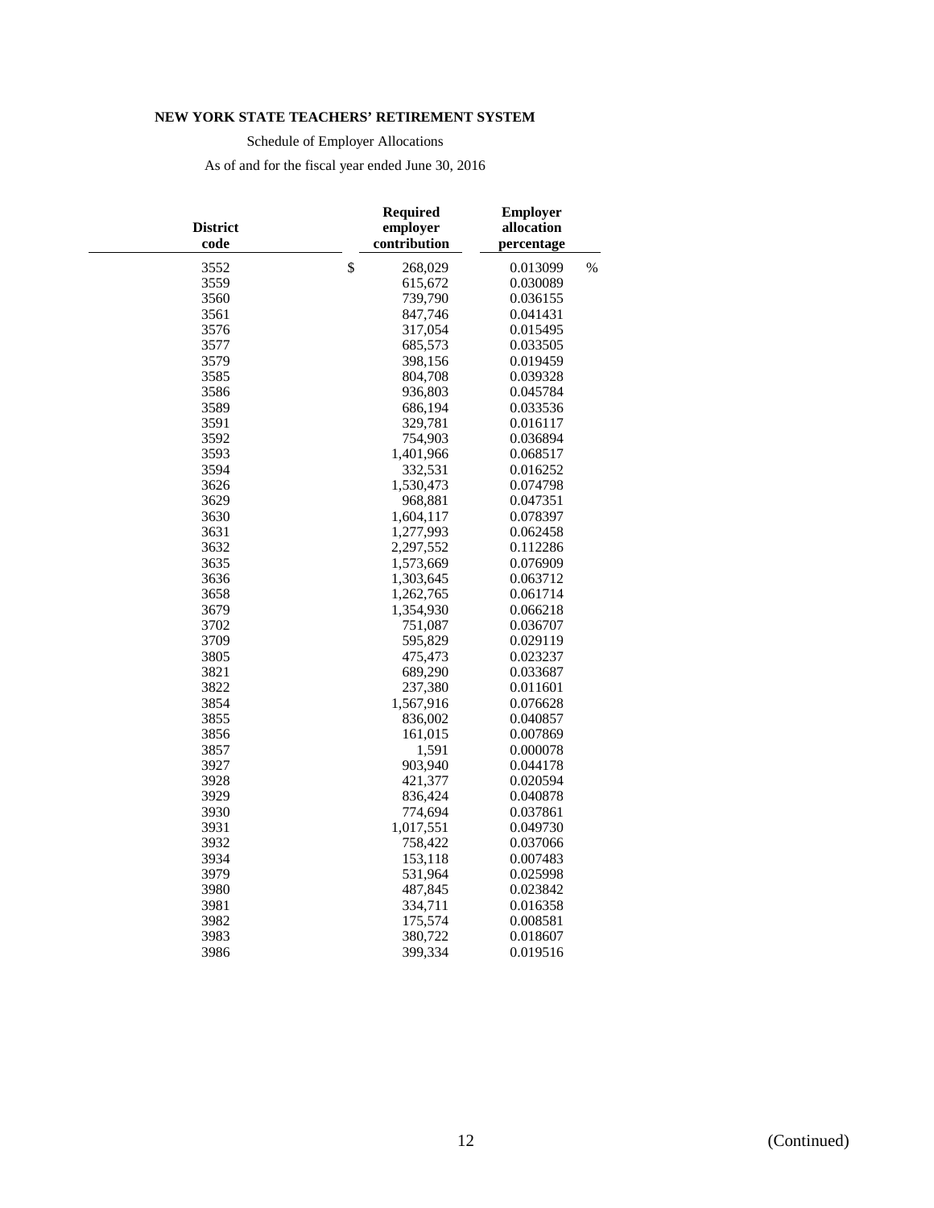**NEW YORK STATE TEACHERS' RETIREMENT SYSTEM**

Schedule of Employer Allocations

As of and for the fiscal year ended June 30, 2016

| District code | Required employer contribution | Employer allocation percentage |
|---|---|---|
| 3552 | $ 268,029 | 0.013099 % |
| 3559 | 615,672 | 0.030089 |
| 3560 | 739,790 | 0.036155 |
| 3561 | 847,746 | 0.041431 |
| 3576 | 317,054 | 0.015495 |
| 3577 | 685,573 | 0.033505 |
| 3579 | 398,156 | 0.019459 |
| 3585 | 804,708 | 0.039328 |
| 3586 | 936,803 | 0.045784 |
| 3589 | 686,194 | 0.033536 |
| 3591 | 329,781 | 0.016117 |
| 3592 | 754,903 | 0.036894 |
| 3593 | 1,401,966 | 0.068517 |
| 3594 | 332,531 | 0.016252 |
| 3626 | 1,530,473 | 0.074798 |
| 3629 | 968,881 | 0.047351 |
| 3630 | 1,604,117 | 0.078397 |
| 3631 | 1,277,993 | 0.062458 |
| 3632 | 2,297,552 | 0.112286 |
| 3635 | 1,573,669 | 0.076909 |
| 3636 | 1,303,645 | 0.063712 |
| 3658 | 1,262,765 | 0.061714 |
| 3679 | 1,354,930 | 0.066218 |
| 3702 | 751,087 | 0.036707 |
| 3709 | 595,829 | 0.029119 |
| 3805 | 475,473 | 0.023237 |
| 3821 | 689,290 | 0.033687 |
| 3822 | 237,380 | 0.011601 |
| 3854 | 1,567,916 | 0.076628 |
| 3855 | 836,002 | 0.040857 |
| 3856 | 161,015 | 0.007869 |
| 3857 | 1,591 | 0.000078 |
| 3927 | 903,940 | 0.044178 |
| 3928 | 421,377 | 0.020594 |
| 3929 | 836,424 | 0.040878 |
| 3930 | 774,694 | 0.037861 |
| 3931 | 1,017,551 | 0.049730 |
| 3932 | 758,422 | 0.037066 |
| 3934 | 153,118 | 0.007483 |
| 3979 | 531,964 | 0.025998 |
| 3980 | 487,845 | 0.023842 |
| 3981 | 334,711 | 0.016358 |
| 3982 | 175,574 | 0.008581 |
| 3983 | 380,722 | 0.018607 |
| 3986 | 399,334 | 0.019516 |

(Continued)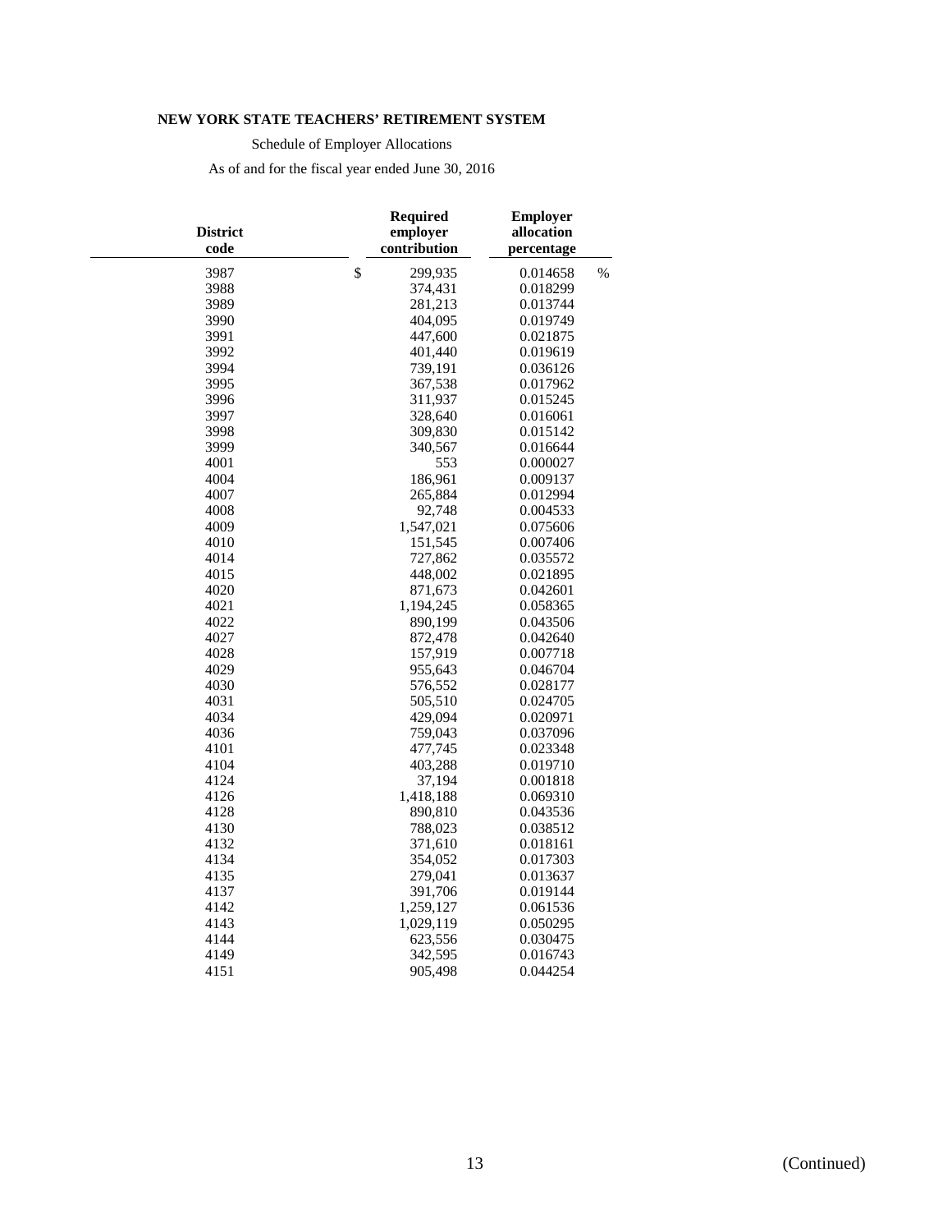**NEW YORK STATE TEACHERS' RETIREMENT SYSTEM**

Schedule of Employer Allocations

As of and for the fiscal year ended June 30, 2016

| District code | Required employer contribution | Employer allocation percentage |
|---|---|---|
| 3987 | $ 299,935 | 0.014658 % |
| 3988 | 374,431 | 0.018299 |
| 3989 | 281,213 | 0.013744 |
| 3990 | 404,095 | 0.019749 |
| 3991 | 447,600 | 0.021875 |
| 3992 | 401,440 | 0.019619 |
| 3994 | 739,191 | 0.036126 |
| 3995 | 367,538 | 0.017962 |
| 3996 | 311,937 | 0.015245 |
| 3997 | 328,640 | 0.016061 |
| 3998 | 309,830 | 0.015142 |
| 3999 | 340,567 | 0.016644 |
| 4001 | 553 | 0.000027 |
| 4004 | 186,961 | 0.009137 |
| 4007 | 265,884 | 0.012994 |
| 4008 | 92,748 | 0.004533 |
| 4009 | 1,547,021 | 0.075606 |
| 4010 | 151,545 | 0.007406 |
| 4014 | 727,862 | 0.035572 |
| 4015 | 448,002 | 0.021895 |
| 4020 | 871,673 | 0.042601 |
| 4021 | 1,194,245 | 0.058365 |
| 4022 | 890,199 | 0.043506 |
| 4027 | 872,478 | 0.042640 |
| 4028 | 157,919 | 0.007718 |
| 4029 | 955,643 | 0.046704 |
| 4030 | 576,552 | 0.028177 |
| 4031 | 505,510 | 0.024705 |
| 4034 | 429,094 | 0.020971 |
| 4036 | 759,043 | 0.037096 |
| 4101 | 477,745 | 0.023348 |
| 4104 | 403,288 | 0.019710 |
| 4124 | 37,194 | 0.001818 |
| 4126 | 1,418,188 | 0.069310 |
| 4128 | 890,810 | 0.043536 |
| 4130 | 788,023 | 0.038512 |
| 4132 | 371,610 | 0.018161 |
| 4134 | 354,052 | 0.017303 |
| 4135 | 279,041 | 0.013637 |
| 4137 | 391,706 | 0.019144 |
| 4142 | 1,259,127 | 0.061536 |
| 4143 | 1,029,119 | 0.050295 |
| 4144 | 623,556 | 0.030475 |
| 4149 | 342,595 | 0.016743 |
| 4151 | 905,498 | 0.044254 |

(Continued)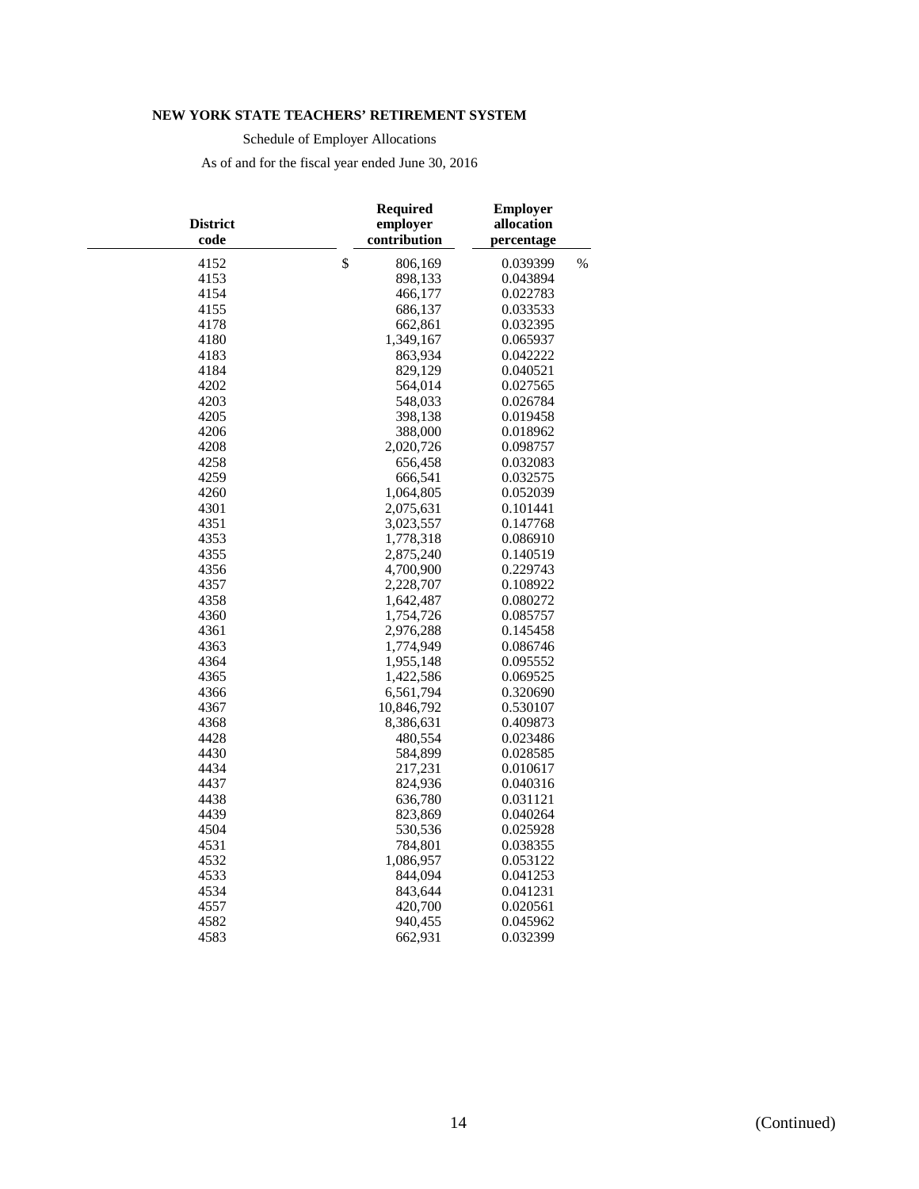**NEW YORK STATE TEACHERS' RETIREMENT SYSTEM**

Schedule of Employer Allocations

As of and for the fiscal year ended June 30, 2016

| District code | Required employer contribution | Employer allocation percentage |
|---|---|---|
| 4152 | $ 806,169 | 0.039399 % |
| 4153 | 898,133 | 0.043894 |
| 4154 | 466,177 | 0.022783 |
| 4155 | 686,137 | 0.033533 |
| 4178 | 662,861 | 0.032395 |
| 4180 | 1,349,167 | 0.065937 |
| 4183 | 863,934 | 0.042222 |
| 4184 | 829,129 | 0.040521 |
| 4202 | 564,014 | 0.027565 |
| 4203 | 548,033 | 0.026784 |
| 4205 | 398,138 | 0.019458 |
| 4206 | 388,000 | 0.018962 |
| 4208 | 2,020,726 | 0.098757 |
| 4258 | 656,458 | 0.032083 |
| 4259 | 666,541 | 0.032575 |
| 4260 | 1,064,805 | 0.052039 |
| 4301 | 2,075,631 | 0.101441 |
| 4351 | 3,023,557 | 0.147768 |
| 4353 | 1,778,318 | 0.086910 |
| 4355 | 2,875,240 | 0.140519 |
| 4356 | 4,700,900 | 0.229743 |
| 4357 | 2,228,707 | 0.108922 |
| 4358 | 1,642,487 | 0.080272 |
| 4360 | 1,754,726 | 0.085757 |
| 4361 | 2,976,288 | 0.145458 |
| 4363 | 1,774,949 | 0.086746 |
| 4364 | 1,955,148 | 0.095552 |
| 4365 | 1,422,586 | 0.069525 |
| 4366 | 6,561,794 | 0.320690 |
| 4367 | 10,846,792 | 0.530107 |
| 4368 | 8,386,631 | 0.409873 |
| 4428 | 480,554 | 0.023486 |
| 4430 | 584,899 | 0.028585 |
| 4434 | 217,231 | 0.010617 |
| 4437 | 824,936 | 0.040316 |
| 4438 | 636,780 | 0.031121 |
| 4439 | 823,869 | 0.040264 |
| 4504 | 530,536 | 0.025928 |
| 4531 | 784,801 | 0.038355 |
| 4532 | 1,086,957 | 0.053122 |
| 4533 | 844,094 | 0.041253 |
| 4534 | 843,644 | 0.041231 |
| 4557 | 420,700 | 0.020561 |
| 4582 | 940,455 | 0.045962 |
| 4583 | 662,931 | 0.032399 |

(Continued)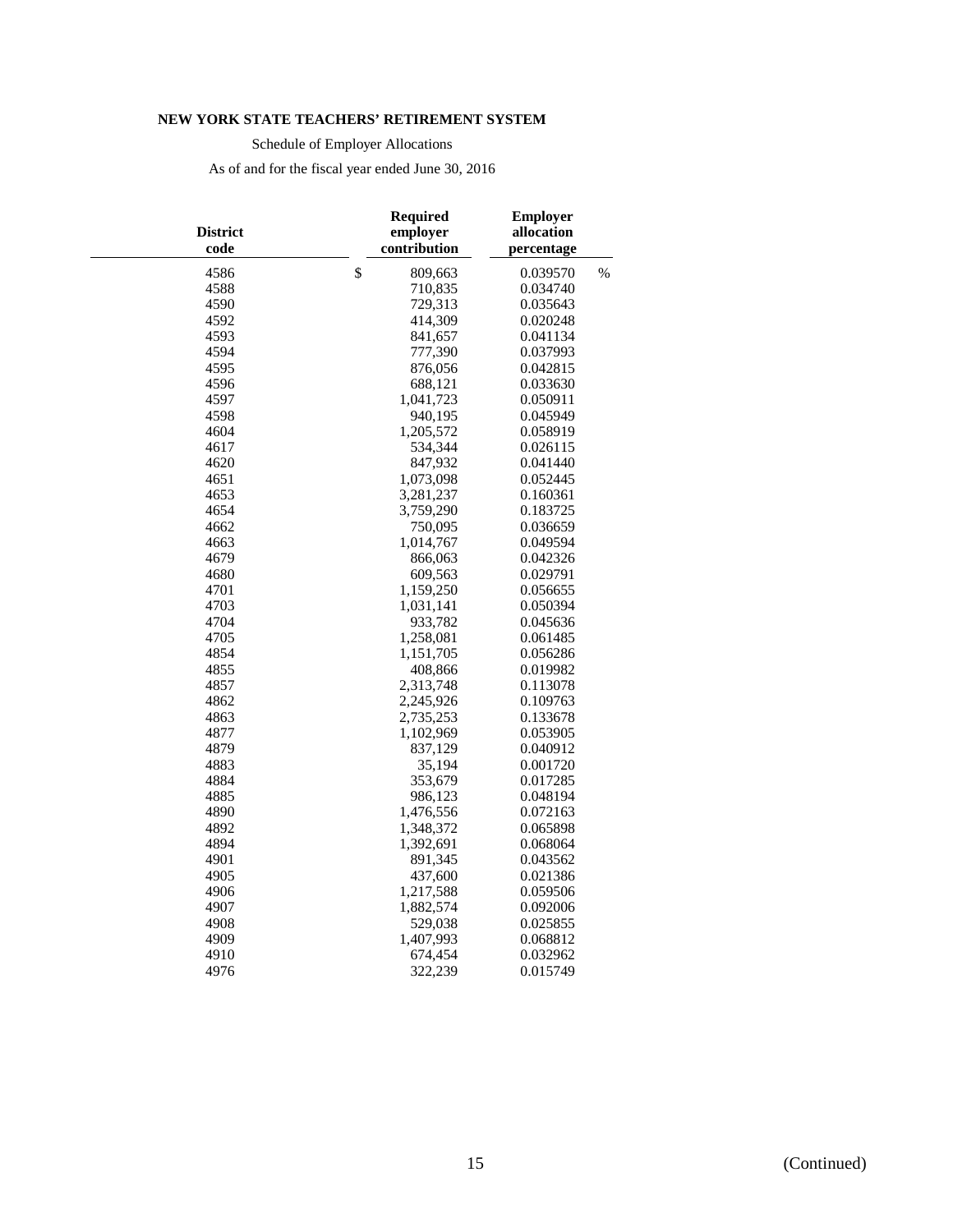**NEW YORK STATE TEACHERS' RETIREMENT SYSTEM**

Schedule of Employer Allocations

As of and for the fiscal year ended June 30, 2016

| District code | Required employer contribution | Employer allocation percentage |
|---|---|---|
| 4586 | $ 809,663 | 0.039570 % |
| 4588 | 710,835 | 0.034740 |
| 4590 | 729,313 | 0.035643 |
| 4592 | 414,309 | 0.020248 |
| 4593 | 841,657 | 0.041134 |
| 4594 | 777,390 | 0.037993 |
| 4595 | 876,056 | 0.042815 |
| 4596 | 688,121 | 0.033630 |
| 4597 | 1,041,723 | 0.050911 |
| 4598 | 940,195 | 0.045949 |
| 4604 | 1,205,572 | 0.058919 |
| 4617 | 534,344 | 0.026115 |
| 4620 | 847,932 | 0.041440 |
| 4651 | 1,073,098 | 0.052445 |
| 4653 | 3,281,237 | 0.160361 |
| 4654 | 3,759,290 | 0.183725 |
| 4662 | 750,095 | 0.036659 |
| 4663 | 1,014,767 | 0.049594 |
| 4679 | 866,063 | 0.042326 |
| 4680 | 609,563 | 0.029791 |
| 4701 | 1,159,250 | 0.056655 |
| 4703 | 1,031,141 | 0.050394 |
| 4704 | 933,782 | 0.045636 |
| 4705 | 1,258,081 | 0.061485 |
| 4854 | 1,151,705 | 0.056286 |
| 4855 | 408,866 | 0.019982 |
| 4857 | 2,313,748 | 0.113078 |
| 4862 | 2,245,926 | 0.109763 |
| 4863 | 2,735,253 | 0.133678 |
| 4877 | 1,102,969 | 0.053905 |
| 4879 | 837,129 | 0.040912 |
| 4883 | 35,194 | 0.001720 |
| 4884 | 353,679 | 0.017285 |
| 4885 | 986,123 | 0.048194 |
| 4890 | 1,476,556 | 0.072163 |
| 4892 | 1,348,372 | 0.065898 |
| 4894 | 1,392,691 | 0.068064 |
| 4901 | 891,345 | 0.043562 |
| 4905 | 437,600 | 0.021386 |
| 4906 | 1,217,588 | 0.059506 |
| 4907 | 1,882,574 | 0.092006 |
| 4908 | 529,038 | 0.025855 |
| 4909 | 1,407,993 | 0.068812 |
| 4910 | 674,454 | 0.032962 |
| 4976 | 322,239 | 0.015749 |

(Continued)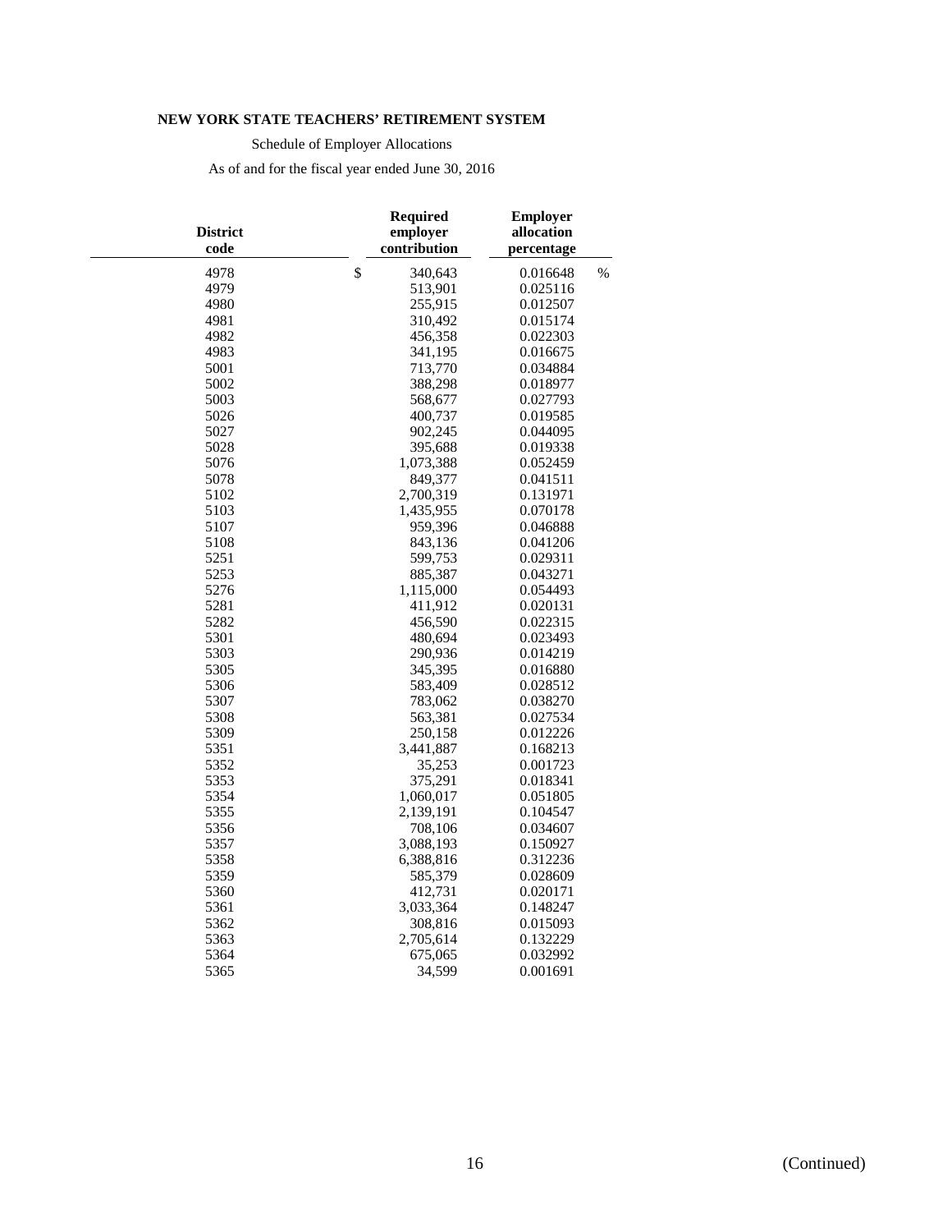**NEW YORK STATE TEACHERS' RETIREMENT SYSTEM**

Schedule of Employer Allocations

As of and for the fiscal year ended June 30, 2016

| District code | Required employer contribution | Employer allocation percentage |
|---|---|---|
| 4978 | $ 340,643 | 0.016648 % |
| 4979 | 513,901 | 0.025116 |
| 4980 | 255,915 | 0.012507 |
| 4981 | 310,492 | 0.015174 |
| 4982 | 456,358 | 0.022303 |
| 4983 | 341,195 | 0.016675 |
| 5001 | 713,770 | 0.034884 |
| 5002 | 388,298 | 0.018977 |
| 5003 | 568,677 | 0.027793 |
| 5026 | 400,737 | 0.019585 |
| 5027 | 902,245 | 0.044095 |
| 5028 | 395,688 | 0.019338 |
| 5076 | 1,073,388 | 0.052459 |
| 5078 | 849,377 | 0.041511 |
| 5102 | 2,700,319 | 0.131971 |
| 5103 | 1,435,955 | 0.070178 |
| 5107 | 959,396 | 0.046888 |
| 5108 | 843,136 | 0.041206 |
| 5251 | 599,753 | 0.029311 |
| 5253 | 885,387 | 0.043271 |
| 5276 | 1,115,000 | 0.054493 |
| 5281 | 411,912 | 0.020131 |
| 5282 | 456,590 | 0.022315 |
| 5301 | 480,694 | 0.023493 |
| 5303 | 290,936 | 0.014219 |
| 5305 | 345,395 | 0.016880 |
| 5306 | 583,409 | 0.028512 |
| 5307 | 783,062 | 0.038270 |
| 5308 | 563,381 | 0.027534 |
| 5309 | 250,158 | 0.012226 |
| 5351 | 3,441,887 | 0.168213 |
| 5352 | 35,253 | 0.001723 |
| 5353 | 375,291 | 0.018341 |
| 5354 | 1,060,017 | 0.051805 |
| 5355 | 2,139,191 | 0.104547 |
| 5356 | 708,106 | 0.034607 |
| 5357 | 3,088,193 | 0.150927 |
| 5358 | 6,388,816 | 0.312236 |
| 5359 | 585,379 | 0.028609 |
| 5360 | 412,731 | 0.020171 |
| 5361 | 3,033,364 | 0.148247 |
| 5362 | 308,816 | 0.015093 |
| 5363 | 2,705,614 | 0.132229 |
| 5364 | 675,065 | 0.032992 |
| 5365 | 34,599 | 0.001691 |

(Continued)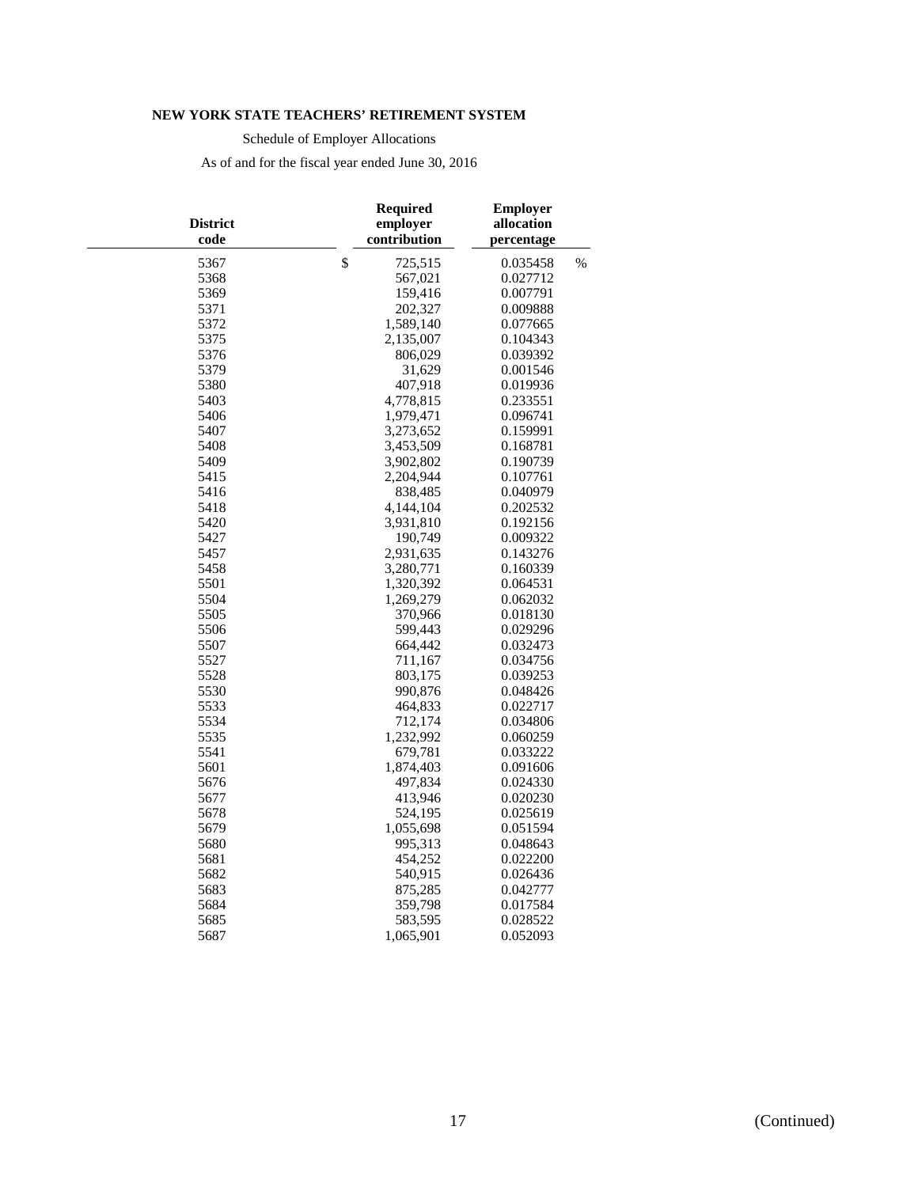**NEW YORK STATE TEACHERS' RETIREMENT SYSTEM**

Schedule of Employer Allocations

As of and for the fiscal year ended June 30, 2016

| District code | Required employer contribution | Employer allocation percentage |
|---|---|---|
| 5367 | $ 725,515 | 0.035458 % |
| 5368 | 567,021 | 0.027712 |
| 5369 | 159,416 | 0.007791 |
| 5371 | 202,327 | 0.009888 |
| 5372 | 1,589,140 | 0.077665 |
| 5375 | 2,135,007 | 0.104343 |
| 5376 | 806,029 | 0.039392 |
| 5379 | 31,629 | 0.001546 |
| 5380 | 407,918 | 0.019936 |
| 5403 | 4,778,815 | 0.233551 |
| 5406 | 1,979,471 | 0.096741 |
| 5407 | 3,273,652 | 0.159991 |
| 5408 | 3,453,509 | 0.168781 |
| 5409 | 3,902,802 | 0.190739 |
| 5415 | 2,204,944 | 0.107761 |
| 5416 | 838,485 | 0.040979 |
| 5418 | 4,144,104 | 0.202532 |
| 5420 | 3,931,810 | 0.192156 |
| 5427 | 190,749 | 0.009322 |
| 5457 | 2,931,635 | 0.143276 |
| 5458 | 3,280,771 | 0.160339 |
| 5501 | 1,320,392 | 0.064531 |
| 5504 | 1,269,279 | 0.062032 |
| 5505 | 370,966 | 0.018130 |
| 5506 | 599,443 | 0.029296 |
| 5507 | 664,442 | 0.032473 |
| 5527 | 711,167 | 0.034756 |
| 5528 | 803,175 | 0.039253 |
| 5530 | 990,876 | 0.048426 |
| 5533 | 464,833 | 0.022717 |
| 5534 | 712,174 | 0.034806 |
| 5535 | 1,232,992 | 0.060259 |
| 5541 | 679,781 | 0.033222 |
| 5601 | 1,874,403 | 0.091606 |
| 5676 | 497,834 | 0.024330 |
| 5677 | 413,946 | 0.020230 |
| 5678 | 524,195 | 0.025619 |
| 5679 | 1,055,698 | 0.051594 |
| 5680 | 995,313 | 0.048643 |
| 5681 | 454,252 | 0.022200 |
| 5682 | 540,915 | 0.026436 |
| 5683 | 875,285 | 0.042777 |
| 5684 | 359,798 | 0.017584 |
| 5685 | 583,595 | 0.028522 |
| 5687 | 1,065,901 | 0.052093 |

(Continued)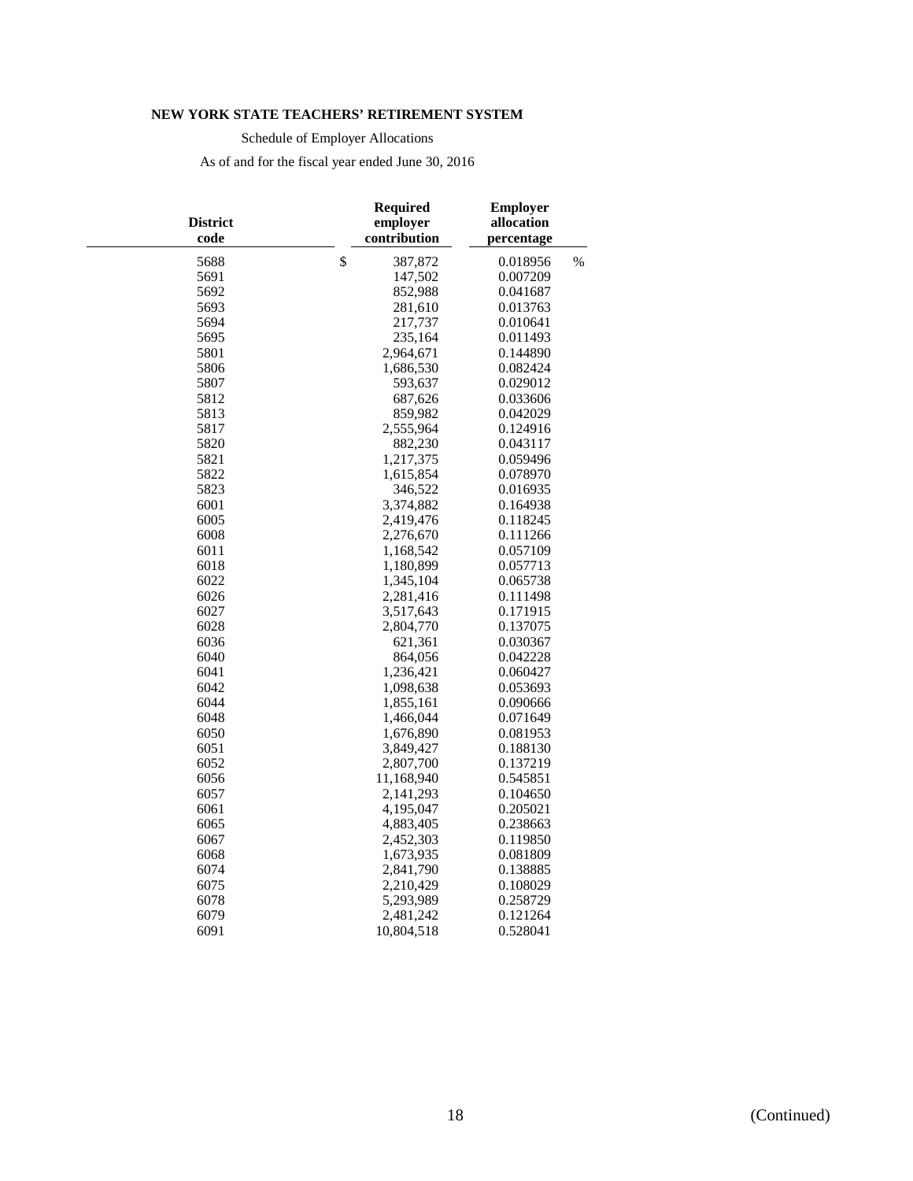**NEW YORK STATE TEACHERS' RETIREMENT SYSTEM**

Schedule of Employer Allocations

As of and for the fiscal year ended June 30, 2016

| District code | Required employer contribution | Employer allocation percentage |
|---|---|---|
| 5688 | $ 387,872 | 0.018956 % |
| 5691 | 147,502 | 0.007209 |
| 5692 | 852,988 | 0.041687 |
| 5693 | 281,610 | 0.013763 |
| 5694 | 217,737 | 0.010641 |
| 5695 | 235,164 | 0.011493 |
| 5801 | 2,964,671 | 0.144890 |
| 5806 | 1,686,530 | 0.082424 |
| 5807 | 593,637 | 0.029012 |
| 5812 | 687,626 | 0.033606 |
| 5813 | 859,982 | 0.042029 |
| 5817 | 2,555,964 | 0.124916 |
| 5820 | 882,230 | 0.043117 |
| 5821 | 1,217,375 | 0.059496 |
| 5822 | 1,615,854 | 0.078970 |
| 5823 | 346,522 | 0.016935 |
| 6001 | 3,374,882 | 0.164938 |
| 6005 | 2,419,476 | 0.118245 |
| 6008 | 2,276,670 | 0.111266 |
| 6011 | 1,168,542 | 0.057109 |
| 6018 | 1,180,899 | 0.057713 |
| 6022 | 1,345,104 | 0.065738 |
| 6026 | 2,281,416 | 0.111498 |
| 6027 | 3,517,643 | 0.171915 |
| 6028 | 2,804,770 | 0.137075 |
| 6036 | 621,361 | 0.030367 |
| 6040 | 864,056 | 0.042228 |
| 6041 | 1,236,421 | 0.060427 |
| 6042 | 1,098,638 | 0.053693 |
| 6044 | 1,855,161 | 0.090666 |
| 6048 | 1,466,044 | 0.071649 |
| 6050 | 1,676,890 | 0.081953 |
| 6051 | 3,849,427 | 0.188130 |
| 6052 | 2,807,700 | 0.137219 |
| 6056 | 11,168,940 | 0.545851 |
| 6057 | 2,141,293 | 0.104650 |
| 6061 | 4,195,047 | 0.205021 |
| 6065 | 4,883,405 | 0.238663 |
| 6067 | 2,452,303 | 0.119850 |
| 6068 | 1,673,935 | 0.081809 |
| 6074 | 2,841,790 | 0.138885 |
| 6075 | 2,210,429 | 0.108029 |
| 6078 | 5,293,989 | 0.258729 |
| 6079 | 2,481,242 | 0.121264 |
| 6091 | 10,804,518 | 0.528041 |

(Continued)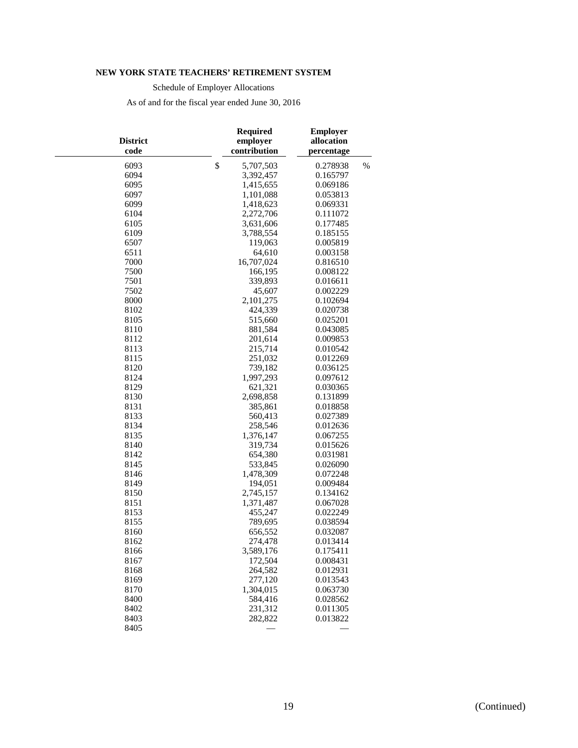**NEW YORK STATE TEACHERS' RETIREMENT SYSTEM**

Schedule of Employer Allocations

As of and for the fiscal year ended June 30, 2016

| District code | Required employer contribution | Employer allocation percentage |
|---|---|---|
| 6093 | $ 5,707,503 | 0.278938 % |
| 6094 | 3,392,457 | 0.165797 |
| 6095 | 1,415,655 | 0.069186 |
| 6097 | 1,101,088 | 0.053813 |
| 6099 | 1,418,623 | 0.069331 |
| 6104 | 2,272,706 | 0.111072 |
| 6105 | 3,631,606 | 0.177485 |
| 6109 | 3,788,554 | 0.185155 |
| 6507 | 119,063 | 0.005819 |
| 6511 | 64,610 | 0.003158 |
| 7000 | 16,707,024 | 0.816510 |
| 7500 | 166,195 | 0.008122 |
| 7501 | 339,893 | 0.016611 |
| 7502 | 45,607 | 0.002229 |
| 8000 | 2,101,275 | 0.102694 |
| 8102 | 424,339 | 0.020738 |
| 8105 | 515,660 | 0.025201 |
| 8110 | 881,584 | 0.043085 |
| 8112 | 201,614 | 0.009853 |
| 8113 | 215,714 | 0.010542 |
| 8115 | 251,032 | 0.012269 |
| 8120 | 739,182 | 0.036125 |
| 8124 | 1,997,293 | 0.097612 |
| 8129 | 621,321 | 0.030365 |
| 8130 | 2,698,858 | 0.131899 |
| 8131 | 385,861 | 0.018858 |
| 8133 | 560,413 | 0.027389 |
| 8134 | 258,546 | 0.012636 |
| 8135 | 1,376,147 | 0.067255 |
| 8140 | 319,734 | 0.015626 |
| 8142 | 654,380 | 0.031981 |
| 8145 | 533,845 | 0.026090 |
| 8146 | 1,478,309 | 0.072248 |
| 8149 | 194,051 | 0.009484 |
| 8150 | 2,745,157 | 0.134162 |
| 8151 | 1,371,487 | 0.067028 |
| 8153 | 455,247 | 0.022249 |
| 8155 | 789,695 | 0.038594 |
| 8160 | 656,552 | 0.032087 |
| 8162 | 274,478 | 0.013414 |
| 8166 | 3,589,176 | 0.175411 |
| 8167 | 172,504 | 0.008431 |
| 8168 | 264,582 | 0.012931 |
| 8169 | 277,120 | 0.013543 |
| 8170 | 1,304,015 | 0.063730 |
| 8400 | 584,416 | 0.028562 |
| 8402 | 231,312 | 0.011305 |
| 8403 | 282,822 | 0.013822 |
| 8405 | — | — |

(Continued)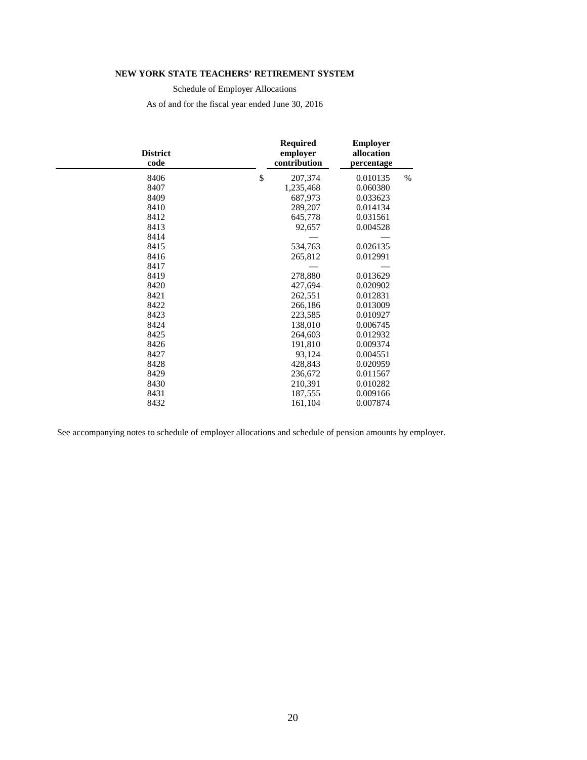**NEW YORK STATE TEACHERS' RETIREMENT SYSTEM**

Schedule of Employer Allocations

As of and for the fiscal year ended June 30, 2016

| District code | Required employer contribution | Employer allocation percentage |
|---|---|---|
| 8406 | $ 207,374 | 0.010135 % |
| 8407 | 1,235,468 | 0.060380 |
| 8409 | 687,973 | 0.033623 |
| 8410 | 289,207 | 0.014134 |
| 8412 | 645,778 | 0.031561 |
| 8413 | 92,657 | 0.004528 |
| 8414 | — | — |
| 8415 | 534,763 | 0.026135 |
| 8416 | 265,812 | 0.012991 |
| 8417 | — | — |
| 8419 | 278,880 | 0.013629 |
| 8420 | 427,694 | 0.020902 |
| 8421 | 262,551 | 0.012831 |
| 8422 | 266,186 | 0.013009 |
| 8423 | 223,585 | 0.010927 |
| 8424 | 138,010 | 0.006745 |
| 8425 | 264,603 | 0.012932 |
| 8426 | 191,810 | 0.009374 |
| 8427 | 93,124 | 0.004551 |
| 8428 | 428,843 | 0.020959 |
| 8429 | 236,672 | 0.011567 |
| 8430 | 210,391 | 0.010282 |
| 8431 | 187,555 | 0.009166 |
| 8432 | 161,104 | 0.007874 |

See accompanying notes to schedule of employer allocations and schedule of pension amounts by employer.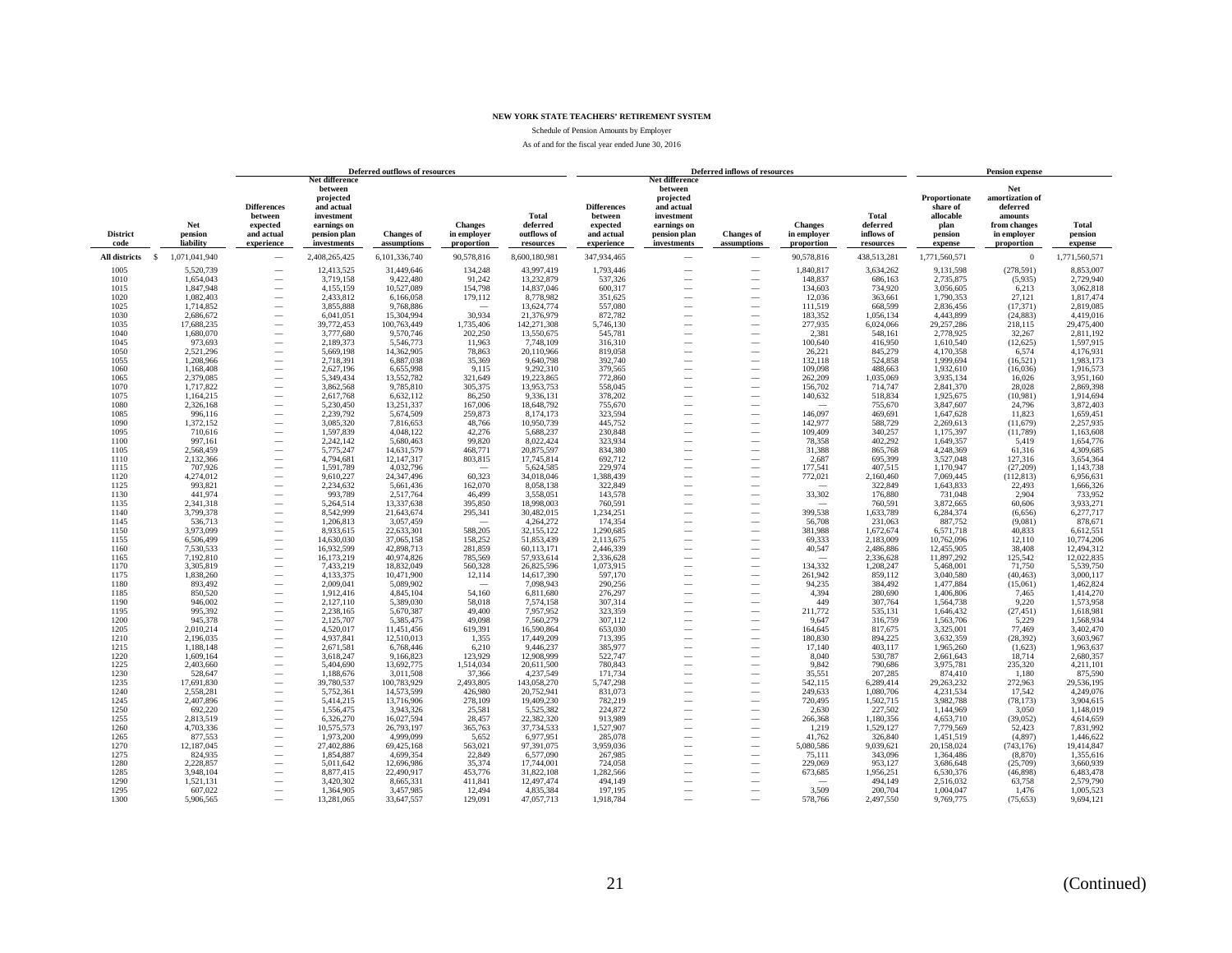**NEW YORK STATE TEACHERS' RETIREMENT SYSTEM**

Schedule of Pension Amounts by Employer

As of and for the fiscal year ended June 30, 2016

| | | Deferred outflows of resources | | | | | Deferred inflows of resources | | | | | Pension expense | | |
|---|---|---|---|---|---|---|---|---|---|---|---|---|---|---|
| District code | Net pension liability | Differences between expected and actual experience | Net difference between projected and actual investment earnings on pension plan investments | Changes of assumptions | Changes in employer proportion | Total deferred outflows of resources | Differences between expected and actual experience | Net difference between projected and actual investment earnings on pension plan investments | Changes of assumptions | Changes in employer proportion | Total deferred inflows of resources | Proportionate share of allocable plan pension expense | Net amortization of deferred amounts from changes in employer proportion | Total pension expense |
| **All districts** | $ 1,071,041,940 | — | 2,408,265,425 | 6,101,336,740 | 90,578,816 | 8,600,180,981 | 347,934,465 | — | — | 90,578,816 | 438,513,281 | 1,771,560,571 | 0 | 1,771,560,571 |
| 1005 | 5,520,739 | — | 12,413,525 | 31,449,646 | 134,248 | 43,997,419 | 1,793,446 | — | — | 1,840,817 | 3,634,262 | 9,131,598 | (278,591) | 8,853,007 |
| 1010 | 1,654,043 | — | 3,719,158 | 9,422,480 | 91,242 | 13,232,879 | 537,326 | — | — | 148,837 | 686,163 | 2,735,875 | (5,935) | 2,729,940 |
| 1015 | 1,847,948 | — | 4,155,159 | 10,527,089 | 154,798 | 14,837,046 | 600,317 | — | — | 134,603 | 734,920 | 3,056,605 | 6,213 | 3,062,818 |
| 1020 | 1,082,403 | — | 2,433,812 | 6,166,058 | 179,112 | 8,778,982 | 351,625 | — | — | 12,036 | 363,661 | 1,790,353 | 27,121 | 1,817,474 |
| 1025 | 1,714,852 | — | 3,855,888 | 9,768,886 | — | 13,624,774 | 557,080 | — | — | 111,519 | 668,599 | 2,836,456 | (17,371) | 2,819,085 |
| 1030 | 2,686,672 | — | 6,041,051 | 15,304,994 | 30,934 | 21,376,979 | 872,782 | — | — | 183,352 | 1,056,134 | 4,443,899 | (24,883) | 4,419,016 |
| 1035 | 17,688,235 | — | 39,772,453 | 100,763,449 | 1,735,406 | 142,271,308 | 5,746,130 | — | — | 277,935 | 6,024,066 | 29,257,286 | 218,115 | 29,475,400 |
| 1040 | 1,680,070 | — | 3,777,680 | 9,570,746 | 202,250 | 13,550,675 | 545,781 | — | — | 2,381 | 548,161 | 2,778,925 | 32,267 | 2,811,192 |
| 1045 | 973,693 | — | 2,189,373 | 5,546,773 | 11,963 | 7,748,109 | 316,310 | — | — | 100,640 | 416,950 | 1,610,540 | (12,625) | 1,597,915 |
| 1050 | 2,521,296 | — | 5,669,198 | 14,362,905 | 78,863 | 20,110,966 | 819,058 | — | — | 26,221 | 845,279 | 4,170,358 | 6,574 | 4,176,931 |
| 1055 | 1,208,966 | — | 2,718,391 | 6,887,038 | 35,369 | 9,640,798 | 392,740 | — | — | 132,118 | 524,858 | 1,999,694 | (16,521) | 1,983,173 |
| 1060 | 1,168,408 | — | 2,627,196 | 6,655,998 | 9,115 | 9,292,310 | 379,565 | — | — | 109,098 | 488,663 | 1,932,610 | (16,036) | 1,916,573 |
| 1065 | 2,379,085 | — | 5,349,434 | 13,552,782 | 321,649 | 19,223,865 | 772,860 | — | — | 262,209 | 1,035,069 | 3,935,134 | 16,026 | 3,951,160 |
| 1070 | 1,717,822 | — | 3,862,568 | 9,785,810 | 305,375 | 13,953,753 | 558,045 | — | — | 156,702 | 714,747 | 2,841,370 | 28,028 | 2,869,398 |
| 1075 | 1,164,215 | — | 2,617,768 | 6,632,112 | 86,250 | 9,336,131 | 378,202 | — | — | 140,632 | 518,834 | 1,925,675 | (10,981) | 1,914,694 |
| 1080 | 2,326,168 | — | 5,230,450 | 13,251,337 | 167,006 | 18,648,792 | 755,670 | — | — | — | 755,670 | 3,847,607 | 24,796 | 3,872,403 |
| 1085 | 996,116 | — | 2,239,792 | 5,674,509 | 259,873 | 8,174,173 | 323,594 | — | — | 146,097 | 469,691 | 1,647,628 | 11,823 | 1,659,451 |
| 1090 | 1,372,152 | — | 3,085,320 | 7,816,653 | 48,766 | 10,950,739 | 445,752 | — | — | 142,977 | 588,729 | 2,269,613 | (11,679) | 2,257,935 |
| 1095 | 710,616 | — | 1,597,839 | 4,048,122 | 42,276 | 5,688,237 | 230,848 | — | — | 109,409 | 340,257 | 1,175,397 | (11,789) | 1,163,608 |
| 1100 | 997,161 | — | 2,242,142 | 5,680,463 | 99,820 | 8,022,424 | 323,934 | — | — | 78,358 | 402,292 | 1,649,357 | 5,419 | 1,654,776 |
| 1105 | 2,568,459 | — | 5,775,247 | 14,631,579 | 468,771 | 20,875,597 | 834,380 | — | — | 31,388 | 865,768 | 4,248,369 | 61,316 | 4,309,685 |
| 1110 | 2,132,366 | — | 4,794,681 | 12,147,317 | 803,815 | 17,745,814 | 692,712 | — | — | 2,687 | 695,399 | 3,527,048 | 127,316 | 3,654,364 |
| 1115 | 707,926 | — | 1,591,789 | 4,032,796 | — | 5,624,585 | 229,974 | — | — | 177,541 | 407,515 | 1,170,947 | (27,209) | 1,143,738 |
| 1120 | 4,274,012 | — | 9,610,227 | 24,347,496 | 60,323 | 34,018,046 | 1,388,439 | — | — | 772,021 | 2,160,460 | 7,069,445 | (112,813) | 6,956,631 |
| 1125 | 993,821 | — | 2,234,632 | 5,661,436 | 162,070 | 8,058,138 | 322,849 | — | — | — | 322,849 | 1,643,833 | 22,493 | 1,666,326 |
| 1130 | 441,974 | — | 993,789 | 2,517,764 | 46,499 | 3,558,051 | 143,578 | — | — | 33,302 | 176,880 | 731,048 | 2,904 | 733,952 |
| 1135 | 2,341,318 | — | 5,264,514 | 13,337,638 | 395,850 | 18,998,003 | 760,591 | — | — | — | 760,591 | 3,872,665 | 60,606 | 3,933,271 |
| 1140 | 3,799,378 | — | 8,542,999 | 21,643,674 | 295,341 | 30,482,015 | 1,234,251 | — | — | 399,538 | 1,633,789 | 6,284,374 | (6,656) | 6,277,717 |
| 1145 | 536,713 | — | 1,206,813 | 3,057,459 | — | 4,264,272 | 174,354 | — | — | 56,708 | 231,063 | 887,752 | (9,081) | 878,671 |
| 1150 | 3,973,099 | — | 8,933,615 | 22,633,301 | 588,205 | 32,155,122 | 1,290,685 | — | — | 381,988 | 1,672,674 | 6,571,718 | 40,833 | 6,612,551 |
| 1155 | 6,506,499 | — | 14,630,030 | 37,065,158 | 158,252 | 51,853,439 | 2,113,675 | — | — | 69,333 | 2,183,009 | 10,762,096 | 12,110 | 10,774,206 |
| 1160 | 7,530,533 | — | 16,932,599 | 42,898,713 | 281,859 | 60,113,171 | 2,446,339 | — | — | 40,547 | 2,486,886 | 12,455,905 | 38,408 | 12,494,312 |
| 1165 | 7,192,810 | — | 16,173,219 | 40,974,826 | 785,569 | 57,933,614 | 2,336,628 | — | — | — | 2,336,628 | 11,897,292 | 125,542 | 12,022,835 |
| 1170 | 3,305,819 | — | 7,433,219 | 18,832,049 | 560,328 | 26,825,596 | 1,073,915 | — | — | 134,332 | 1,208,247 | 5,468,001 | 71,750 | 5,539,750 |
| 1175 | 1,838,260 | — | 4,133,375 | 10,471,900 | 12,114 | 14,617,390 | 597,170 | — | — | 261,942 | 859,112 | 3,040,580 | (40,463) | 3,000,117 |
| 1180 | 893,492 | — | 2,009,041 | 5,089,902 | — | 7,098,943 | 290,256 | — | — | 94,235 | 384,492 | 1,477,884 | (15,061) | 1,462,824 |
| 1185 | 850,520 | — | 1,912,416 | 4,845,104 | 54,160 | 6,811,680 | 276,297 | — | — | 4,394 | 280,690 | 1,406,806 | 7,465 | 1,414,270 |
| 1190 | 946,002 | — | 2,127,110 | 5,389,030 | 58,018 | 7,574,158 | 307,314 | — | — | 449 | 307,764 | 1,564,738 | 9,220 | 1,573,958 |
| 1195 | 995,392 | — | 2,238,165 | 5,670,387 | 49,400 | 7,957,952 | 323,359 | — | — | 211,772 | 535,131 | 1,646,432 | (27,451) | 1,618,981 |
| 1200 | 945,378 | — | 2,125,707 | 5,385,475 | 49,098 | 7,560,279 | 307,112 | — | — | 9,647 | 316,759 | 1,563,706 | 5,229 | 1,568,934 |
| 1205 | 2,010,214 | — | 4,520,017 | 11,451,456 | 619,391 | 16,590,864 | 653,030 | — | — | 164,645 | 817,675 | 3,325,001 | 77,469 | 3,402,470 |
| 1210 | 2,196,035 | — | 4,937,841 | 12,510,013 | 1,355 | 17,449,209 | 713,395 | — | — | 180,830 | 894,225 | 3,632,359 | (28,392) | 3,603,967 |
| 1215 | 1,188,148 | — | 2,671,581 | 6,768,446 | 6,210 | 9,446,237 | 385,977 | — | — | 17,140 | 403,117 | 1,965,260 | (1,623) | 1,963,637 |
| 1220 | 1,609,164 | — | 3,618,247 | 9,166,823 | 123,929 | 12,908,999 | 522,747 | — | — | 8,040 | 530,787 | 2,661,643 | 18,714 | 2,680,357 |
| 1225 | 2,403,660 | — | 5,404,690 | 13,692,775 | 1,514,034 | 20,611,500 | 780,843 | — | — | 9,842 | 790,686 | 3,975,781 | 235,320 | 4,211,101 |
| 1230 | 528,647 | — | 1,188,676 | 3,011,508 | 37,366 | 4,237,549 | 171,734 | — | — | 35,551 | 207,285 | 874,410 | 1,180 | 875,590 |
| 1235 | 17,691,830 | — | 39,780,537 | 100,783,929 | 2,493,805 | 143,058,270 | 5,747,298 | — | — | 542,115 | 6,289,414 | 29,263,232 | 272,963 | 29,536,195 |
| 1240 | 2,558,281 | — | 5,752,361 | 14,573,599 | 426,980 | 20,752,941 | 831,073 | — | — | 249,633 | 1,080,706 | 4,231,534 | 17,542 | 4,249,076 |
| 1245 | 2,407,896 | — | 5,414,215 | 13,716,906 | 278,109 | 19,409,230 | 782,219 | — | — | 720,495 | 1,502,715 | 3,982,788 | (78,173) | 3,904,615 |
| 1250 | 692,220 | — | 1,556,475 | 3,943,326 | 25,581 | 5,525,382 | 224,872 | — | — | 2,630 | 227,502 | 1,144,969 | 3,050 | 1,148,019 |
| 1255 | 2,813,519 | — | 6,326,270 | 16,027,594 | 28,457 | 22,382,320 | 913,989 | — | — | 266,368 | 1,180,356 | 4,653,710 | (39,052) | 4,614,659 |
| 1260 | 4,703,336 | — | 10,575,573 | 26,793,197 | 365,763 | 37,734,533 | 1,527,907 | — | — | 1,219 | 1,529,127 | 7,779,569 | 52,423 | 7,831,992 |
| 1265 | 877,553 | — | 1,973,200 | 4,999,099 | 5,652 | 6,977,951 | 285,078 | — | — | 41,762 | 326,840 | 1,451,519 | (4,897) | 1,446,622 |
| 1270 | 12,187,045 | — | 27,402,886 | 69,425,168 | 563,021 | 97,391,075 | 3,959,036 | — | — | 5,080,586 | 9,039,621 | 20,158,024 | (743,176) | 19,414,847 |
| 1275 | 824,935 | — | 1,854,887 | 4,699,354 | 22,849 | 6,577,090 | 267,985 | — | — | 75,111 | 343,096 | 1,364,486 | (8,870) | 1,355,616 |
| 1280 | 2,228,857 | — | 5,011,642 | 12,696,986 | 35,374 | 17,744,001 | 724,058 | — | — | 229,069 | 953,127 | 3,686,648 | (25,709) | 3,660,939 |
| 1285 | 3,948,104 | — | 8,877,415 | 22,490,917 | 453,776 | 31,822,108 | 1,282,566 | — | — | 673,685 | 1,956,251 | 6,530,376 | (46,898) | 6,483,478 |
| 1290 | 1,521,131 | — | 3,420,302 | 8,665,331 | 411,841 | 12,497,474 | 494,149 | — | — | — | 494,149 | 2,516,032 | 63,758 | 2,579,790 |
| 1295 | 607,022 | — | 1,364,905 | 3,457,985 | 12,494 | 4,835,384 | 197,195 | — | — | 3,509 | 200,704 | 1,004,047 | 1,476 | 1,005,523 |
| 1300 | 5,906,565 | — | 13,281,065 | 33,647,557 | 129,091 | 47,057,713 | 1,918,784 | — | — | 578,766 | 2,497,550 | 9,769,775 | (75,653) | 9,694,121 |

(Continued)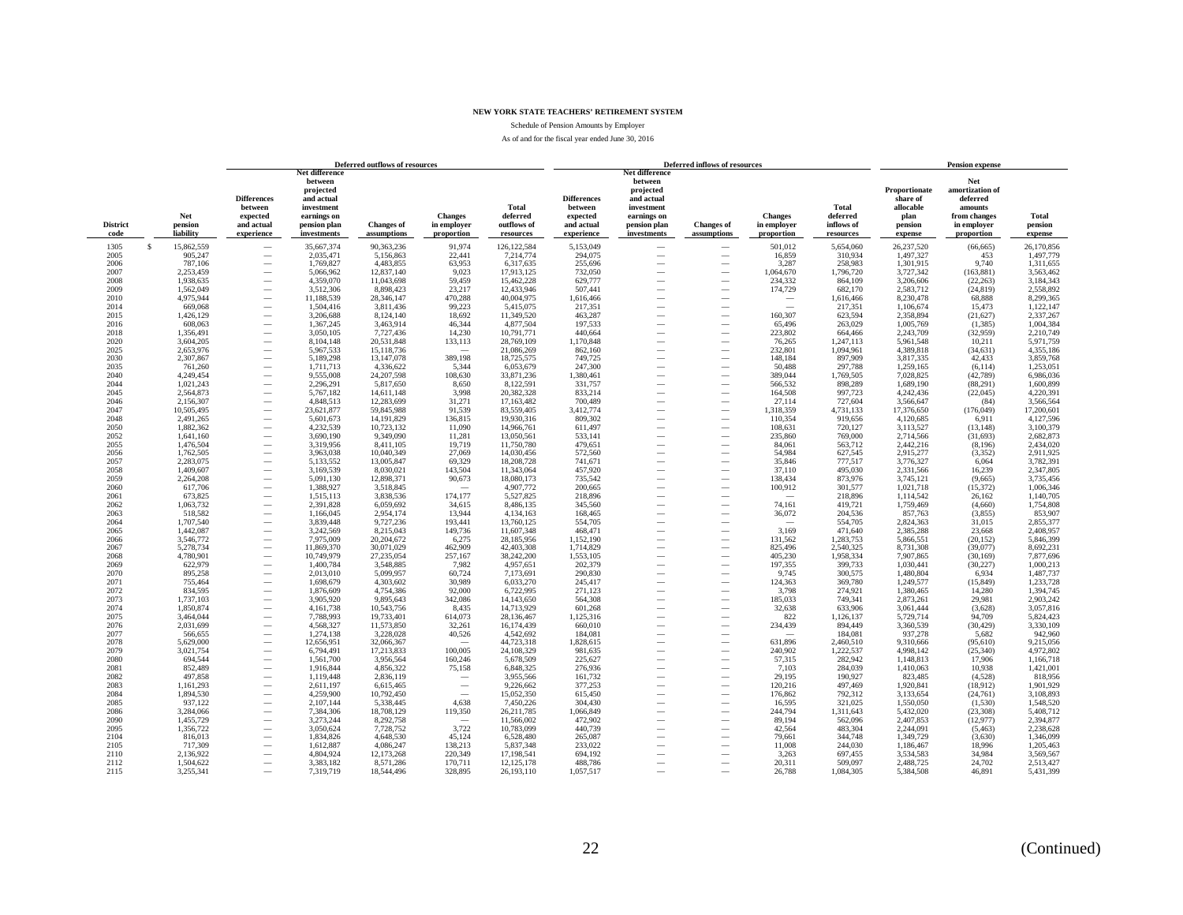**NEW YORK STATE TEACHERS' RETIREMENT SYSTEM**

Schedule of Pension Amounts by Employer

As of and for the fiscal year ended June 30, 2016

| | | Deferred outflows of resources | | | | | Deferred inflows of resources | | | | | Pension expense | | |
|---|---|---|---|---|---|---|---|---|---|---|---|---|---|---|
| District code | Net pension liability | Differences between expected and actual experience | Net difference between projected and actual investment earnings on pension plan investments | Changes of assumptions | Changes in employer proportion | Total deferred outflows of resources | Differences between expected and actual experience | Net difference between projected and actual investment earnings on pension plan investments | Changes of assumptions | Changes in employer proportion | Total deferred inflows of resources | Proportionate share of allocable plan pension expense | Net amortization of deferred amounts from changes in employer proportion | Total pension expense |
| 1305 | $ 15,862,559 | — | 35,667,374 | 90,363,236 | 91,974 | 126,122,584 | 5,153,049 | — | — | 501,012 | 5,654,060 | 26,237,520 | (66,665) | 26,170,856 |
| 2005 | 905,247 | — | 2,035,471 | 5,156,863 | 22,441 | 7,214,774 | 294,075 | — | — | 16,859 | 310,934 | 1,497,327 | 453 | 1,497,779 |
| 2006 | 787,106 | — | 1,769,827 | 4,483,855 | 63,953 | 6,317,635 | 255,696 | — | — | 3,287 | 258,983 | 1,301,915 | 9,740 | 1,311,655 |
| 2007 | 2,253,459 | — | 5,066,962 | 12,837,140 | 9,023 | 17,913,125 | 732,050 | — | — | 1,064,670 | 1,796,720 | 3,727,342 | (163,881) | 3,563,462 |
| 2008 | 1,938,635 | — | 4,359,070 | 11,043,698 | 59,459 | 15,462,228 | 629,777 | — | — | 234,332 | 864,109 | 3,206,606 | (22,263) | 3,184,343 |
| 2009 | 1,562,049 | — | 3,512,306 | 8,898,423 | 23,217 | 12,433,946 | 507,441 | — | — | 174,729 | 682,170 | 2,583,712 | (24,819) | 2,558,892 |
| 2010 | 4,975,944 | — | 11,188,539 | 28,346,147 | 470,288 | 40,004,975 | 1,616,466 | — | — | — | 1,616,466 | 8,230,478 | 68,888 | 8,299,365 |
| 2014 | 669,068 | — | 1,504,416 | 3,811,436 | 99,223 | 5,415,075 | 217,351 | — | — | — | 217,351 | 1,106,674 | 15,473 | 1,122,147 |
| 2015 | 1,426,129 | — | 3,206,688 | 8,124,140 | 18,692 | 11,349,520 | 463,287 | — | — | 160,307 | 623,594 | 2,358,894 | (21,627) | 2,337,267 |
| 2016 | 608,063 | — | 1,367,245 | 3,463,914 | 46,344 | 4,877,504 | 197,533 | — | — | 65,496 | 263,029 | 1,005,769 | (1,385) | 1,004,384 |
| 2018 | 1,356,491 | — | 3,050,105 | 7,727,436 | 14,230 | 10,791,771 | 440,664 | — | — | 223,802 | 664,466 | 2,243,709 | (32,959) | 2,210,749 |
| 2020 | 3,604,205 | — | 8,104,148 | 20,531,848 | 133,113 | 28,769,109 | 1,170,848 | — | — | 76,265 | 1,247,113 | 5,961,548 | 10,211 | 5,971,759 |
| 2025 | 2,653,976 | — | 5,967,533 | 15,118,736 | — | 21,086,269 | 862,160 | — | — | 232,801 | 1,094,961 | 4,389,818 | (34,631) | 4,355,186 |
| 2030 | 2,307,867 | — | 5,189,298 | 13,147,078 | 389,198 | 18,725,575 | 749,725 | — | — | 148,184 | 897,909 | 3,817,335 | 42,433 | 3,859,768 |
| 2035 | 761,260 | — | 1,711,713 | 4,336,622 | 5,344 | 6,053,679 | 247,300 | — | — | 50,488 | 297,788 | 1,259,165 | (6,114) | 1,253,051 |
| 2040 | 4,249,454 | — | 9,555,008 | 24,207,598 | 108,630 | 33,871,236 | 1,380,461 | — | — | 389,044 | 1,769,505 | 7,028,825 | (42,789) | 6,986,036 |
| 2044 | 1,021,243 | — | 2,296,291 | 5,817,650 | 8,650 | 8,122,591 | 331,757 | — | — | 566,532 | 898,289 | 1,689,190 | (88,291) | 1,600,899 |
| 2045 | 2,564,873 | — | 5,767,182 | 14,611,148 | 3,998 | 20,382,328 | 833,214 | — | — | 164,508 | 997,723 | 4,242,436 | (22,045) | 4,220,391 |
| 2046 | 2,156,307 | — | 4,848,513 | 12,283,699 | 31,271 | 17,163,482 | 700,489 | — | — | 27,114 | 727,604 | 3,566,647 | (84) | 3,566,564 |
| 2047 | 10,505,495 | — | 23,621,877 | 59,845,988 | 91,539 | 83,559,405 | 3,412,774 | — | — | 1,318,359 | 4,731,133 | 17,376,650 | (176,049) | 17,200,601 |
| 2048 | 2,491,265 | — | 5,601,673 | 14,191,829 | 136,815 | 19,930,316 | 809,302 | — | — | 110,354 | 919,656 | 4,120,685 | 6,911 | 4,127,596 |
| 2050 | 1,882,362 | — | 4,232,539 | 10,723,132 | 11,090 | 14,966,761 | 611,497 | — | — | 108,631 | 720,127 | 3,113,527 | (13,148) | 3,100,379 |
| 2052 | 1,641,160 | — | 3,690,190 | 9,349,090 | 11,281 | 13,050,561 | 533,141 | — | — | 235,860 | 769,000 | 2,714,566 | (31,693) | 2,682,873 |
| 2055 | 1,476,504 | — | 3,319,956 | 8,411,105 | 19,719 | 11,750,780 | 479,651 | — | — | 84,061 | 563,712 | 2,442,216 | (8,196) | 2,434,020 |
| 2056 | 1,762,505 | — | 3,963,038 | 10,040,349 | 27,069 | 14,030,456 | 572,560 | — | — | 54,984 | 627,545 | 2,915,277 | (3,352) | 2,911,925 |
| 2057 | 2,283,075 | — | 5,133,552 | 13,005,847 | 69,329 | 18,208,728 | 741,671 | — | — | 35,846 | 777,517 | 3,776,327 | 6,064 | 3,782,391 |
| 2058 | 1,409,607 | — | 3,169,539 | 8,030,021 | 143,504 | 11,343,064 | 457,920 | — | — | 37,110 | 495,030 | 2,331,566 | 16,239 | 2,347,805 |
| 2059 | 2,264,208 | — | 5,091,130 | 12,898,371 | 90,673 | 18,080,173 | 735,542 | — | — | 138,434 | 873,976 | 3,745,121 | (9,665) | 3,735,456 |
| 2060 | 617,706 | — | 1,388,927 | 3,518,845 | — | 4,907,772 | 200,665 | — | — | 100,912 | 301,577 | 1,021,718 | (15,372) | 1,006,346 |
| 2061 | 673,825 | — | 1,515,113 | 3,838,536 | 174,177 | 5,527,825 | 218,896 | — | — | — | 218,896 | 1,114,542 | 26,162 | 1,140,705 |
| 2062 | 1,063,732 | — | 2,391,828 | 6,059,692 | 34,615 | 8,486,135 | 345,560 | — | — | 74,161 | 419,721 | 1,759,469 | (4,660) | 1,754,808 |
| 2063 | 518,582 | — | 1,166,045 | 2,954,174 | 13,944 | 4,134,163 | 168,465 | — | — | 36,072 | 204,536 | 857,763 | (3,855) | 853,907 |
| 2064 | 1,707,540 | — | 3,839,448 | 9,727,236 | 193,441 | 13,760,125 | 554,705 | — | — | — | 554,705 | 2,824,363 | 31,015 | 2,855,377 |
| 2065 | 1,442,087 | — | 3,242,569 | 8,215,043 | 149,736 | 11,607,348 | 468,471 | — | — | 3,169 | 471,640 | 2,385,288 | 23,668 | 2,408,957 |
| 2066 | 3,546,772 | — | 7,975,009 | 20,204,672 | 6,275 | 28,185,956 | 1,152,190 | — | — | 131,562 | 1,283,753 | 5,866,551 | (20,152) | 5,846,399 |
| 2067 | 5,278,734 | — | 11,869,370 | 30,071,029 | 462,909 | 42,403,308 | 1,714,829 | — | — | 825,496 | 2,540,325 | 8,731,308 | (39,077) | 8,692,231 |
| 2068 | 4,780,901 | — | 10,749,979 | 27,235,054 | 257,167 | 38,242,200 | 1,553,105 | — | — | 405,230 | 1,958,334 | 7,907,865 | (30,169) | 7,877,696 |
| 2069 | 622,979 | — | 1,400,784 | 3,548,885 | 7,982 | 4,957,651 | 202,379 | — | — | 197,355 | 399,733 | 1,030,441 | (30,227) | 1,000,213 |
| 2070 | 895,258 | — | 2,013,010 | 5,099,957 | 60,724 | 7,173,691 | 290,830 | — | — | 9,745 | 300,575 | 1,480,804 | 6,934 | 1,487,737 |
| 2071 | 755,464 | — | 1,698,679 | 4,303,602 | 30,989 | 6,033,270 | 245,417 | — | — | 124,363 | 369,780 | 1,249,577 | (15,849) | 1,233,728 |
| 2072 | 834,595 | — | 1,876,609 | 4,754,386 | 92,000 | 6,722,995 | 271,123 | — | — | 3,798 | 274,921 | 1,380,465 | 14,280 | 1,394,745 |
| 2073 | 1,737,103 | — | 3,905,920 | 9,895,643 | 342,086 | 14,143,650 | 564,308 | — | — | 185,033 | 749,341 | 2,873,261 | 29,981 | 2,903,242 |
| 2074 | 1,850,874 | — | 4,161,738 | 10,543,756 | 8,435 | 14,713,929 | 601,268 | — | — | 32,638 | 633,906 | 3,061,444 | (3,628) | 3,057,816 |
| 2075 | 3,464,044 | — | 7,788,993 | 19,733,401 | 614,073 | 28,136,467 | 1,125,316 | — | — | 822 | 1,126,137 | 5,729,714 | 94,709 | 5,824,423 |
| 2076 | 2,031,699 | — | 4,568,327 | 11,573,850 | 32,261 | 16,174,439 | 660,010 | — | — | 234,439 | 894,449 | 3,360,539 | (30,429) | 3,330,109 |
| 2077 | 566,655 | — | 1,274,138 | 3,228,028 | 40,526 | 4,542,692 | 184,081 | — | — | — | 184,081 | 937,278 | 5,682 | 942,960 |
| 2078 | 5,629,000 | — | 12,656,951 | 32,066,367 | — | 44,723,318 | 1,828,615 | — | — | 631,896 | 2,460,510 | 9,310,666 | (95,610) | 9,215,056 |
| 2079 | 3,021,754 | — | 6,794,491 | 17,213,833 | 100,005 | 24,108,329 | 981,635 | — | — | 240,902 | 1,222,537 | 4,998,142 | (25,340) | 4,972,802 |
| 2080 | 694,544 | — | 1,561,700 | 3,956,563 | 160,246 | 5,678,509 | 225,627 | — | — | 57,315 | 282,942 | 1,148,813 | 17,906 | 1,166,718 |
| 2081 | 852,489 | — | 1,916,844 | 4,856,322 | 75,158 | 6,848,325 | 276,936 | — | — | 7,103 | 284,039 | 1,410,063 | 10,938 | 1,421,001 |
| 2082 | 497,858 | — | 1,119,448 | 2,836,119 | — | 3,955,566 | 161,732 | — | — | 29,195 | 190,927 | 823,485 | (4,528) | 818,956 |
| 2083 | 1,161,293 | — | 2,611,197 | 6,615,465 | — | 9,226,662 | 377,253 | — | — | 120,216 | 497,469 | 1,920,841 | (18,912) | 1,901,929 |
| 2084 | 1,894,530 | — | 4,259,900 | 10,792,450 | — | 15,052,350 | 615,450 | — | — | 176,862 | 792,312 | 3,133,654 | (24,761) | 3,108,893 |
| 2085 | 937,122 | — | 2,107,144 | 5,338,445 | 4,638 | 7,450,226 | 304,430 | — | — | 16,595 | 321,025 | 1,550,050 | (1,530) | 1,548,520 |
| 2086 | 3,284,066 | — | 7,384,306 | 18,708,129 | 119,350 | 26,211,785 | 1,066,849 | — | — | 244,794 | 1,311,643 | 5,432,020 | (23,308) | 5,408,712 |
| 2090 | 1,455,729 | — | 3,273,244 | 8,292,758 | — | 11,566,002 | 472,902 | — | — | 89,194 | 562,096 | 2,407,853 | (12,977) | 2,394,877 |
| 2095 | 1,356,722 | — | 3,050,624 | 7,728,752 | 3,722 | 10,783,099 | 440,739 | — | — | 42,564 | 483,304 | 2,244,091 | (5,463) | 2,238,628 |
| 2104 | 816,013 | — | 1,834,826 | 4,648,530 | 45,124 | 6,528,480 | 265,087 | — | — | 79,661 | 344,748 | 1,349,729 | (3,630) | 1,346,099 |
| 2105 | 717,309 | — | 1,612,887 | 4,086,247 | 138,213 | 5,837,348 | 233,022 | — | — | 11,008 | 244,030 | 1,186,467 | 18,996 | 1,205,463 |
| 2110 | 2,136,922 | — | 4,804,924 | 12,173,268 | 220,349 | 17,198,541 | 694,192 | — | — | 3,263 | 697,455 | 3,534,583 | 34,984 | 3,569,567 |
| 2112 | 1,504,622 | — | 3,383,182 | 8,571,286 | 170,711 | 12,125,178 | 488,786 | — | — | 20,311 | 509,097 | 2,488,725 | 24,702 | 2,513,427 |
| 2115 | 3,255,341 | — | 7,319,719 | 18,544,496 | 328,895 | 26,193,110 | 1,057,517 | — | — | 26,788 | 1,084,305 | 5,384,508 | 46,891 | 5,431,399 |

(Continued)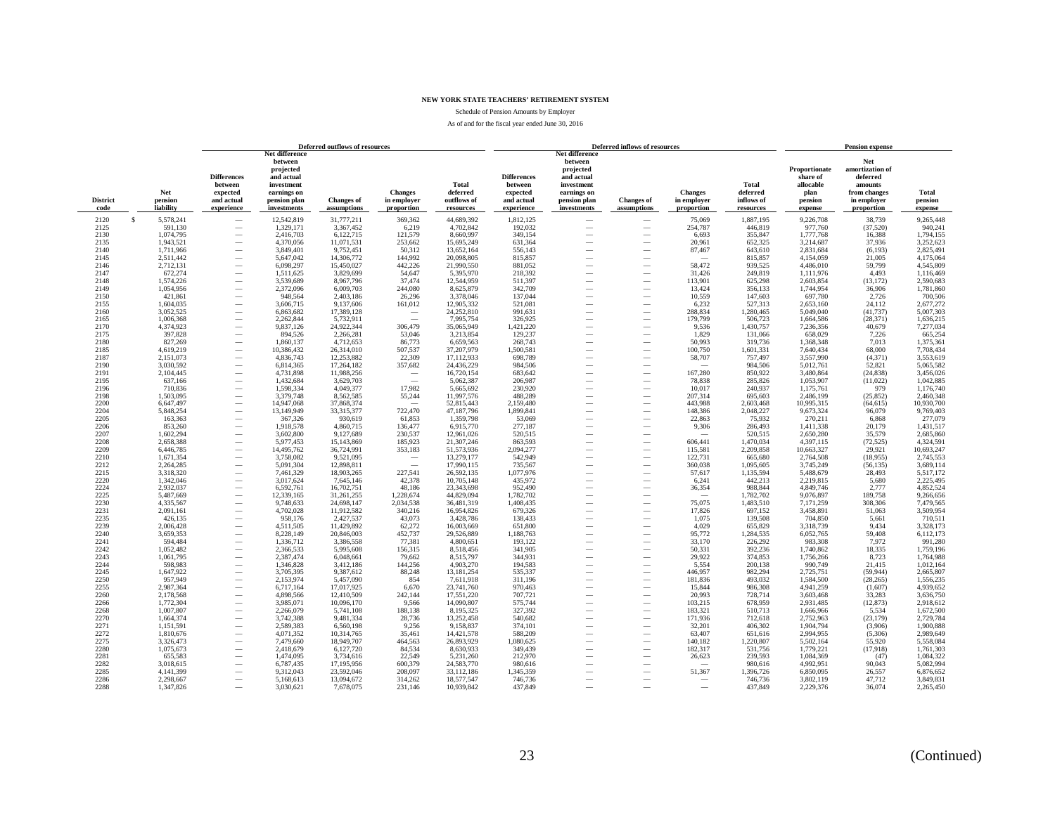**NEW YORK STATE TEACHERS' RETIREMENT SYSTEM**

Schedule of Pension Amounts by Employer

As of and for the fiscal year ended June 30, 2016

| | | Deferred outflows of resources | | | | | Deferred inflows of resources | | | | | Pension expense | | |
|---|---|---|---|---|---|---|---|---|---|---|---|---|---|---|
| District code | Net pension liability | Differences between expected and actual experience | Net difference between projected and actual investment earnings on pension plan investments | Changes of assumptions | Changes in employer proportion | Total deferred outflows of resources | Differences between expected and actual experience | Net difference between projected and actual investment earnings on pension plan investments | Changes of assumptions | Changes in employer proportion | Total deferred inflows of resources | Proportionate share of allocable plan pension expense | Net amortization of deferred amounts from changes in employer proportion | Total pension expense |
| 2120 | $ 5,578,241 | — | 12,542,819 | 31,777,211 | 369,362 | 44,689,392 | 1,812,125 | — | — | 75,069 | 1,887,195 | 9,226,708 | 38,739 | 9,265,448 |
| 2125 | 591,130 | — | 1,329,171 | 3,367,452 | 6,219 | 4,702,842 | 192,032 | — | — | 254,787 | 446,819 | 977,760 | (37,520) | 940,241 |
| 2130 | 1,074,795 | — | 2,416,703 | 6,122,715 | 121,579 | 8,660,997 | 349,154 | — | — | 6,693 | 355,847 | 1,777,768 | 16,388 | 1,794,155 |
| 2135 | 1,943,521 | — | 4,370,056 | 11,071,531 | 253,662 | 15,695,249 | 631,364 | — | — | 20,961 | 652,325 | 3,214,687 | 37,936 | 3,252,623 |
| 2140 | 1,711,966 | — | 3,849,401 | 9,752,451 | 50,312 | 13,652,164 | 556,143 | — | — | 87,467 | 643,610 | 2,831,684 | (6,193) | 2,825,491 |
| 2145 | 2,511,442 | — | 5,647,042 | 14,306,772 | 144,992 | 20,098,805 | 815,857 | — | — | — | 815,857 | 4,154,059 | 21,005 | 4,175,064 |
| 2146 | 2,712,131 | — | 6,098,297 | 15,450,027 | 442,226 | 21,990,550 | 881,052 | — | — | 58,472 | 939,525 | 4,486,010 | 59,799 | 4,545,809 |
| 2147 | 672,274 | — | 1,511,625 | 3,829,699 | 54,647 | 5,395,970 | 218,392 | — | — | 31,426 | 249,819 | 1,111,976 | 4,493 | 1,116,469 |
| 2148 | 1,574,226 | — | 3,539,689 | 8,967,796 | 37,474 | 12,544,959 | 511,397 | — | — | 113,901 | 625,298 | 2,603,854 | (13,172) | 2,590,683 |
| 2149 | 1,054,956 | — | 2,372,096 | 6,009,703 | 244,080 | 8,625,879 | 342,709 | — | — | 13,424 | 356,133 | 1,744,954 | 36,906 | 1,781,860 |
| 2150 | 421,861 | — | 948,564 | 2,403,186 | 26,296 | 3,378,046 | 137,044 | — | — | 10,559 | 147,603 | 697,780 | 2,726 | 700,506 |
| 2155 | 1,604,035 | — | 3,606,715 | 9,137,606 | 161,012 | 12,905,332 | 521,081 | — | — | 6,232 | 527,313 | 2,653,160 | 24,112 | 2,677,272 |
| 2160 | 3,052,525 | — | 6,863,682 | 17,389,128 | — | 24,252,810 | 991,631 | — | — | 288,834 | 1,280,465 | 5,049,040 | (41,737) | 5,007,303 |
| 2165 | 1,006,368 | — | 2,262,844 | 5,732,911 | — | 7,995,754 | 326,925 | — | — | 179,799 | 506,723 | 1,664,586 | (28,371) | 1,636,215 |
| 2170 | 4,374,923 | — | 9,837,126 | 24,922,344 | 306,479 | 35,065,949 | 1,421,220 | — | — | 9,536 | 1,430,757 | 7,236,356 | 40,679 | 7,277,034 |
| 2175 | 397,828 | — | 894,526 | 2,266,281 | 53,046 | 3,213,854 | 129,237 | — | — | 1,829 | 131,066 | 658,029 | 7,226 | 665,254 |
| 2180 | 827,269 | — | 1,860,137 | 4,712,653 | 86,773 | 6,659,563 | 268,743 | — | — | 50,993 | 319,736 | 1,368,348 | 7,013 | 1,375,361 |
| 2185 | 4,619,219 | — | 10,386,432 | 26,314,010 | 507,537 | 37,207,979 | 1,500,581 | — | — | 100,750 | 1,601,331 | 7,640,434 | 68,000 | 7,708,434 |
| 2187 | 2,151,073 | — | 4,836,743 | 12,253,882 | 22,309 | 17,112,933 | 698,789 | — | — | 58,707 | 757,497 | 3,557,990 | (4,371) | 3,553,619 |
| 2190 | 3,030,592 | — | 6,814,365 | 17,264,182 | 357,682 | 24,436,229 | 984,506 | — | — | — | 984,506 | 5,012,761 | 52,821 | 5,065,582 |
| 2191 | 2,104,445 | — | 4,731,898 | 11,988,256 | — | 16,720,154 | 683,642 | — | — | 167,280 | 850,922 | 3,480,864 | (24,838) | 3,456,026 |
| 2195 | 637,166 | — | 1,432,684 | 3,629,703 | — | 5,062,387 | 206,987 | — | — | 78,838 | 285,826 | 1,053,907 | (11,022) | 1,042,885 |
| 2196 | 710,836 | — | 1,598,334 | 4,049,377 | 17,982 | 5,665,692 | 230,920 | — | — | 10,017 | 240,937 | 1,175,761 | 979 | 1,176,740 |
| 2198 | 1,503,095 | — | 3,379,748 | 8,562,585 | 55,244 | 11,997,576 | 488,289 | — | — | 207,314 | 695,603 | 2,486,199 | (25,852) | 2,460,348 |
| 2200 | 6,647,497 | — | 14,947,068 | 37,868,374 | — | 52,815,443 | 2,159,480 | — | — | 443,988 | 2,603,468 | 10,995,315 | (64,615) | 10,930,700 |
| 2204 | 5,848,254 | — | 13,149,949 | 33,315,377 | 722,470 | 47,187,796 | 1,899,841 | — | — | 148,386 | 2,048,227 | 9,673,324 | 96,079 | 9,769,403 |
| 2205 | 163,363 | — | 367,326 | 930,619 | 61,853 | 1,359,798 | 53,069 | — | — | 22,863 | 75,932 | 270,211 | 6,868 | 277,079 |
| 2206 | 853,260 | — | 1,918,578 | 4,860,715 | 136,477 | 6,915,770 | 277,187 | — | — | 9,306 | 286,493 | 1,411,338 | 20,179 | 1,431,517 |
| 2207 | 1,602,294 | — | 3,602,800 | 9,127,689 | 230,537 | 12,961,026 | 520,515 | — | — | — | 520,515 | 2,650,280 | 35,579 | 2,685,860 |
| 2208 | 2,658,388 | — | 5,977,453 | 15,143,869 | 185,923 | 21,307,246 | 863,593 | — | — | 606,441 | 1,470,034 | 4,397,115 | (72,525) | 4,324,591 |
| 2209 | 6,446,785 | — | 14,495,762 | 36,724,991 | 353,183 | 51,573,936 | 2,094,277 | — | — | 115,581 | 2,209,858 | 10,663,327 | 29,921 | 10,693,247 |
| 2210 | 1,671,354 | — | 3,758,082 | 9,521,095 | — | 13,279,177 | 542,949 | — | — | 122,731 | 665,680 | 2,764,508 | (18,955) | 2,745,553 |
| 2212 | 2,264,285 | — | 5,091,304 | 12,898,811 | — | 17,990,115 | 735,567 | — | — | 360,038 | 1,095,605 | 3,745,249 | (56,135) | 3,689,114 |
| 2215 | 3,318,320 | — | 7,461,329 | 18,903,265 | 227,541 | 26,592,135 | 1,077,976 | — | — | 57,617 | 1,135,594 | 5,488,679 | 28,493 | 5,517,172 |
| 2220 | 1,342,046 | — | 3,017,624 | 7,645,146 | 42,378 | 10,705,148 | 435,972 | — | — | 6,241 | 442,213 | 2,219,815 | 5,680 | 2,225,495 |
| 2224 | 2,932,037 | — | 6,592,761 | 16,702,751 | 48,186 | 23,343,698 | 952,490 | — | — | 36,354 | 988,844 | 4,849,746 | 2,777 | 4,852,524 |
| 2225 | 5,487,669 | — | 12,339,165 | 31,261,255 | 1,228,674 | 44,829,094 | 1,782,702 | — | — | — | 1,782,702 | 9,076,897 | 189,758 | 9,266,656 |
| 2230 | 4,335,567 | — | 9,748,633 | 24,698,147 | 2,034,538 | 36,481,319 | 1,408,435 | — | — | 75,075 | 1,483,510 | 7,171,259 | 308,306 | 7,479,565 |
| 2231 | 2,091,161 | — | 4,702,028 | 11,912,582 | 340,216 | 16,954,826 | 679,326 | — | — | 17,826 | 697,152 | 3,458,891 | 51,063 | 3,509,954 |
| 2235 | 426,135 | — | 958,176 | 2,427,537 | 43,073 | 3,428,786 | 138,433 | — | — | 1,075 | 139,508 | 704,850 | 5,661 | 710,511 |
| 2239 | 2,006,428 | — | 4,511,505 | 11,429,892 | 62,272 | 16,003,669 | 651,800 | — | — | 4,029 | 655,829 | 3,318,739 | 9,434 | 3,328,173 |
| 2240 | 3,659,353 | — | 8,228,149 | 20,846,003 | 452,737 | 29,526,889 | 1,188,763 | — | — | 95,772 | 1,284,535 | 6,052,765 | 59,408 | 6,112,173 |
| 2241 | 594,484 | — | 1,336,712 | 3,386,558 | 77,381 | 4,800,651 | 193,122 | — | — | 33,170 | 226,292 | 983,308 | 7,972 | 991,280 |
| 2242 | 1,052,482 | — | 2,366,533 | 5,995,608 | 156,315 | 8,518,456 | 341,905 | — | — | 50,331 | 392,236 | 1,740,862 | 18,335 | 1,759,196 |
| 2243 | 1,061,795 | — | 2,387,474 | 6,048,661 | 79,662 | 8,515,797 | 344,931 | — | — | 29,922 | 374,853 | 1,756,266 | 8,723 | 1,764,988 |
| 2244 | 598,983 | — | 1,346,828 | 3,412,186 | 144,256 | 4,903,270 | 194,583 | — | — | 5,554 | 200,138 | 990,749 | 21,415 | 1,012,164 |
| 2245 | 1,647,922 | — | 3,705,395 | 9,387,612 | 88,248 | 13,181,254 | 535,337 | — | — | 446,957 | 982,294 | 2,725,751 | (59,944) | 2,665,807 |
| 2250 | 957,949 | — | 2,153,974 | 5,457,090 | 854 | 7,611,918 | 311,196 | — | — | 181,836 | 493,032 | 1,584,500 | (28,265) | 1,556,235 |
| 2255 | 2,987,364 | — | 6,717,164 | 17,017,925 | 6,670 | 23,741,760 | 970,463 | — | — | 15,844 | 986,308 | 4,941,259 | (1,607) | 4,939,652 |
| 2260 | 2,178,568 | — | 4,898,566 | 12,410,509 | 242,144 | 17,551,220 | 707,721 | — | — | 20,993 | 728,714 | 3,603,468 | 33,283 | 3,636,750 |
| 2266 | 1,772,304 | — | 3,985,071 | 10,096,170 | 9,566 | 14,090,807 | 575,744 | — | — | 103,215 | 678,959 | 2,931,485 | (12,873) | 2,918,612 |
| 2268 | 1,007,807 | — | 2,266,079 | 5,741,108 | 188,138 | 8,195,325 | 327,392 | — | — | 183,321 | 510,713 | 1,666,966 | 5,534 | 1,672,500 |
| 2270 | 1,664,374 | — | 3,742,388 | 9,481,334 | 28,736 | 13,252,458 | 540,682 | — | — | 171,936 | 712,618 | 2,752,963 | (23,179) | 2,729,784 |
| 2271 | 1,151,591 | — | 2,589,383 | 6,560,198 | 9,256 | 9,158,837 | 374,101 | — | — | 32,201 | 406,302 | 1,904,794 | (3,906) | 1,900,888 |
| 2272 | 1,810,676 | — | 4,071,352 | 10,314,765 | 35,461 | 14,421,578 | 588,209 | — | — | 63,407 | 651,616 | 2,994,955 | (5,306) | 2,989,649 |
| 2275 | 3,326,473 | — | 7,479,660 | 18,949,707 | 464,563 | 26,893,929 | 1,080,625 | — | — | 140,182 | 1,220,807 | 5,502,164 | 55,920 | 5,558,084 |
| 2280 | 1,075,673 | — | 2,418,679 | 6,127,720 | 84,534 | 8,630,933 | 349,439 | — | — | 182,317 | 531,756 | 1,779,221 | (17,918) | 1,761,303 |
| 2281 | 655,583 | — | 1,474,095 | 3,734,616 | 22,549 | 5,231,260 | 212,970 | — | — | 26,623 | 239,593 | 1,084,369 | (47) | 1,084,322 |
| 2282 | 3,018,615 | — | 6,787,435 | 17,195,956 | 600,379 | 24,583,770 | 980,616 | — | — | — | 980,616 | 4,992,951 | 90,043 | 5,082,994 |
| 2285 | 4,141,399 | — | 9,312,043 | 23,592,046 | 208,097 | 33,112,186 | 1,345,359 | — | — | 51,367 | 1,396,726 | 6,850,095 | 26,557 | 6,876,652 |
| 2286 | 2,298,667 | — | 5,168,613 | 13,094,672 | 314,262 | 18,577,547 | 746,736 | — | — | — | 746,736 | 3,802,119 | 47,712 | 3,849,831 |
| 2288 | 1,347,826 | — | 3,030,621 | 7,678,075 | 231,146 | 10,939,842 | 437,849 | — | — | — | 437,849 | 2,229,376 | 36,074 | 2,265,450 |

(Continued)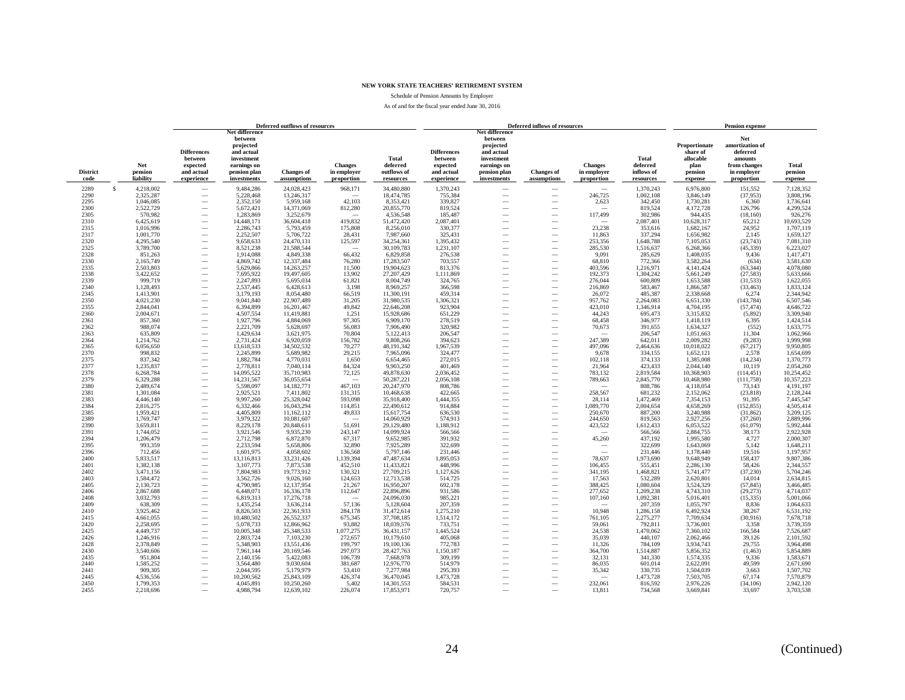**NEW YORK STATE TEACHERS' RETIREMENT SYSTEM**

Schedule of Pension Amounts by Employer

As of and for the fiscal year ended June 30, 2016

| | | Deferred outflows of resources | | | | | Deferred inflows of resources | | | | | Pension expense | | |
|---|---|---|---|---|---|---|---|---|---|---|---|---|---|---|
| District code | Net pension liability | Differences between expected and actual experience | Net difference between projected and actual investment earnings on pension plan investments | Changes of assumptions | Changes in employer proportion | Total deferred outflows of resources | Differences between expected and actual experience | Net difference between projected and actual investment earnings on pension plan investments | Changes of assumptions | Changes in employer proportion | Total deferred inflows of resources | Proportionate share of allocable plan pension expense | Net amortization of deferred amounts from changes in employer proportion | Total pension expense |
| 2289 | $ 4,218,002 | — | 9,484,286 | 24,028,423 | 968,171 | 34,480,880 | 1,370,243 | — | — | — | 1,370,243 | 6,976,800 | 151,552 | 7,128,352 |
| 2290 | 2,325,287 | — | 5,228,468 | 13,246,317 | — | 18,474,785 | 755,384 | — | — | 246,725 | 1,002,108 | 3,846,149 | (37,953) | 3,808,196 |
| 2295 | 1,046,085 | — | 2,352,150 | 5,959,168 | 42,103 | 8,353,421 | 339,827 | — | — | 2,623 | 342,450 | 1,730,281 | 6,360 | 1,736,641 |
| 2300 | 2,522,729 | — | 5,672,421 | 14,371,069 | 812,280 | 20,855,770 | 819,524 | — | — | — | 819,524 | 4,172,728 | 126,796 | 4,299,524 |
| 2305 | 570,982 | — | 1,283,869 | 3,252,679 | — | 4,536,548 | 185,487 | — | — | 117,499 | 302,986 | 944,435 | (18,160) | 926,276 |
| 2310 | 6,425,619 | — | 14,448,171 | 36,604,418 | 419,832 | 51,472,420 | 2,087,401 | — | — | — | 2,087,401 | 10,628,317 | 65,212 | 10,693,529 |
| 2315 | 1,016,996 | — | 2,286,743 | 5,793,459 | 175,808 | 8,256,010 | 330,377 | — | — | 23,238 | 353,616 | 1,682,167 | 24,952 | 1,707,119 |
| 2317 | 1,001,770 | — | 2,252,507 | 5,706,722 | 28,431 | 7,987,660 | 325,431 | — | — | 11,863 | 337,294 | 1,656,982 | 2,145 | 1,659,127 |
| 2320 | 4,295,540 | — | 9,658,633 | 24,470,131 | 125,597 | 34,254,361 | 1,395,432 | — | — | 253,356 | 1,648,788 | 7,105,053 | (23,743) | 7,081,310 |
| 2325 | 3,789,700 | — | 8,521,238 | 21,588,544 | — | 30,109,783 | 1,231,107 | — | — | 285,530 | 1,516,637 | 6,268,366 | (45,339) | 6,223,027 |
| 2328 | 851,263 | — | 1,914,088 | 4,849,338 | 66,432 | 6,829,858 | 276,538 | — | — | 9,091 | 285,629 | 1,408,035 | 9,436 | 1,417,471 |
| 2330 | 2,165,749 | — | 4,869,742 | 12,337,484 | 76,280 | 17,283,507 | 703,557 | — | — | 68,810 | 772,366 | 3,582,264 | (634) | 3,581,630 |
| 2335 | 2,503,803 | — | 5,629,866 | 14,263,257 | 11,500 | 19,904,623 | 813,376 | — | — | 403,596 | 1,216,971 | 4,141,424 | (63,344) | 4,078,080 |
| 2338 | 3,422,652 | — | 7,695,922 | 19,497,605 | 13,902 | 27,207,429 | 1,111,869 | — | — | 192,373 | 1,304,242 | 5,661,249 | (27,583) | 5,633,666 |
| 2339 | 999,719 | — | 2,247,893 | 5,695,034 | 61,821 | 8,004,749 | 324,765 | — | — | 276,044 | 600,809 | 1,653,588 | (31,533) | 1,622,055 |
| 2340 | 1,128,493 | — | 2,537,445 | 6,428,613 | 3,198 | 8,969,257 | 366,598 | — | — | 216,869 | 583,467 | 1,866,587 | (33,463) | 1,833,124 |
| 2345 | 1,413,901 | — | 3,179,193 | 8,054,480 | 66,519 | 11,300,191 | 459,314 | — | — | 26,072 | 485,387 | 2,338,668 | 6,274 | 2,344,942 |
| 2350 | 4,021,230 | — | 9,041,840 | 22,907,489 | 31,205 | 31,980,535 | 1,306,321 | — | — | 957,762 | 2,264,083 | 6,651,330 | (143,784) | 6,507,546 |
| 2355 | 2,844,041 | — | 6,394,899 | 16,201,467 | 49,842 | 22,646,208 | 923,904 | — | — | 423,010 | 1,346,914 | 4,704,195 | (57,474) | 4,646,722 |
| 2360 | 2,004,671 | — | 4,507,554 | 11,419,881 | 1,251 | 15,928,686 | 651,229 | — | — | 44,243 | 695,473 | 3,315,832 | (5,892) | 3,309,940 |
| 2361 | 857,360 | — | 1,927,796 | 4,884,069 | 97,305 | 6,909,170 | 278,519 | — | — | 68,458 | 346,977 | 1,418,119 | 6,395 | 1,424,514 |
| 2362 | 988,074 | — | 2,221,709 | 5,628,697 | 56,083 | 7,906,490 | 320,982 | — | — | 70,673 | 391,655 | 1,634,327 | (552) | 1,633,775 |
| 2363 | 635,809 | — | 1,429,634 | 3,621,975 | 70,804 | 5,122,413 | 206,547 | — | — | — | 206,547 | 1,051,663 | 11,304 | 1,062,966 |
| 2364 | 1,214,762 | — | 2,731,424 | 6,920,059 | 156,782 | 9,808,266 | 394,623 | — | — | 247,389 | 642,011 | 2,009,282 | (9,283) | 1,999,998 |
| 2365 | 6,056,650 | — | 13,618,533 | 34,502,532 | 70,277 | 48,191,342 | 1,967,539 | — | — | 497,096 | 2,464,636 | 10,018,022 | (67,217) | 9,950,805 |
| 2370 | 998,832 | — | 2,245,899 | 5,689,982 | 29,215 | 7,965,096 | 324,477 | — | — | 9,678 | 334,155 | 1,652,121 | 2,578 | 1,654,699 |
| 2375 | 837,342 | — | 1,882,784 | 4,770,031 | 1,650 | 6,654,465 | 272,015 | — | — | 102,118 | 374,133 | 1,385,008 | (14,234) | 1,370,773 |
| 2377 | 1,235,837 | — | 2,778,811 | 7,040,114 | 84,324 | 9,903,250 | 401,469 | — | — | 21,964 | 423,433 | 2,044,140 | 10,119 | 2,054,260 |
| 2378 | 6,268,784 | — | 14,095,522 | 35,710,983 | 72,125 | 49,878,630 | 2,036,452 | — | — | 783,132 | 2,819,584 | 10,368,903 | (114,451) | 10,254,452 |
| 2379 | 6,329,288 | — | 14,231,567 | 36,055,654 | — | 50,287,221 | 2,056,108 | — | — | 789,663 | 2,845,770 | 10,468,980 | (111,758) | 10,357,223 |
| 2380 | 2,489,674 | — | 5,598,097 | 14,182,771 | 467,103 | 20,247,970 | 808,786 | — | — | — | 808,786 | 4,118,054 | 73,143 | 4,191,197 |
| 2381 | 1,301,084 | — | 2,925,521 | 7,411,802 | 131,315 | 10,468,638 | 422,665 | — | — | 258,567 | 681,232 | 2,152,062 | (23,818) | 2,128,244 |
| 2383 | 4,446,140 | — | 9,997,260 | 25,328,042 | 593,098 | 35,918,400 | 1,444,355 | — | — | 28,114 | 1,472,469 | 7,354,153 | 91,395 | 7,445,547 |
| 2384 | 2,816,275 | — | 6,332,466 | 16,043,294 | 114,851 | 22,490,612 | 914,884 | — | — | 1,089,770 | 2,004,654 | 4,658,269 | (152,855) | 4,505,414 |
| 2385 | 1,959,421 | — | 4,405,809 | 11,162,112 | 49,833 | 15,617,754 | 636,530 | — | — | 250,670 | 887,200 | 3,240,988 | (31,862) | 3,209,125 |
| 2389 | 1,769,747 | — | 3,979,322 | 10,081,607 | — | 14,060,929 | 574,913 | — | — | 244,650 | 819,563 | 2,927,256 | (37,260) | 2,889,996 |
| 2390 | 3,659,811 | — | 8,229,178 | 20,848,611 | 51,691 | 29,129,480 | 1,188,912 | — | — | 423,522 | 1,612,433 | 6,053,522 | (61,079) | 5,992,444 |
| 2391 | 1,744,052 | — | 3,921,546 | 9,935,230 | 243,147 | 14,099,924 | 566,566 | — | — | — | 566,566 | 2,884,755 | 38,173 | 2,922,928 |
| 2394 | 1,206,479 | — | 2,712,798 | 6,872,870 | 67,317 | 9,652,985 | 391,932 | — | — | 45,260 | 437,192 | 1,995,580 | 4,727 | 2,000,307 |
| 2395 | 993,359 | — | 2,233,594 | 5,658,806 | 32,890 | 7,925,289 | 322,699 | — | — | — | 322,699 | 1,643,069 | 5,142 | 1,648,211 |
| 2396 | 712,456 | — | 1,601,975 | 4,058,602 | 136,568 | 5,797,146 | 231,446 | — | — | — | 231,446 | 1,178,440 | 19,516 | 1,197,957 |
| 2400 | 5,833,517 | — | 13,116,813 | 33,231,426 | 1,139,394 | 47,487,634 | 1,895,053 | — | — | 78,637 | 1,973,690 | 9,648,949 | 158,437 | 9,807,386 |
| 2401 | 1,382,138 | — | 3,107,773 | 7,873,538 | 452,510 | 11,433,821 | 448,996 | — | — | 106,455 | 555,451 | 2,286,130 | 58,426 | 2,344,557 |
| 2402 | 3,471,156 | — | 7,804,983 | 19,773,912 | 130,321 | 27,709,215 | 1,127,626 | — | — | 341,195 | 1,468,821 | 5,741,477 | (37,230) | 5,704,246 |
| 2403 | 1,584,472 | — | 3,562,726 | 9,026,160 | 124,653 | 12,713,538 | 514,725 | — | — | 17,563 | 532,289 | 2,620,801 | 14,014 | 2,634,815 |
| 2405 | 2,130,723 | — | 4,790,985 | 12,137,954 | 21,267 | 16,950,207 | 692,178 | — | — | 388,425 | 1,080,604 | 3,524,329 | (57,845) | 3,466,485 |
| 2406 | 2,867,688 | — | 6,448,071 | 16,336,178 | 112,647 | 22,896,896 | 931,586 | — | — | 277,652 | 1,209,238 | 4,743,310 | (29,273) | 4,714,037 |
| 2408 | 3,032,793 | — | 6,819,313 | 17,276,718 | — | 24,096,030 | 985,221 | — | — | 107,160 | 1,092,381 | 5,016,401 | (15,335) | 5,001,066 |
| 2409 | 638,309 | — | 1,435,254 | 3,636,214 | 57,136 | 5,128,604 | 207,359 | — | — | — | 207,359 | 1,055,797 | 8,836 | 1,064,633 |
| 2410 | 3,925,462 | — | 8,826,503 | 22,361,933 | 284,178 | 31,472,614 | 1,275,210 | — | — | 10,948 | 1,286,158 | 6,492,924 | 38,267 | 6,531,192 |
| 2415 | 4,661,055 | — | 10,480,502 | 26,552,337 | 675,345 | 37,708,185 | 1,514,172 | — | — | 761,105 | 2,275,277 | 7,709,634 | (30,916) | 7,678,718 |
| 2420 | 2,258,695 | — | 5,078,733 | 12,866,962 | 93,882 | 18,039,576 | 733,751 | — | — | 59,061 | 792,811 | 3,736,001 | 3,358 | 3,739,359 |
| 2425 | 4,449,737 | — | 10,005,348 | 25,348,533 | 1,077,275 | 36,431,157 | 1,445,524 | — | — | 24,538 | 1,470,062 | 7,360,102 | 166,584 | 7,526,687 |
| 2426 | 1,246,916 | — | 2,803,724 | 7,103,230 | 272,657 | 10,179,610 | 405,068 | — | — | 35,039 | 440,107 | 2,062,466 | 39,126 | 2,101,592 |
| 2428 | 2,378,849 | — | 5,348,903 | 13,551,436 | 199,797 | 19,100,136 | 772,783 | — | — | 11,326 | 784,109 | 3,934,743 | 29,755 | 3,964,498 |
| 2430 | 3,540,606 | — | 7,961,144 | 20,169,546 | 297,073 | 28,427,763 | 1,150,187 | — | — | 364,700 | 1,514,887 | 5,856,352 | (1,463) | 5,854,889 |
| 2435 | 951,804 | — | 2,140,156 | 5,422,083 | 106,739 | 7,668,978 | 309,199 | — | — | 32,131 | 341,330 | 1,574,335 | 9,336 | 1,583,671 |
| 2440 | 1,585,252 | — | 3,564,480 | 9,030,604 | 381,687 | 12,976,770 | 514,979 | — | — | 86,035 | 601,014 | 2,622,091 | 49,599 | 2,671,690 |
| 2441 | 909,305 | — | 2,044,595 | 5,179,979 | 53,410 | 7,277,984 | 295,393 | — | — | 35,342 | 330,735 | 1,504,039 | 3,663 | 1,507,702 |
| 2445 | 4,536,556 | — | 10,200,562 | 25,843,109 | 426,374 | 36,470,045 | 1,473,728 | — | — | — | 1,473,728 | 7,503,705 | 67,174 | 7,570,879 |
| 2450 | 1,799,353 | — | 4,045,891 | 10,250,260 | 5,402 | 14,301,553 | 584,531 | — | — | 232,061 | 816,592 | 2,976,226 | (34,106) | 2,942,120 |
| 2455 | 2,218,696 | — | 4,988,794 | 12,639,102 | 226,074 | 17,853,971 | 720,757 | — | — | 13,811 | 734,568 | 3,669,841 | 33,697 | 3,703,538 |

(Continued)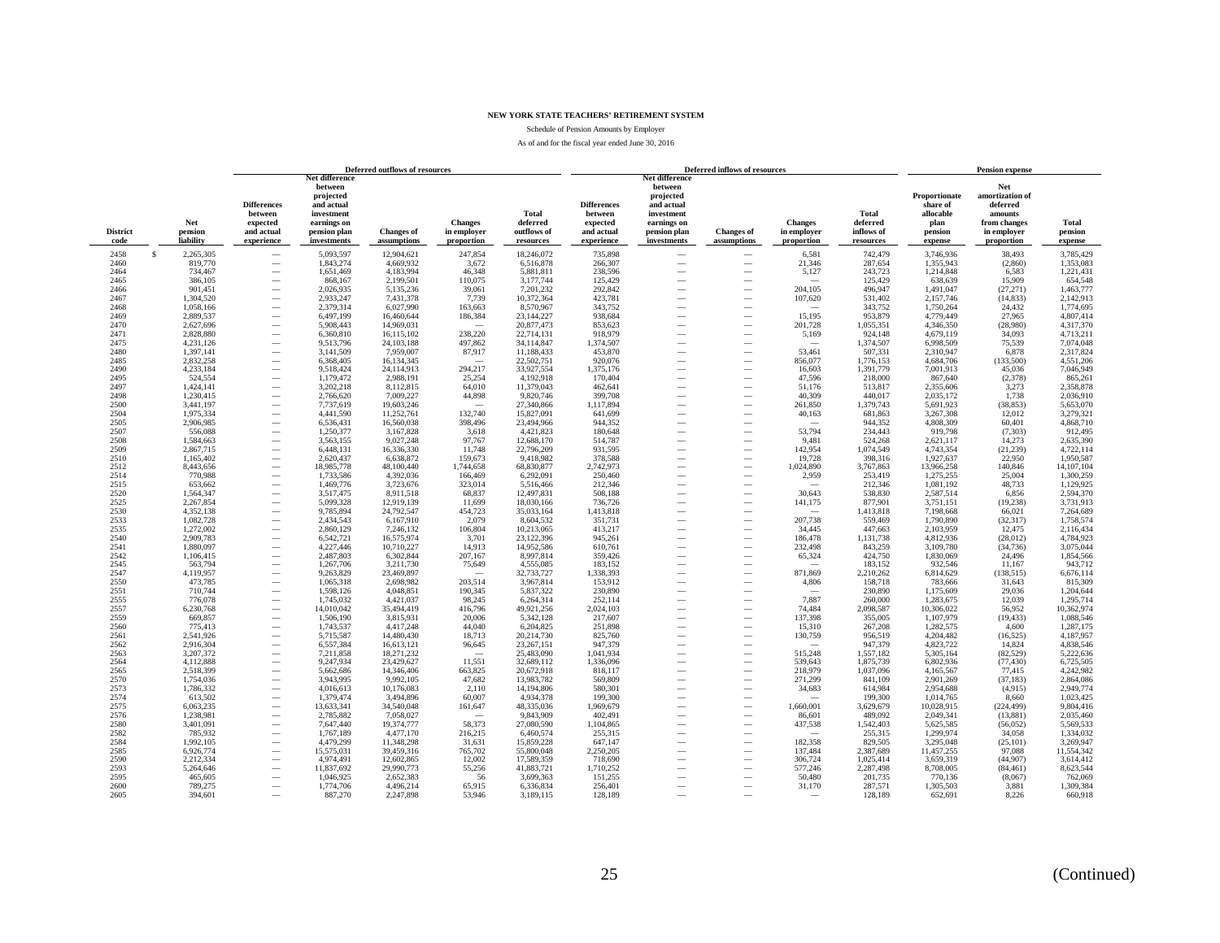**NEW YORK STATE TEACHERS' RETIREMENT SYSTEM**

Schedule of Pension Amounts by Employer

As of and for the fiscal year ended June 30, 2016

| | | Deferred outflows of resources | | | | | Deferred inflows of resources | | | | | Pension expense | | |
|---|---|---|---|---|---|---|---|---|---|---|---|---|---|---|
| District code | Net pension liability | Differences between expected and actual experience | Net difference between projected and actual investment earnings on pension plan investments | Changes of assumptions | Changes in employer proportion | Total deferred outflows of resources | Differences between expected and actual experience | Net difference between projected and actual investment earnings on pension plan investments | Changes of assumptions | Changes in employer proportion | Total deferred inflows of resources | Proportionate share of allocable plan pension expense | Net amortization of deferred amounts from changes in employer proportion | Total pension expense |
| 2458 | $ 2,265,305 | — | 5,093,597 | 12,904,621 | 247,854 | 18,246,072 | 735,898 | — | — | 6,581 | 742,479 | 3,746,936 | 38,493 | 3,785,429 |
| 2460 | 819,770 | — | 1,843,274 | 4,669,932 | 3,672 | 6,516,878 | 266,307 | — | — | 21,346 | 287,654 | 1,355,943 | (2,860) | 1,353,083 |
| 2464 | 734,467 | — | 1,651,469 | 4,183,994 | 46,348 | 5,881,811 | 238,596 | — | — | 5,127 | 243,723 | 1,214,848 | 6,583 | 1,221,431 |
| 2465 | 386,105 | — | 868,167 | 2,199,501 | 110,075 | 3,177,744 | 125,429 | — | — | — | 125,429 | 638,639 | 15,909 | 654,548 |
| 2466 | 901,451 | — | 2,026,935 | 5,135,236 | 39,061 | 7,201,232 | 292,842 | — | — | 204,105 | 496,947 | 1,491,047 | (27,271) | 1,463,777 |
| 2467 | 1,304,520 | — | 2,933,247 | 7,431,378 | 7,739 | 10,372,364 | 423,781 | — | — | 107,620 | 531,402 | 2,157,746 | (14,833) | 2,142,913 |
| 2468 | 1,058,166 | — | 2,379,314 | 6,027,990 | 163,663 | 8,570,967 | 343,752 | — | — | — | 343,752 | 1,750,264 | 24,432 | 1,774,695 |
| 2469 | 2,889,537 | — | 6,497,199 | 16,460,644 | 186,384 | 23,144,227 | 938,684 | — | — | 15,195 | 953,879 | 4,779,449 | 27,965 | 4,807,414 |
| 2470 | 2,627,696 | — | 5,908,443 | 14,969,031 | — | 20,877,473 | 853,623 | — | — | 201,728 | 1,055,351 | 4,346,350 | (28,980) | 4,317,370 |
| 2471 | 2,828,880 | — | 6,360,810 | 16,115,102 | 238,220 | 22,714,131 | 918,979 | — | — | 5,169 | 924,148 | 4,679,119 | 34,093 | 4,713,211 |
| 2475 | 4,231,126 | — | 9,513,796 | 24,103,188 | 497,862 | 34,114,847 | 1,374,507 | — | — | — | 1,374,507 | 6,998,509 | 75,539 | 7,074,048 |
| 2480 | 1,397,141 | — | 3,141,509 | 7,959,007 | 87,917 | 11,188,433 | 453,870 | — | — | 53,461 | 507,331 | 2,310,947 | 6,878 | 2,317,824 |
| 2485 | 2,832,258 | — | 6,368,405 | 16,134,345 | — | 22,502,751 | 920,076 | — | — | 856,077 | 1,776,153 | 4,684,706 | (133,500) | 4,551,206 |
| 2490 | 4,233,184 | — | 9,518,424 | 24,114,913 | 294,217 | 33,927,554 | 1,375,176 | — | — | 16,603 | 1,391,779 | 7,001,913 | 45,036 | 7,046,949 |
| 2495 | 524,554 | — | 1,179,472 | 2,988,191 | 25,254 | 4,192,918 | 170,404 | — | — | 47,596 | 218,000 | 867,640 | (2,378) | 865,261 |
| 2497 | 1,424,141 | — | 3,202,218 | 8,112,815 | 64,010 | 11,379,043 | 462,641 | — | — | 51,176 | 513,817 | 2,355,606 | 3,273 | 2,358,878 |
| 2498 | 1,230,415 | — | 2,766,620 | 7,009,227 | 44,898 | 9,820,746 | 399,708 | — | — | 40,309 | 440,017 | 2,035,172 | 1,738 | 2,036,910 |
| 2500 | 3,441,197 | — | 7,737,619 | 19,603,246 | — | 27,340,866 | 1,117,894 | — | — | 261,850 | 1,379,743 | 5,691,923 | (38,853) | 5,653,070 |
| 2504 | 1,975,334 | — | 4,441,590 | 11,252,761 | 132,740 | 15,827,091 | 641,699 | — | — | 40,163 | 681,863 | 3,267,308 | 12,012 | 3,279,321 |
| 2505 | 2,906,985 | — | 6,536,431 | 16,560,038 | 398,496 | 23,494,966 | 944,352 | — | — | — | 944,352 | 4,808,309 | 60,401 | 4,868,710 |
| 2507 | 556,088 | — | 1,250,377 | 3,167,828 | 3,618 | 4,421,823 | 180,648 | — | — | 53,794 | 234,443 | 919,798 | (7,303) | 912,495 |
| 2508 | 1,584,663 | — | 3,563,155 | 9,027,248 | 97,767 | 12,688,170 | 514,787 | — | — | 9,481 | 524,268 | 2,621,117 | 14,273 | 2,635,390 |
| 2509 | 2,867,715 | — | 6,448,131 | 16,336,330 | 11,748 | 22,796,209 | 931,595 | — | — | 142,954 | 1,074,549 | 4,743,354 | (21,239) | 4,722,114 |
| 2510 | 1,165,402 | — | 2,620,437 | 6,638,872 | 159,673 | 9,418,982 | 378,588 | — | — | 19,728 | 398,316 | 1,927,637 | 22,950 | 1,950,587 |
| 2512 | 8,443,656 | — | 18,985,778 | 48,100,440 | 1,744,658 | 68,830,877 | 2,742,973 | — | — | 1,024,890 | 3,767,863 | 13,966,258 | 140,846 | 14,107,104 |
| 2514 | 770,988 | — | 1,733,586 | 4,392,036 | 166,469 | 6,292,091 | 250,460 | — | — | 2,959 | 253,419 | 1,275,255 | 25,004 | 1,300,259 |
| 2515 | 653,662 | — | 1,469,776 | 3,723,676 | 323,014 | 5,516,466 | 212,346 | — | — | — | 212,346 | 1,081,192 | 48,733 | 1,129,925 |
| 2520 | 1,564,347 | — | 3,517,475 | 8,911,518 | 68,837 | 12,497,831 | 508,188 | — | — | 30,643 | 538,830 | 2,587,514 | 6,856 | 2,594,370 |
| 2525 | 2,267,854 | — | 5,099,328 | 12,919,139 | 11,699 | 18,030,166 | 736,726 | — | — | 141,175 | 877,901 | 3,751,151 | (19,238) | 3,731,913 |
| 2530 | 4,352,138 | — | 9,785,894 | 24,792,547 | 454,723 | 35,033,164 | 1,413,818 | — | — | — | 1,413,818 | 7,198,668 | 66,021 | 7,264,689 |
| 2533 | 1,082,728 | — | 2,434,543 | 6,167,910 | 2,079 | 8,604,532 | 351,731 | — | — | 207,738 | 559,469 | 1,790,890 | (32,317) | 1,758,574 |
| 2535 | 1,272,002 | — | 2,860,129 | 7,246,132 | 106,804 | 10,213,065 | 413,217 | — | — | 34,445 | 447,663 | 2,103,959 | 12,475 | 2,116,434 |
| 2540 | 2,909,783 | — | 6,542,721 | 16,575,974 | 3,701 | 23,122,396 | 945,261 | — | — | 186,478 | 1,131,738 | 4,812,936 | (28,012) | 4,784,923 |
| 2541 | 1,880,097 | — | 4,227,446 | 10,710,227 | 14,913 | 14,952,586 | 610,761 | — | — | 232,498 | 843,259 | 3,109,780 | (34,736) | 3,075,044 |
| 2542 | 1,106,415 | — | 2,487,803 | 6,302,844 | 207,167 | 8,997,814 | 359,426 | — | — | 65,324 | 424,750 | 1,830,069 | 24,496 | 1,854,566 |
| 2545 | 563,794 | — | 1,267,706 | 3,211,730 | 75,649 | 4,555,085 | 183,152 | — | — | — | 183,152 | 932,546 | 11,167 | 943,712 |
| 2547 | 4,119,957 | — | 9,263,829 | 23,469,897 | — | 32,733,727 | 1,338,393 | — | — | 871,869 | 2,210,262 | 6,814,629 | (138,515) | 6,676,114 |
| 2550 | 473,785 | — | 1,065,318 | 2,698,982 | 203,514 | 3,967,814 | 153,912 | — | — | 4,806 | 158,718 | 783,666 | 31,643 | 815,309 |
| 2551 | 710,744 | — | 1,598,126 | 4,048,851 | 190,345 | 5,837,322 | 230,890 | — | — | — | 230,890 | 1,175,609 | 29,036 | 1,204,644 |
| 2555 | 776,078 | — | 1,745,032 | 4,421,037 | 98,245 | 6,264,314 | 252,114 | — | — | 7,887 | 260,000 | 1,283,675 | 12,039 | 1,295,714 |
| 2557 | 6,230,768 | — | 14,010,042 | 35,494,419 | 416,796 | 49,921,256 | 2,024,103 | — | — | 74,484 | 2,098,587 | 10,306,022 | 56,952 | 10,362,974 |
| 2559 | 669,857 | — | 1,506,190 | 3,815,931 | 20,006 | 5,342,128 | 217,607 | — | — | 137,398 | 355,005 | 1,107,979 | (19,433) | 1,088,546 |
| 2560 | 775,413 | — | 1,743,537 | 4,417,248 | 44,040 | 6,204,825 | 251,898 | — | — | 15,310 | 267,208 | 1,282,575 | 4,600 | 1,287,175 |
| 2561 | 2,541,926 | — | 5,715,587 | 14,480,430 | 18,713 | 20,214,730 | 825,760 | — | — | 130,759 | 956,519 | 4,204,482 | (16,525) | 4,187,957 |
| 2562 | 2,916,304 | — | 6,557,384 | 16,613,121 | 96,645 | 23,267,151 | 947,379 | — | — | — | 947,379 | 4,823,722 | 14,824 | 4,838,546 |
| 2563 | 3,207,372 | — | 7,211,858 | 18,271,232 | — | 25,483,090 | 1,041,934 | — | — | 515,248 | 1,557,182 | 5,305,164 | (82,529) | 5,222,636 |
| 2564 | 4,112,888 | — | 9,247,934 | 23,429,627 | 11,551 | 32,689,112 | 1,336,096 | — | — | 539,643 | 1,875,739 | 6,802,936 | (77,430) | 6,725,505 |
| 2565 | 2,518,399 | — | 5,662,686 | 14,346,406 | 663,825 | 20,672,918 | 818,117 | — | — | 218,979 | 1,037,096 | 4,165,567 | 77,415 | 4,242,982 |
| 2570 | 1,754,036 | — | 3,943,995 | 9,992,105 | 47,682 | 13,983,782 | 569,809 | — | — | 271,299 | 841,109 | 2,901,269 | (37,183) | 2,864,086 |
| 2573 | 1,786,332 | — | 4,016,613 | 10,176,083 | 2,110 | 14,194,806 | 580,301 | — | — | 34,683 | 614,984 | 2,954,688 | (4,915) | 2,949,774 |
| 2574 | 613,502 | — | 1,379,474 | 3,494,896 | 60,007 | 4,934,378 | 199,300 | — | — | — | 199,300 | 1,014,765 | 8,660 | 1,023,425 |
| 2575 | 6,063,235 | — | 13,633,341 | 34,540,048 | 161,647 | 48,335,036 | 1,969,679 | — | — | 1,660,001 | 3,629,679 | 10,028,915 | (224,499) | 9,804,416 |
| 2576 | 1,238,981 | — | 2,785,882 | 7,058,027 | — | 9,843,909 | 402,491 | — | — | 86,601 | 489,092 | 2,049,341 | (13,881) | 2,035,460 |
| 2580 | 3,401,091 | — | 7,647,440 | 19,374,777 | 58,373 | 27,080,590 | 1,104,865 | — | — | 437,538 | 1,542,403 | 5,625,585 | (56,052) | 5,569,533 |
| 2582 | 785,932 | — | 1,767,189 | 4,477,170 | 216,215 | 6,460,574 | 255,315 | — | — | — | 255,315 | 1,299,974 | 34,058 | 1,334,032 |
| 2584 | 1,992,105 | — | 4,479,299 | 11,348,298 | 31,631 | 15,859,228 | 647,147 | — | — | 182,358 | 829,505 | 3,295,048 | (25,101) | 3,269,947 |
| 2585 | 6,926,774 | — | 15,575,031 | 39,459,316 | 765,702 | 55,800,048 | 2,250,205 | — | — | 137,484 | 2,387,689 | 11,457,255 | 97,088 | 11,554,342 |
| 2590 | 2,212,334 | — | 4,974,491 | 12,602,865 | 12,002 | 17,589,359 | 718,690 | — | — | 306,724 | 1,025,414 | 3,659,319 | (44,907) | 3,614,412 |
| 2593 | 5,264,646 | — | 11,837,692 | 29,990,773 | 55,256 | 41,883,721 | 1,710,252 | — | — | 577,246 | 2,287,498 | 8,708,005 | (84,461) | 8,623,544 |
| 2595 | 465,605 | — | 1,046,925 | 2,652,383 | 56 | 3,699,363 | 151,255 | — | — | 50,480 | 201,735 | 770,136 | (8,067) | 762,069 |
| 2600 | 789,275 | — | 1,774,706 | 4,496,214 | 65,915 | 6,336,834 | 256,401 | — | — | 31,170 | 287,571 | 1,305,503 | 3,881 | 1,309,384 |
| 2605 | 394,601 | — | 887,270 | 2,247,898 | 53,946 | 3,189,115 | 128,189 | — | — | — | 128,189 | 652,691 | 8,226 | 660,918 |

(Continued)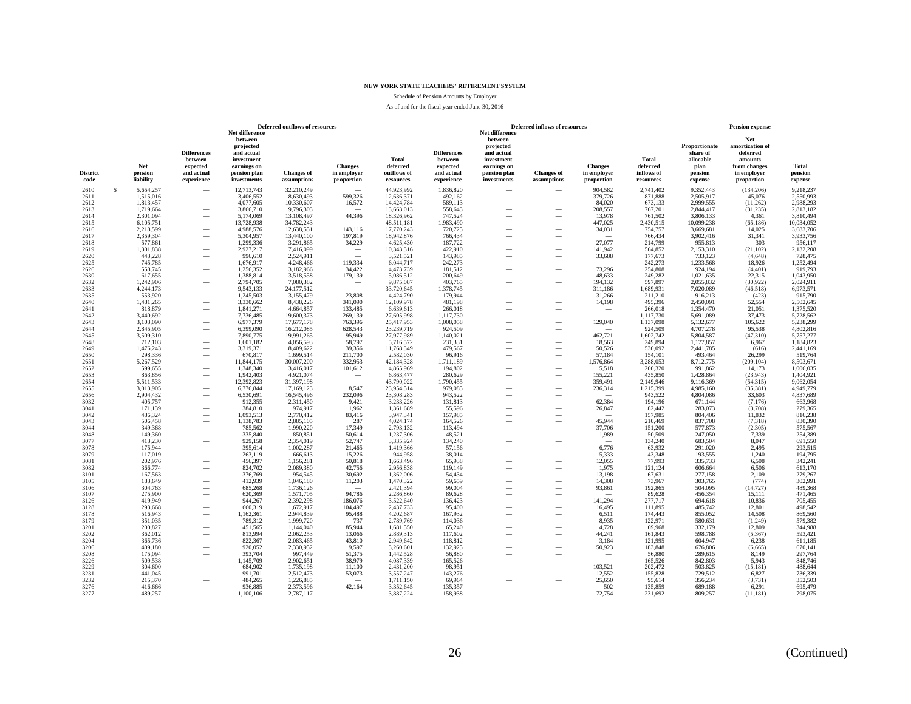**NEW YORK STATE TEACHERS' RETIREMENT SYSTEM**

Schedule of Pension Amounts by Employer

As of and for the fiscal year ended June 30, 2016

| | | Deferred outflows of resources | | | | | Deferred inflows of resources | | | | | Pension expense | | |
|---|---|---|---|---|---|---|---|---|---|---|---|---|---|---|
| District code | Net pension liability | Differences between expected and actual experience | Net difference between projected and actual investment earnings on pension plan investments | Changes of assumptions | Changes in employer proportion | Total deferred outflows of resources | Differences between expected and actual experience | Net difference between projected and actual investment earnings on pension plan investments | Changes of assumptions | Changes in employer proportion | Total deferred inflows of resources | Proportionate share of allocable plan pension expense | Net amortization of deferred amounts from changes in employer proportion | Total pension expense |
| 2610 | $ 5,654,257 | — | 12,713,743 | 32,210,249 | — | 44,923,992 | 1,836,820 | — | — | 904,582 | 2,741,402 | 9,352,443 | (134,206) | 9,218,237 |
| 2611 | 1,515,016 | — | 3,406,552 | 8,630,493 | 599,326 | 12,636,371 | 492,162 | — | — | 379,726 | 871,888 | 2,505,917 | 45,076 | 2,550,993 |
| 2612 | 1,813,457 | — | 4,077,605 | 10,330,607 | 16,572 | 14,424,784 | 589,113 | — | — | 84,020 | 673,133 | 2,999,555 | (11,262) | 2,988,293 |
| 2613 | 1,719,664 | — | 3,866,710 | 9,796,303 | — | 13,663,013 | 558,643 | — | — | 208,557 | 767,201 | 2,844,417 | (31,235) | 2,813,182 |
| 2614 | 2,301,094 | — | 5,174,069 | 13,108,497 | 44,396 | 18,326,962 | 747,524 | — | — | 13,978 | 761,502 | 3,806,133 | 4,361 | 3,810,494 |
| 2615 | 6,105,751 | — | 13,728,938 | 34,782,243 | — | 48,511,181 | 1,983,490 | — | — | 447,025 | 2,430,515 | 10,099,238 | (65,186) | 10,034,052 |
| 2616 | 2,218,599 | — | 4,988,576 | 12,638,551 | 143,116 | 17,770,243 | 720,725 | — | — | 34,031 | 754,757 | 3,669,681 | 14,025 | 3,683,706 |
| 2617 | 2,359,304 | — | 5,304,957 | 13,440,100 | 197,819 | 18,942,876 | 766,434 | — | — | — | 766,434 | 3,902,416 | 31,341 | 3,933,756 |
| 2618 | 577,861 | — | 1,299,336 | 3,291,865 | 34,229 | 4,625,430 | 187,722 | — | — | 27,077 | 214,799 | 955,813 | 303 | 956,117 |
| 2619 | 1,301,838 | — | 2,927,217 | 7,416,099 | — | 10,343,316 | 422,910 | — | — | 141,942 | 564,852 | 2,153,310 | (21,102) | 2,132,208 |
| 2620 | 443,228 | — | 996,610 | 2,524,911 | — | 3,521,521 | 143,985 | — | — | 33,688 | 177,673 | 733,123 | (4,648) | 728,475 |
| 2625 | 745,785 | — | 1,676,917 | 4,248,466 | 119,334 | 6,044,717 | 242,273 | — | — | — | 242,273 | 1,233,568 | 18,926 | 1,252,494 |
| 2626 | 558,745 | — | 1,256,352 | 3,182,966 | 34,422 | 4,473,739 | 181,512 | — | — | 73,296 | 254,808 | 924,194 | (4,401) | 919,793 |
| 2630 | 617,655 | — | 1,388,814 | 3,518,558 | 179,139 | 5,086,512 | 200,649 | — | — | 48,633 | 249,282 | 1,021,635 | 22,315 | 1,043,950 |
| 2632 | 1,242,906 | — | 2,794,705 | 7,080,382 | — | 9,875,087 | 403,765 | — | — | 194,132 | 597,897 | 2,055,832 | (30,922) | 2,024,911 |
| 2633 | 4,244,173 | — | 9,543,133 | 24,177,512 | — | 33,720,645 | 1,378,745 | — | — | 311,186 | 1,689,931 | 7,020,089 | (46,518) | 6,973,571 |
| 2635 | 553,920 | — | 1,245,503 | 3,155,479 | 23,808 | 4,424,790 | 179,944 | — | — | 31,266 | 211,210 | 916,213 | (423) | 915,790 |
| 2640 | 1,481,265 | — | 3,330,662 | 8,438,226 | 341,090 | 12,109,978 | 481,198 | — | — | 14,198 | 495,396 | 2,450,091 | 52,554 | 2,502,645 |
| 2641 | 818,879 | — | 1,841,271 | 4,664,857 | 133,485 | 6,639,613 | 266,018 | — | — | — | 266,018 | 1,354,470 | 21,051 | 1,375,520 |
| 2642 | 3,440,692 | — | 7,736,485 | 19,600,373 | 269,139 | 27,605,998 | 1,117,730 | — | — | — | 1,117,730 | 5,691,089 | 37,473 | 5,728,562 |
| 2643 | 3,103,090 | — | 6,977,379 | 17,677,178 | 763,396 | 25,417,953 | 1,008,058 | — | — | 129,040 | 1,137,098 | 5,132,677 | 105,622 | 5,238,299 |
| 2644 | 2,845,905 | — | 6,399,090 | 16,212,085 | 628,543 | 23,239,719 | 924,509 | — | — | — | 924,509 | 4,707,278 | 95,538 | 4,802,816 |
| 2645 | 3,509,310 | — | 7,890,775 | 19,991,265 | 95,949 | 27,977,989 | 1,140,021 | — | — | 462,721 | 1,602,742 | 5,804,587 | (47,310) | 5,757,277 |
| 2648 | 712,103 | — | 1,601,182 | 4,056,593 | 58,797 | 5,716,572 | 231,331 | — | — | 18,563 | 249,894 | 1,177,857 | 6,967 | 1,184,823 |
| 2649 | 1,476,243 | — | 3,319,371 | 8,409,622 | 39,356 | 11,768,349 | 479,567 | — | — | 50,526 | 530,092 | 2,441,785 | (616) | 2,441,169 |
| 2650 | 298,336 | — | 670,817 | 1,699,514 | 211,700 | 2,582,030 | 96,916 | — | — | 57,184 | 154,101 | 493,464 | 26,299 | 519,764 |
| 2651 | 5,267,529 | — | 11,844,175 | 30,007,200 | 332,953 | 42,184,328 | 1,711,189 | — | — | 1,576,864 | 3,288,053 | 8,712,775 | (209,104) | 8,503,671 |
| 2652 | 599,655 | — | 1,348,340 | 3,416,017 | 101,612 | 4,865,969 | 194,802 | — | — | 5,518 | 200,320 | 991,862 | 14,173 | 1,006,035 |
| 2653 | 863,856 | — | 1,942,403 | 4,921,074 | — | 6,863,477 | 280,629 | — | — | 155,221 | 435,850 | 1,428,864 | (23,943) | 1,404,921 |
| 2654 | 5,511,533 | — | 12,392,823 | 31,397,198 | — | 43,790,022 | 1,790,455 | — | — | 359,491 | 2,149,946 | 9,116,369 | (54,315) | 9,062,054 |
| 2655 | 3,013,905 | — | 6,776,844 | 17,169,123 | 8,547 | 23,954,514 | 979,085 | — | — | 236,314 | 1,215,399 | 4,985,160 | (35,381) | 4,949,779 |
| 2656 | 2,904,432 | — | 6,530,691 | 16,545,496 | 232,096 | 23,308,283 | 943,522 | — | — | — | 943,522 | 4,804,086 | 33,603 | 4,837,689 |
| 3032 | 405,757 | — | 912,355 | 2,311,450 | 9,421 | 3,233,226 | 131,813 | — | — | 62,384 | 194,196 | 671,144 | (7,176) | 663,968 |
| 3041 | 171,139 | — | 384,810 | 974,917 | 1,962 | 1,361,689 | 55,596 | — | — | 26,847 | 82,442 | 283,073 | (3,708) | 279,365 |
| 3042 | 486,324 | — | 1,093,513 | 2,770,412 | 83,416 | 3,947,341 | 157,985 | — | — | — | 157,985 | 804,406 | 11,832 | 816,238 |
| 3043 | 506,458 | — | 1,138,783 | 2,885,105 | 287 | 4,024,174 | 164,526 | — | — | 45,944 | 210,469 | 837,708 | (7,318) | 830,390 |
| 3044 | 349,368 | — | 785,562 | 1,990,220 | 17,349 | 2,793,132 | 113,494 | — | — | 37,706 | 151,200 | 577,873 | (2,305) | 575,567 |
| 3048 | 149,360 | — | 335,840 | 850,851 | 50,614 | 1,237,306 | 48,521 | — | — | 1,989 | 50,509 | 247,050 | 7,339 | 254,389 |
| 3077 | 413,230 | — | 929,158 | 2,354,019 | 52,747 | 3,335,924 | 134,240 | — | — | — | 134,240 | 683,504 | 8,047 | 691,550 |
| 3078 | 175,944 | — | 395,614 | 1,002,287 | 21,465 | 1,419,366 | 57,156 | — | — | 6,776 | 63,932 | 291,020 | 2,495 | 293,515 |
| 3079 | 117,019 | — | 263,119 | 666,613 | 15,226 | 944,958 | 38,014 | — | — | 5,333 | 43,348 | 193,555 | 1,240 | 194,795 |
| 3081 | 202,976 | — | 456,397 | 1,156,281 | 50,818 | 1,663,496 | 65,938 | — | — | 12,055 | 77,993 | 335,733 | 6,508 | 342,241 |
| 3082 | 366,774 | — | 824,702 | 2,089,380 | 42,756 | 2,956,838 | 119,149 | — | — | 1,975 | 121,124 | 606,664 | 6,506 | 613,170 |
| 3101 | 167,563 | — | 376,769 | 954,545 | 30,692 | 1,362,006 | 54,434 | — | — | 13,198 | 67,631 | 277,158 | 2,109 | 279,267 |
| 3105 | 183,649 | — | 412,939 | 1,046,180 | 11,203 | 1,470,322 | 59,659 | — | — | 14,308 | 73,967 | 303,765 | (774) | 302,991 |
| 3106 | 304,763 | — | 685,268 | 1,736,126 | — | 2,421,394 | 99,004 | — | — | 93,861 | 192,865 | 504,095 | (14,727) | 489,368 |
| 3107 | 275,900 | — | 620,369 | 1,571,705 | 94,786 | 2,286,860 | 89,628 | — | — | — | 89,628 | 456,354 | 15,111 | 471,465 |
| 3126 | 419,949 | — | 944,267 | 2,392,298 | 186,076 | 3,522,640 | 136,423 | — | — | 141,294 | 277,717 | 694,618 | 10,836 | 705,455 |
| 3128 | 293,668 | — | 660,319 | 1,672,917 | 104,497 | 2,437,733 | 95,400 | — | — | 16,495 | 111,895 | 485,742 | 12,801 | 498,542 |
| 3178 | 516,943 | — | 1,162,361 | 2,944,839 | 95,488 | 4,202,687 | 167,932 | — | — | 6,511 | 174,443 | 855,052 | 14,508 | 869,560 |
| 3179 | 351,035 | — | 789,312 | 1,999,720 | 737 | 2,789,769 | 114,036 | — | — | 8,935 | 122,971 | 580,631 | (1,249) | 579,382 |
| 3201 | 200,827 | — | 451,565 | 1,144,040 | 85,944 | 1,681,550 | 65,240 | — | — | 4,728 | 69,968 | 332,179 | 12,809 | 344,988 |
| 3202 | 362,012 | — | 813,994 | 2,062,253 | 13,066 | 2,889,313 | 117,602 | — | — | 44,241 | 161,843 | 598,788 | (5,367) | 593,421 |
| 3204 | 365,736 | — | 822,367 | 2,083,465 | 43,810 | 2,949,642 | 118,812 | — | — | 3,184 | 121,995 | 604,947 | 6,238 | 611,185 |
| 3206 | 409,180 | — | 920,052 | 2,330,952 | 9,597 | 3,260,601 | 132,925 | — | — | 50,923 | 183,848 | 676,806 | (6,665) | 670,141 |
| 3208 | 175,094 | — | 393,704 | 997,449 | 51,375 | 1,442,528 | 56,880 | — | — | — | 56,880 | 289,615 | 8,149 | 297,764 |
| 3226 | 509,538 | — | 1,145,709 | 2,902,651 | 38,979 | 4,087,339 | 165,526 | — | — | — | 165,526 | 842,803 | 5,943 | 848,746 |
| 3229 | 304,600 | — | 684,902 | 1,735,198 | 11,100 | 2,431,200 | 98,951 | — | — | 103,521 | 202,472 | 503,825 | (15,181) | 488,644 |
| 3231 | 441,045 | — | 991,701 | 2,512,473 | 53,073 | 3,557,247 | 143,276 | — | — | 12,552 | 155,828 | 729,512 | 6,827 | 736,339 |
| 3232 | 215,370 | — | 484,265 | 1,226,885 | — | 1,711,150 | 69,964 | — | — | 25,650 | 95,614 | 356,234 | (3,731) | 352,503 |
| 3276 | 416,666 | — | 936,885 | 2,373,596 | 42,164 | 3,352,645 | 135,357 | — | — | 502 | 135,859 | 689,188 | 6,291 | 695,479 |
| 3277 | 489,257 | — | 1,100,106 | 2,787,117 | — | 3,887,224 | 158,938 | — | — | 72,754 | 231,692 | 809,257 | (11,181) | 798,075 |

(Continued)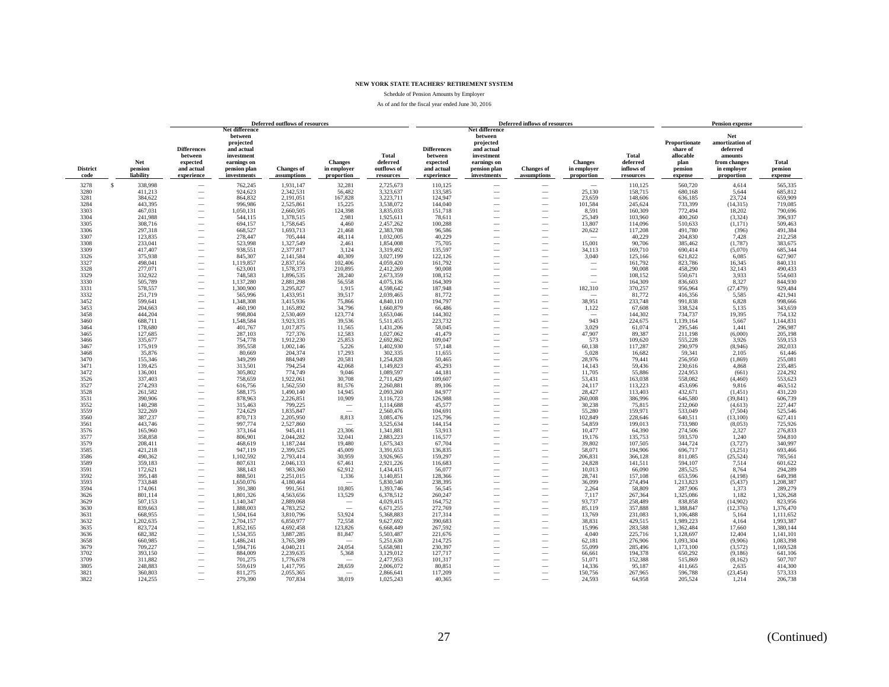**NEW YORK STATE TEACHERS' RETIREMENT SYSTEM**

Schedule of Pension Amounts by Employer

As of and for the fiscal year ended June 30, 2016

| | | Deferred outflows of resources | | | | | Deferred inflows of resources | | | | | Pension expense | | |
|---|---|---|---|---|---|---|---|---|---|---|---|---|---|---|
| District code | Net pension liability | Differences between expected and actual experience | Net difference between projected and actual investment earnings on pension plan investments | Changes of assumptions | Changes in employer proportion | Total deferred outflows of resources | Differences between expected and actual experience | Net difference between projected and actual investment earnings on pension plan investments | Changes of assumptions | Changes in employer proportion | Total deferred inflows of resources | Proportionate share of allocable plan pension expense | Net amortization of deferred amounts from changes in employer proportion | Total pension expense |
| 3278 | $ 338,998 | — | 762,245 | 1,931,147 | 32,281 | 2,725,673 | 110,125 | — | — | — | 110,125 | 560,720 | 4,614 | 565,335 |
| 3280 | 411,213 | — | 924,623 | 2,342,531 | 56,482 | 3,323,637 | 133,585 | — | — | 25,130 | 158,715 | 680,168 | 5,644 | 685,812 |
| 3281 | 384,622 | — | 864,832 | 2,191,051 | 167,828 | 3,223,711 | 124,947 | — | — | 23,659 | 148,606 | 636,185 | 23,724 | 659,909 |
| 3284 | 443,395 | — | 996,986 | 2,525,861 | 15,225 | 3,538,072 | 144,040 | — | — | 101,584 | 245,624 | 733,399 | (14,315) | 719,085 |
| 3303 | 467,031 | — | 1,050,131 | 2,660,505 | 124,398 | 3,835,033 | 151,718 | — | — | 8,591 | 160,309 | 772,494 | 18,202 | 790,696 |
| 3304 | 241,988 | — | 544,115 | 1,378,515 | 2,981 | 1,925,611 | 78,611 | — | — | 25,349 | 103,960 | 400,260 | (3,324) | 396,937 |
| 3305 | 308,716 | — | 694,157 | 1,758,645 | 4,460 | 2,457,262 | 100,288 | — | — | 13,807 | 114,096 | 510,633 | (1,171) | 509,463 |
| 3306 | 297,318 | — | 668,527 | 1,693,713 | 21,468 | 2,383,708 | 96,586 | — | — | 20,622 | 117,208 | 491,780 | (396) | 491,384 |
| 3307 | 123,835 | — | 278,447 | 705,444 | 48,114 | 1,032,005 | 40,229 | — | — | — | 40,229 | 204,830 | 7,428 | 212,258 |
| 3308 | 233,041 | — | 523,998 | 1,327,549 | 2,461 | 1,854,008 | 75,705 | — | — | 15,001 | 90,706 | 385,462 | (1,787) | 383,675 |
| 3309 | 417,407 | — | 938,551 | 2,377,817 | 3,124 | 3,319,492 | 135,597 | — | — | 34,113 | 169,710 | 690,414 | (5,070) | 685,344 |
| 3326 | 375,938 | — | 845,307 | 2,141,584 | 40,309 | 3,027,199 | 122,126 | — | — | 3,040 | 125,166 | 621,822 | 6,085 | 627,907 |
| 3327 | 498,041 | — | 1,119,857 | 2,837,156 | 102,406 | 4,059,420 | 161,792 | — | — | — | 161,792 | 823,786 | 16,345 | 840,131 |
| 3328 | 277,071 | — | 623,001 | 1,578,373 | 210,895 | 2,412,269 | 90,008 | — | — | — | 90,008 | 458,290 | 32,143 | 490,433 |
| 3329 | 332,922 | — | 748,583 | 1,896,535 | 28,240 | 2,673,359 | 108,152 | — | — | — | 108,152 | 550,671 | 3,933 | 554,603 |
| 3330 | 505,789 | — | 1,137,280 | 2,881,298 | 56,558 | 4,075,136 | 164,309 | — | — | — | 164,309 | 836,603 | 8,327 | 844,930 |
| 3331 | 578,557 | — | 1,300,900 | 3,295,827 | 1,915 | 4,598,642 | 187,948 | — | — | 182,310 | 370,257 | 956,964 | (27,479) | 929,484 |
| 3332 | 251,719 | — | 565,996 | 1,433,951 | 39,517 | 2,039,465 | 81,772 | — | — | — | 81,772 | 416,356 | 5,585 | 421,941 |
| 3452 | 599,641 | — | 1,348,308 | 3,415,936 | 75,866 | 4,840,110 | 194,797 | — | — | 38,951 | 233,748 | 991,838 | 6,828 | 998,666 |
| 3453 | 204,663 | — | 460,190 | 1,165,892 | 34,796 | 1,660,879 | 66,486 | — | — | 1,122 | 67,608 | 338,524 | 5,135 | 343,659 |
| 3458 | 444,204 | — | 998,804 | 2,530,469 | 123,774 | 3,653,046 | 144,302 | — | — | — | 144,302 | 734,737 | 19,395 | 754,132 |
| 3460 | 688,711 | — | 1,548,584 | 3,923,335 | 39,536 | 5,511,455 | 223,732 | — | — | 943 | 224,675 | 1,139,164 | 5,667 | 1,144,831 |
| 3464 | 178,680 | — | 401,767 | 1,017,875 | 11,565 | 1,431,206 | 58,045 | — | — | 3,029 | 61,074 | 295,546 | 1,441 | 296,987 |
| 3465 | 127,685 | — | 287,103 | 727,376 | 12,583 | 1,027,062 | 41,479 | — | — | 47,907 | 89,387 | 211,198 | (6,000) | 205,198 |
| 3466 | 335,677 | — | 754,778 | 1,912,230 | 25,853 | 2,692,862 | 109,047 | — | — | 573 | 109,620 | 555,228 | 3,926 | 559,153 |
| 3467 | 175,919 | — | 395,558 | 1,002,146 | 5,226 | 1,402,930 | 57,148 | — | — | 60,138 | 117,287 | 290,979 | (8,946) | 282,033 |
| 3468 | 35,876 | — | 80,669 | 204,374 | 17,293 | 302,335 | 11,655 | — | — | 5,028 | 16,682 | 59,341 | 2,105 | 61,446 |
| 3470 | 155,346 | — | 349,299 | 884,949 | 20,581 | 1,254,828 | 50,465 | — | — | 28,976 | 79,441 | 256,950 | (1,869) | 255,081 |
| 3471 | 139,425 | — | 313,501 | 794,254 | 42,068 | 1,149,823 | 45,293 | — | — | 14,143 | 59,436 | 230,616 | 4,868 | 235,485 |
| 3472 | 136,001 | — | 305,802 | 774,749 | 9,046 | 1,089,597 | 44,181 | — | — | 11,705 | 55,886 | 224,953 | (661) | 224,292 |
| 3526 | 337,403 | — | 758,659 | 1,922,061 | 30,708 | 2,711,429 | 109,607 | — | — | 53,431 | 163,038 | 558,082 | (4,460) | 553,623 |
| 3527 | 274,293 | — | 616,756 | 1,562,550 | 81,576 | 2,260,881 | 89,106 | — | — | 24,117 | 113,223 | 453,696 | 9,816 | 463,512 |
| 3528 | 261,582 | — | 588,175 | 1,490,140 | 14,945 | 2,093,260 | 84,977 | — | — | 28,427 | 113,403 | 432,671 | (1,451) | 431,220 |
| 3531 | 390,906 | — | 878,963 | 2,226,851 | 10,909 | 3,116,723 | 126,988 | — | — | 260,008 | 386,996 | 646,580 | (39,841) | 606,739 |
| 3552 | 140,298 | — | 315,463 | 799,225 | — | 1,114,688 | 45,577 | — | — | 30,238 | 75,815 | 232,060 | (4,613) | 227,447 |
| 3559 | 322,269 | — | 724,629 | 1,835,847 | — | 2,560,476 | 104,691 | — | — | 55,280 | 159,971 | 533,049 | (7,504) | 525,546 |
| 3560 | 387,237 | — | 870,713 | 2,205,950 | 8,813 | 3,085,476 | 125,796 | — | — | 102,849 | 228,646 | 640,511 | (13,100) | 627,411 |
| 3561 | 443,746 | — | 997,774 | 2,527,860 | — | 3,525,634 | 144,154 | — | — | 54,859 | 199,013 | 733,980 | (8,053) | 725,926 |
| 3576 | 165,960 | — | 373,164 | 945,411 | 23,306 | 1,341,881 | 53,913 | — | — | 10,477 | 64,390 | 274,506 | 2,327 | 276,833 |
| 3577 | 358,858 | — | 806,901 | 2,044,282 | 32,041 | 2,883,223 | 116,577 | — | — | 19,176 | 135,753 | 593,570 | 1,240 | 594,810 |
| 3579 | 208,411 | — | 468,619 | 1,187,244 | 19,480 | 1,675,343 | 67,704 | — | — | 39,802 | 107,505 | 344,724 | (3,727) | 340,997 |
| 3585 | 421,218 | — | 947,119 | 2,399,525 | 45,009 | 3,391,653 | 136,835 | — | — | 58,071 | 194,906 | 696,717 | (3,251) | 693,466 |
| 3586 | 490,362 | — | 1,102,592 | 2,793,414 | 30,959 | 3,926,965 | 159,297 | — | — | 206,831 | 366,128 | 811,085 | (25,524) | 785,561 |
| 3589 | 359,183 | — | 807,631 | 2,046,133 | 67,461 | 2,921,226 | 116,683 | — | — | 24,828 | 141,511 | 594,107 | 7,514 | 601,622 |
| 3591 | 172,621 | — | 388,143 | 983,360 | 62,912 | 1,434,415 | 56,077 | — | — | 10,013 | 66,090 | 285,525 | 8,764 | 294,289 |
| 3592 | 395,148 | — | 888,501 | 2,251,015 | 1,336 | 3,140,851 | 128,366 | — | — | 28,741 | 157,108 | 653,596 | (4,198) | 649,398 |
| 3593 | 733,848 | — | 1,650,076 | 4,180,464 | — | 5,830,540 | 238,395 | — | — | 36,099 | 274,494 | 1,213,823 | (5,437) | 1,208,387 |
| 3594 | 174,061 | — | 391,380 | 991,561 | 10,805 | 1,393,746 | 56,545 | — | — | 2,264 | 58,809 | 287,906 | 1,373 | 289,279 |
| 3626 | 801,114 | — | 1,801,326 | 4,563,656 | 13,529 | 6,378,512 | 260,247 | — | — | 7,117 | 267,364 | 1,325,086 | 1,182 | 1,326,268 |
| 3629 | 507,153 | — | 1,140,347 | 2,889,068 | — | 4,029,415 | 164,752 | — | — | 93,737 | 258,489 | 838,858 | (14,902) | 823,956 |
| 3630 | 839,663 | — | 1,888,003 | 4,783,252 | — | 6,671,255 | 272,769 | — | — | 85,119 | 357,888 | 1,388,847 | (12,376) | 1,376,470 |
| 3631 | 668,955 | — | 1,504,164 | 3,810,796 | 53,924 | 5,368,883 | 217,314 | — | — | 13,769 | 231,083 | 1,106,488 | 5,164 | 1,111,652 |
| 3632 | 1,202,635 | — | 2,704,157 | 6,850,977 | 72,558 | 9,627,692 | 390,683 | — | — | 38,831 | 429,515 | 1,989,223 | 4,164 | 1,993,387 |
| 3635 | 823,724 | — | 1,852,165 | 4,692,458 | 123,826 | 6,668,449 | 267,592 | — | — | 15,996 | 283,588 | 1,362,484 | 17,660 | 1,380,144 |
| 3636 | 682,382 | — | 1,534,355 | 3,887,285 | 81,847 | 5,503,487 | 221,676 | — | — | 4,040 | 225,716 | 1,128,697 | 12,404 | 1,141,101 |
| 3658 | 660,985 | — | 1,486,241 | 3,765,389 | — | 5,251,630 | 214,725 | — | — | 62,181 | 276,906 | 1,093,304 | (9,906) | 1,083,398 |
| 3679 | 709,227 | — | 1,594,716 | 4,040,211 | 24,054 | 5,658,981 | 230,397 | — | — | 55,099 | 285,496 | 1,173,100 | (3,572) | 1,169,528 |
| 3702 | 393,150 | — | 884,009 | 2,239,635 | 5,368 | 3,129,012 | 127,717 | — | — | 66,661 | 194,378 | 650,292 | (9,186) | 641,106 |
| 3709 | 311,882 | — | 701,275 | 1,776,678 | — | 2,477,953 | 101,317 | — | — | 51,071 | 152,388 | 515,869 | (8,162) | 507,707 |
| 3805 | 248,883 | — | 559,619 | 1,417,795 | 28,659 | 2,006,072 | 80,851 | — | — | 14,336 | 95,187 | 411,665 | 2,635 | 414,300 |
| 3821 | 360,803 | — | 811,275 | 2,055,365 | — | 2,866,641 | 117,209 | — | — | 150,756 | 267,965 | 596,788 | (23,454) | 573,333 |
| 3822 | 124,255 | — | 279,390 | 707,834 | 38,019 | 1,025,243 | 40,365 | — | — | 24,593 | 64,958 | 205,524 | 1,214 | 206,738 |

(Continued)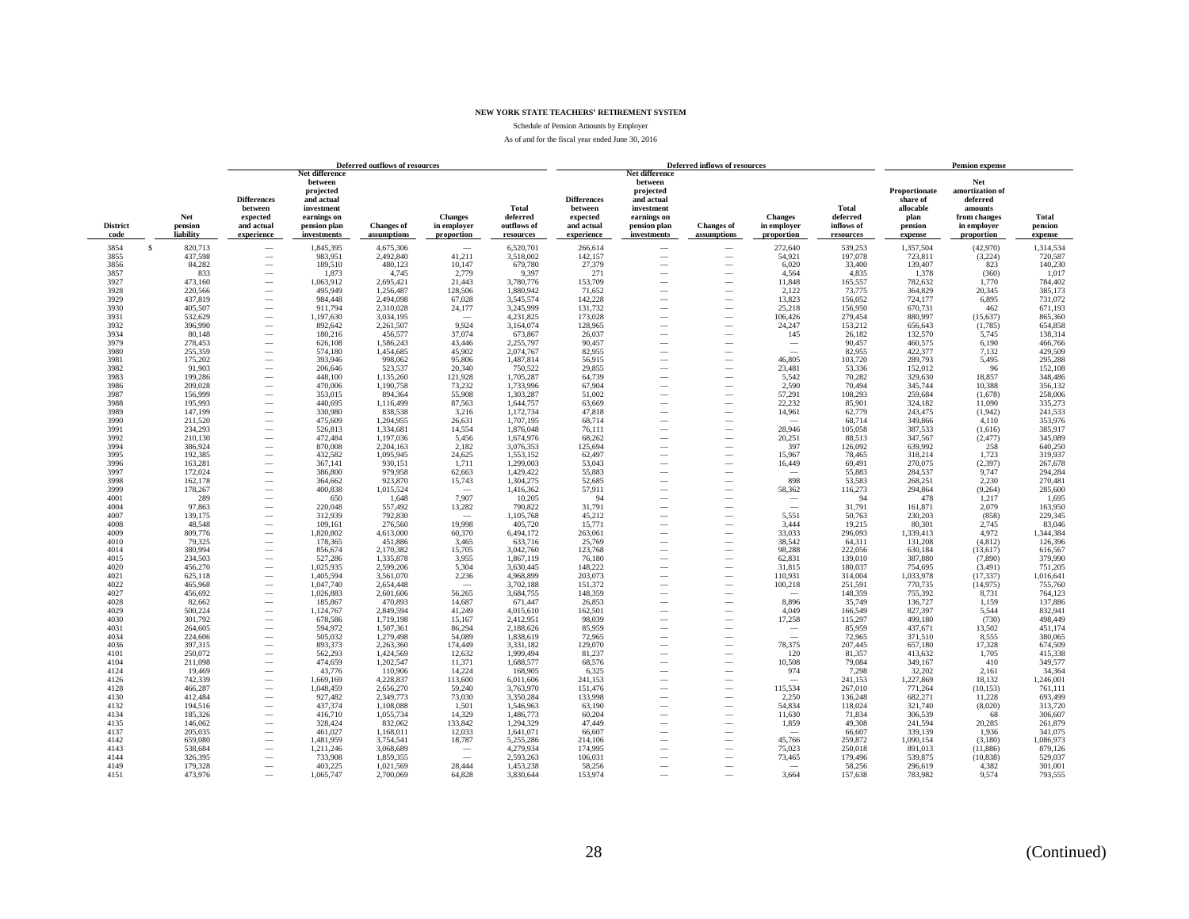**NEW YORK STATE TEACHERS' RETIREMENT SYSTEM**

Schedule of Pension Amounts by Employer

As of and for the fiscal year ended June 30, 2016

| | | Deferred outflows of resources | | | | | Deferred inflows of resources | | | | | Pension expense | | |
|---|---|---|---|---|---|---|---|---|---|---|---|---|---|---|
| District code | Net pension liability | Differences between expected and actual experience | Net difference between projected and actual investment earnings on pension plan investments | Changes of assumptions | Changes in employer proportion | Total deferred outflows of resources | Differences between expected and actual experience | Net difference between projected and actual investment earnings on pension plan investments | Changes of assumptions | Changes in employer proportion | Total deferred inflows of resources | Proportionate share of allocable plan pension expense | Net amortization of deferred amounts from changes in employer proportion | Total pension expense |
| 3854 | $ 820,713 | — | 1,845,395 | 4,675,306 | — | 6,520,701 | 266,614 | — | — | 272,640 | 539,253 | 1,357,504 | (42,970) | 1,314,534 |
| 3855 | 437,598 | — | 983,951 | 2,492,840 | 41,211 | 3,518,002 | 142,157 | — | — | 54,921 | 197,078 | 723,811 | (3,224) | 720,587 |
| 3856 | 84,282 | — | 189,510 | 480,123 | 10,147 | 679,780 | 27,379 | — | — | 6,020 | 33,400 | 139,407 | 823 | 140,230 |
| 3857 | 833 | — | 1,873 | 4,745 | 2,779 | 9,397 | 271 | — | — | 4,564 | 4,835 | 1,378 | (360) | 1,017 |
| 3927 | 473,160 | — | 1,063,912 | 2,695,421 | 21,443 | 3,780,776 | 153,709 | — | — | 11,848 | 165,557 | 782,632 | 1,770 | 784,402 |
| 3928 | 220,566 | — | 495,949 | 1,256,487 | 128,506 | 1,880,942 | 71,652 | — | — | 2,122 | 73,775 | 364,829 | 20,345 | 385,173 |
| 3929 | 437,819 | — | 984,448 | 2,494,098 | 67,028 | 3,545,574 | 142,228 | — | — | 13,823 | 156,052 | 724,177 | 6,895 | 731,072 |
| 3930 | 405,507 | — | 911,794 | 2,310,028 | 24,177 | 3,245,999 | 131,732 | — | — | 25,218 | 156,950 | 670,731 | 462 | 671,193 |
| 3931 | 532,629 | — | 1,197,630 | 3,034,195 | — | 4,231,825 | 173,028 | — | — | 106,426 | 279,454 | 880,997 | (15,637) | 865,360 |
| 3932 | 396,990 | — | 892,642 | 2,261,507 | 9,924 | 3,164,074 | 128,965 | — | — | 24,247 | 153,212 | 656,643 | (1,785) | 654,858 |
| 3934 | 80,148 | — | 180,216 | 456,577 | 37,074 | 673,867 | 26,037 | — | — | 145 | 26,182 | 132,570 | 5,745 | 138,314 |
| 3979 | 278,453 | — | 626,108 | 1,586,243 | 43,446 | 2,255,797 | 90,457 | — | — | — | 90,457 | 460,575 | 6,190 | 466,766 |
| 3980 | 255,359 | — | 574,180 | 1,454,685 | 45,902 | 2,074,767 | 82,955 | — | — | — | 82,955 | 422,377 | 7,132 | 429,509 |
| 3981 | 175,202 | — | 393,946 | 998,062 | 95,806 | 1,487,814 | 56,915 | — | — | 46,805 | 103,720 | 289,793 | 5,495 | 295,288 |
| 3982 | 91,903 | — | 206,646 | 523,537 | 20,340 | 750,522 | 29,855 | — | — | 23,481 | 53,336 | 152,012 | 96 | 152,108 |
| 3983 | 199,286 | — | 448,100 | 1,135,260 | 121,928 | 1,705,287 | 64,739 | — | — | 5,542 | 70,282 | 329,630 | 18,857 | 348,486 |
| 3986 | 209,028 | — | 470,006 | 1,190,758 | 73,232 | 1,733,996 | 67,904 | — | — | 2,590 | 70,494 | 345,744 | 10,388 | 356,132 |
| 3987 | 156,999 | — | 353,015 | 894,364 | 55,908 | 1,303,287 | 51,002 | — | — | 57,291 | 108,293 | 259,684 | (1,678) | 258,006 |
| 3988 | 195,993 | — | 440,695 | 1,116,499 | 87,563 | 1,644,757 | 63,669 | — | — | 22,232 | 85,901 | 324,182 | 11,090 | 335,273 |
| 3989 | 147,199 | — | 330,980 | 838,538 | 3,216 | 1,172,734 | 47,818 | — | — | 14,961 | 62,779 | 243,475 | (1,942) | 241,533 |
| 3990 | 211,520 | — | 475,609 | 1,204,955 | 26,631 | 1,707,195 | 68,714 | — | — | — | 68,714 | 349,866 | 4,110 | 353,976 |
| 3991 | 234,293 | — | 526,813 | 1,334,681 | 14,554 | 1,876,048 | 76,111 | — | — | 28,946 | 105,058 | 387,533 | (1,616) | 385,917 |
| 3992 | 210,130 | — | 472,484 | 1,197,036 | 5,456 | 1,674,976 | 68,262 | — | — | 20,251 | 88,513 | 347,567 | (2,477) | 345,089 |
| 3994 | 386,924 | — | 870,008 | 2,204,163 | 2,182 | 3,076,353 | 125,694 | — | — | 397 | 126,092 | 639,992 | 258 | 640,250 |
| 3995 | 192,385 | — | 432,582 | 1,095,945 | 24,625 | 1,553,152 | 62,497 | — | — | 15,967 | 78,465 | 318,214 | 1,723 | 319,937 |
| 3996 | 163,281 | — | 367,141 | 930,151 | 1,711 | 1,299,003 | 53,043 | — | — | 16,449 | 69,491 | 270,075 | (2,397) | 267,678 |
| 3997 | 172,024 | — | 386,800 | 979,958 | 62,663 | 1,429,422 | 55,883 | — | — | — | 55,883 | 284,537 | 9,747 | 294,284 |
| 3998 | 162,178 | — | 364,662 | 923,870 | 15,743 | 1,304,275 | 52,685 | — | — | 898 | 53,583 | 268,251 | 2,230 | 270,481 |
| 3999 | 178,267 | — | 400,838 | 1,015,524 | — | 1,416,362 | 57,911 | — | — | 58,362 | 116,273 | 294,864 | (9,264) | 285,600 |
| 4001 | 289 | — | 650 | 1,648 | 7,907 | 10,205 | 94 | — | — | — | 94 | 478 | 1,217 | 1,695 |
| 4004 | 97,863 | — | 220,048 | 557,492 | 13,282 | 790,822 | 31,791 | — | — | — | 31,791 | 161,871 | 2,079 | 163,950 |
| 4007 | 139,175 | — | 312,939 | 792,830 | — | 1,105,768 | 45,212 | — | — | 5,551 | 50,763 | 230,203 | (858) | 229,345 |
| 4008 | 48,548 | — | 109,161 | 276,560 | 19,998 | 405,720 | 15,771 | — | — | 3,444 | 19,215 | 80,301 | 2,745 | 83,046 |
| 4009 | 809,776 | — | 1,820,802 | 4,613,000 | 60,370 | 6,494,172 | 263,061 | — | — | 33,033 | 296,093 | 1,339,413 | 4,972 | 1,344,384 |
| 4010 | 79,325 | — | 178,365 | 451,886 | 3,465 | 633,716 | 25,769 | — | — | 38,542 | 64,311 | 131,208 | (4,812) | 126,396 |
| 4014 | 380,994 | — | 856,674 | 2,170,382 | 15,705 | 3,042,760 | 123,768 | — | — | 98,288 | 222,056 | 630,184 | (13,617) | 616,567 |
| 4015 | 234,503 | — | 527,286 | 1,335,878 | 3,955 | 1,867,119 | 76,180 | — | — | 62,831 | 139,010 | 387,880 | (7,890) | 379,990 |
| 4020 | 456,270 | — | 1,025,935 | 2,599,206 | 5,304 | 3,630,445 | 148,222 | — | — | 31,815 | 180,037 | 754,695 | (3,491) | 751,205 |
| 4021 | 625,118 | — | 1,405,594 | 3,561,070 | 2,236 | 4,968,899 | 203,073 | — | — | 110,931 | 314,004 | 1,033,978 | (17,337) | 1,016,641 |
| 4022 | 465,968 | — | 1,047,740 | 2,654,448 | — | 3,702,188 | 151,372 | — | — | 100,218 | 251,591 | 770,735 | (14,975) | 755,760 |
| 4027 | 456,692 | — | 1,026,883 | 2,601,606 | 56,265 | 3,684,755 | 148,359 | — | — | — | 148,359 | 755,392 | 8,731 | 764,123 |
| 4028 | 82,662 | — | 185,867 | 470,893 | 14,687 | 671,447 | 26,853 | — | — | 8,896 | 35,749 | 136,727 | 1,159 | 137,886 |
| 4029 | 500,224 | — | 1,124,767 | 2,849,594 | 41,249 | 4,015,610 | 162,501 | — | — | 4,049 | 166,549 | 827,397 | 5,544 | 832,941 |
| 4030 | 301,792 | — | 678,586 | 1,719,198 | 15,167 | 2,412,951 | 98,039 | — | — | 17,258 | 115,297 | 499,180 | (730) | 498,449 |
| 4031 | 264,605 | — | 594,972 | 1,507,361 | 86,294 | 2,188,626 | 85,959 | — | — | — | 85,959 | 437,671 | 13,502 | 451,174 |
| 4034 | 224,606 | — | 505,032 | 1,279,498 | 54,089 | 1,838,619 | 72,965 | — | — | — | 72,965 | 371,510 | 8,555 | 380,065 |
| 4036 | 397,315 | — | 893,373 | 2,263,360 | 174,449 | 3,331,182 | 129,070 | — | — | 78,375 | 207,445 | 657,180 | 17,328 | 674,509 |
| 4101 | 250,072 | — | 562,293 | 1,424,569 | 12,632 | 1,999,494 | 81,237 | — | — | 120 | 81,357 | 413,632 | 1,705 | 415,338 |
| 4104 | 211,098 | — | 474,659 | 1,202,547 | 11,371 | 1,688,577 | 68,576 | — | — | 10,508 | 79,084 | 349,167 | 410 | 349,577 |
| 4124 | 19,469 | — | 43,776 | 110,906 | 14,224 | 168,905 | 6,325 | — | — | 974 | 7,298 | 32,202 | 2,161 | 34,364 |
| 4126 | 742,339 | — | 1,669,169 | 4,228,837 | 113,600 | 6,011,606 | 241,153 | — | — | — | 241,153 | 1,227,869 | 18,132 | 1,246,001 |
| 4128 | 466,287 | — | 1,048,459 | 2,656,270 | 59,240 | 3,763,970 | 151,476 | — | — | 115,534 | 267,010 | 771,264 | (10,153) | 761,111 |
| 4130 | 412,484 | — | 927,482 | 2,349,773 | 73,030 | 3,350,284 | 133,998 | — | — | 2,250 | 136,248 | 682,271 | 11,228 | 693,499 |
| 4132 | 194,516 | — | 437,374 | 1,108,088 | 1,501 | 1,546,963 | 63,190 | — | — | 54,834 | 118,024 | 321,740 | (8,020) | 313,720 |
| 4134 | 185,326 | — | 416,710 | 1,055,734 | 14,329 | 1,486,773 | 60,204 | — | — | 11,630 | 71,834 | 306,539 | 68 | 306,607 |
| 4135 | 146,062 | — | 328,424 | 832,062 | 133,842 | 1,294,329 | 47,449 | — | — | 1,859 | 49,308 | 241,594 | 20,285 | 261,879 |
| 4137 | 205,035 | — | 461,027 | 1,168,011 | 12,033 | 1,641,071 | 66,607 | — | — | — | 66,607 | 339,139 | 1,936 | 341,075 |
| 4142 | 659,080 | — | 1,481,959 | 3,754,541 | 18,787 | 5,255,286 | 214,106 | — | — | 45,766 | 259,872 | 1,090,154 | (3,180) | 1,086,973 |
| 4143 | 538,684 | — | 1,211,246 | 3,068,689 | — | 4,279,934 | 174,995 | — | — | 75,023 | 250,018 | 891,013 | (11,886) | 879,126 |
| 4144 | 326,395 | — | 733,908 | 1,859,355 | — | 2,593,263 | 106,031 | — | — | 73,465 | 179,496 | 539,875 | (10,838) | 529,037 |
| 4149 | 179,328 | — | 403,225 | 1,021,569 | 28,444 | 1,453,238 | 58,256 | — | — | — | 58,256 | 296,619 | 4,382 | 301,001 |
| 4151 | 473,976 | — | 1,065,747 | 2,700,069 | 64,828 | 3,830,644 | 153,974 | — | — | 3,664 | 157,638 | 783,982 | 9,574 | 793,555 |

(Continued)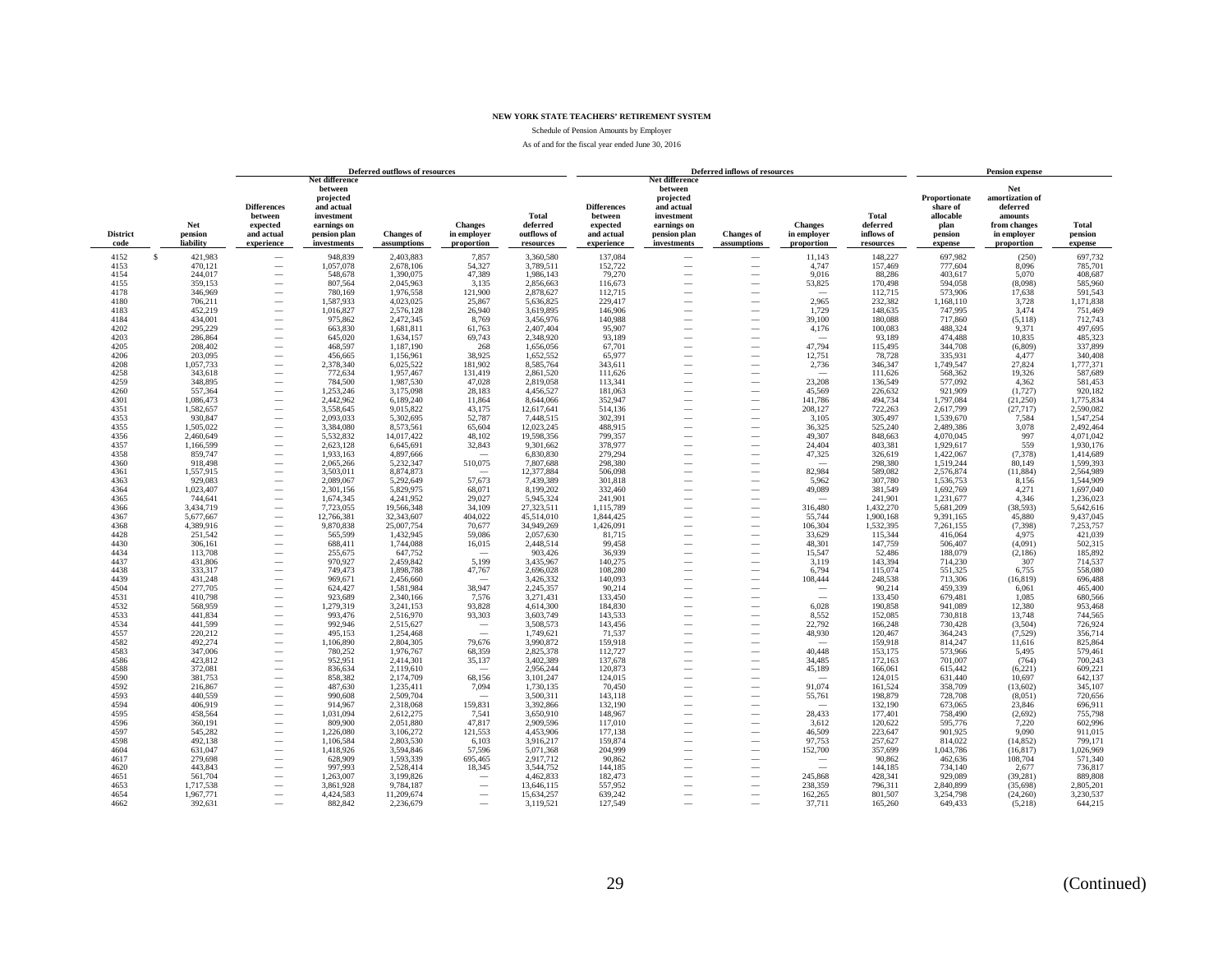**NEW YORK STATE TEACHERS' RETIREMENT SYSTEM**

Schedule of Pension Amounts by Employer

As of and for the fiscal year ended June 30, 2016

| | | Deferred outflows of resources | | | | | Deferred inflows of resources | | | | | Pension expense | | |
|---|---|---|---|---|---|---|---|---|---|---|---|---|---|---|
| District code | Net pension liability | Differences between expected and actual experience | Net difference between projected and actual investment earnings on pension plan investments | Changes of assumptions | Changes in employer proportion | Total deferred outflows of resources | Differences between expected and actual experience | Net difference between projected and actual investment earnings on pension plan investments | Changes of assumptions | Changes in employer proportion | Total deferred inflows of resources | Proportionate share of allocable plan pension expense | Net amortization of deferred amounts from changes in employer proportion | Total pension expense |
| 4152 | $ 421,983 | — | 948,839 | 2,403,883 | 7,857 | 3,360,580 | 137,084 | — | — | 11,143 | 148,227 | 697,982 | (250) | 697,732 |
| 4153 | 470,121 | — | 1,057,078 | 2,678,106 | 54,327 | 3,789,511 | 152,722 | — | — | 4,747 | 157,469 | 777,604 | 8,096 | 785,701 |
| 4154 | 244,017 | — | 548,678 | 1,390,075 | 47,389 | 1,986,143 | 79,270 | — | — | 9,016 | 88,286 | 403,617 | 5,070 | 408,687 |
| 4155 | 359,153 | — | 807,564 | 2,045,963 | 3,135 | 2,856,663 | 116,673 | — | — | 53,825 | 170,498 | 594,058 | (8,098) | 585,960 |
| 4178 | 346,969 | — | 780,169 | 1,976,558 | 121,900 | 2,878,627 | 112,715 | — | — | — | 112,715 | 573,906 | 17,638 | 591,543 |
| 4180 | 706,211 | — | 1,587,933 | 4,023,025 | 25,867 | 5,636,825 | 229,417 | — | — | 2,965 | 232,382 | 1,168,110 | 3,728 | 1,171,838 |
| 4183 | 452,219 | — | 1,016,827 | 2,576,128 | 26,940 | 3,619,895 | 146,906 | — | — | 1,729 | 148,635 | 747,995 | 3,474 | 751,469 |
| 4184 | 434,001 | — | 975,862 | 2,472,345 | 8,769 | 3,456,976 | 140,988 | — | — | 39,100 | 180,088 | 717,860 | (5,118) | 712,743 |
| 4202 | 295,229 | — | 663,830 | 1,681,811 | 61,763 | 2,407,404 | 95,907 | — | — | 4,176 | 100,083 | 488,324 | 9,371 | 497,695 |
| 4203 | 286,864 | — | 645,020 | 1,634,157 | 69,743 | 2,348,920 | 93,189 | — | — | — | 93,189 | 474,488 | 10,835 | 485,323 |
| 4205 | 208,402 | — | 468,597 | 1,187,190 | 268 | 1,656,056 | 67,701 | — | — | 47,794 | 115,495 | 344,708 | (6,809) | 337,899 |
| 4206 | 203,095 | — | 456,665 | 1,156,961 | 38,925 | 1,652,552 | 65,977 | — | — | 12,751 | 78,728 | 335,931 | 4,477 | 340,408 |
| 4208 | 1,057,733 | — | 2,378,340 | 6,025,522 | 181,902 | 8,585,764 | 343,611 | — | — | 2,736 | 346,347 | 1,749,547 | 27,824 | 1,777,371 |
| 4258 | 343,618 | — | 772,634 | 1,957,467 | 131,419 | 2,861,520 | 111,626 | — | — | — | 111,626 | 568,362 | 19,326 | 587,689 |
| 4259 | 348,895 | — | 784,500 | 1,987,530 | 47,028 | 2,819,058 | 113,341 | — | — | 23,208 | 136,549 | 577,092 | 4,362 | 581,453 |
| 4260 | 557,364 | — | 1,253,246 | 3,175,098 | 28,183 | 4,456,527 | 181,063 | — | — | 45,569 | 226,632 | 921,909 | (1,727) | 920,182 |
| 4301 | 1,086,473 | — | 2,442,962 | 6,189,240 | 11,864 | 8,644,066 | 352,947 | — | — | 141,786 | 494,734 | 1,797,084 | (21,250) | 1,775,834 |
| 4351 | 1,582,657 | — | 3,558,645 | 9,015,822 | 43,175 | 12,617,641 | 514,136 | — | — | 208,127 | 722,263 | 2,617,799 | (27,717) | 2,590,082 |
| 4353 | 930,847 | — | 2,093,033 | 5,302,695 | 52,787 | 7,448,515 | 302,391 | — | — | 3,105 | 305,497 | 1,539,670 | 7,584 | 1,547,254 |
| 4355 | 1,505,022 | — | 3,384,080 | 8,573,561 | 65,604 | 12,023,245 | 488,915 | — | — | 36,325 | 525,240 | 2,489,386 | 3,078 | 2,492,464 |
| 4356 | 2,460,649 | — | 5,532,832 | 14,017,422 | 48,102 | 19,598,356 | 799,357 | — | — | 49,307 | 848,663 | 4,070,045 | 997 | 4,071,042 |
| 4357 | 1,166,599 | — | 2,623,128 | 6,645,691 | 32,843 | 9,301,662 | 378,977 | — | — | 24,404 | 403,381 | 1,929,617 | 559 | 1,930,176 |
| 4358 | 859,747 | — | 1,933,163 | 4,897,666 | — | 6,830,830 | 279,294 | — | — | 47,325 | 326,619 | 1,422,067 | (7,378) | 1,414,689 |
| 4360 | 918,498 | — | 2,065,266 | 5,232,347 | 510,075 | 7,807,688 | 298,380 | — | — | — | 298,380 | 1,519,244 | 80,149 | 1,599,393 |
| 4361 | 1,557,915 | — | 3,503,011 | 8,874,873 | — | 12,377,884 | 506,098 | — | — | 82,984 | 589,082 | 2,576,874 | (11,884) | 2,564,989 |
| 4363 | 929,083 | — | 2,089,067 | 5,292,649 | 57,673 | 7,439,389 | 301,818 | — | — | 5,962 | 307,780 | 1,536,753 | 8,156 | 1,544,909 |
| 4364 | 1,023,407 | — | 2,301,156 | 5,829,975 | 68,071 | 8,199,202 | 332,460 | — | — | 49,089 | 381,549 | 1,692,769 | 4,271 | 1,697,040 |
| 4365 | 744,641 | — | 1,674,345 | 4,241,952 | 29,027 | 5,945,324 | 241,901 | — | — | — | 241,901 | 1,231,677 | 4,346 | 1,236,023 |
| 4366 | 3,434,719 | — | 7,723,055 | 19,566,348 | 34,109 | 27,323,511 | 1,115,789 | — | — | 316,480 | 1,432,270 | 5,681,209 | (38,593) | 5,642,616 |
| 4367 | 5,677,667 | — | 12,766,381 | 32,343,607 | 404,022 | 45,514,010 | 1,844,425 | — | — | 55,744 | 1,900,168 | 9,391,165 | 45,880 | 9,437,045 |
| 4368 | 4,389,916 | — | 9,870,838 | 25,007,754 | 70,677 | 34,949,269 | 1,426,091 | — | — | 106,304 | 1,532,395 | 7,261,155 | (7,398) | 7,253,757 |
| 4428 | 251,542 | — | 565,599 | 1,432,945 | 59,086 | 2,057,630 | 81,715 | — | — | 33,629 | 115,344 | 416,064 | 4,975 | 421,039 |
| 4430 | 306,161 | — | 688,411 | 1,744,088 | 16,015 | 2,448,514 | 99,458 | — | — | 48,301 | 147,759 | 506,407 | (4,091) | 502,315 |
| 4434 | 113,708 | — | 255,675 | 647,752 | — | 903,426 | 36,939 | — | — | 15,547 | 52,486 | 188,079 | (2,186) | 185,892 |
| 4437 | 431,806 | — | 970,927 | 2,459,842 | 5,199 | 3,435,967 | 140,275 | — | — | 3,119 | 143,394 | 714,230 | 307 | 714,537 |
| 4438 | 333,317 | — | 749,473 | 1,898,788 | 47,767 | 2,696,028 | 108,280 | — | — | 6,794 | 115,074 | 551,325 | 6,755 | 558,080 |
| 4439 | 431,248 | — | 969,671 | 2,456,660 | — | 3,426,332 | 140,093 | — | — | 108,444 | 248,538 | 713,306 | (16,819) | 696,488 |
| 4504 | 277,705 | — | 624,427 | 1,581,984 | 38,947 | 2,245,357 | 90,214 | — | — | — | 90,214 | 459,339 | 6,061 | 465,400 |
| 4531 | 410,798 | — | 923,689 | 2,340,166 | 7,576 | 3,271,431 | 133,450 | — | — | — | 133,450 | 679,481 | 1,085 | 680,566 |
| 4532 | 568,959 | — | 1,279,319 | 3,241,153 | 93,828 | 4,614,300 | 184,830 | — | — | 6,028 | 190,858 | 941,089 | 12,380 | 953,468 |
| 4533 | 441,834 | — | 993,476 | 2,516,970 | 93,303 | 3,603,749 | 143,533 | — | — | 8,552 | 152,085 | 730,818 | 13,748 | 744,565 |
| 4534 | 441,599 | — | 992,946 | 2,515,627 | — | 3,508,573 | 143,456 | — | — | 22,792 | 166,248 | 730,428 | (3,504) | 726,924 |
| 4557 | 220,212 | — | 495,153 | 1,254,468 | — | 1,749,621 | 71,537 | — | — | 48,930 | 120,467 | 364,243 | (7,529) | 356,714 |
| 4582 | 492,274 | — | 1,106,890 | 2,804,305 | 79,676 | 3,990,872 | 159,918 | — | — | — | 159,918 | 814,247 | 11,616 | 825,864 |
| 4583 | 347,006 | — | 780,252 | 1,976,767 | 68,359 | 2,825,378 | 112,727 | — | — | 40,448 | 153,175 | 573,966 | 5,495 | 579,461 |
| 4586 | 423,812 | — | 952,951 | 2,414,301 | 35,137 | 3,402,389 | 137,678 | — | — | 34,485 | 172,163 | 701,007 | (764) | 700,243 |
| 4588 | 372,081 | — | 836,634 | 2,119,610 | — | 2,956,244 | 120,873 | — | — | 45,189 | 166,061 | 615,442 | (6,221) | 609,221 |
| 4590 | 381,753 | — | 858,382 | 2,174,709 | 68,156 | 3,101,247 | 124,015 | — | — | — | 124,015 | 631,440 | 10,697 | 642,137 |
| 4592 | 216,867 | — | 487,630 | 1,235,411 | 7,094 | 1,730,135 | 70,450 | — | — | 91,074 | 161,524 | 358,709 | (13,602) | 345,107 |
| 4593 | 440,559 | — | 990,608 | 2,509,704 | — | 3,500,311 | 143,118 | — | — | 55,761 | 198,879 | 728,708 | (8,051) | 720,656 |
| 4594 | 406,919 | — | 914,967 | 2,318,068 | 159,831 | 3,392,866 | 132,190 | — | — | — | 132,190 | 673,065 | 23,846 | 696,911 |
| 4595 | 458,564 | — | 1,031,094 | 2,612,275 | 7,541 | 3,650,910 | 148,967 | — | — | 28,433 | 177,401 | 758,490 | (2,692) | 755,798 |
| 4596 | 360,191 | — | 809,900 | 2,051,880 | 47,817 | 2,909,596 | 117,010 | — | — | 3,612 | 120,622 | 595,776 | 7,220 | 602,996 |
| 4597 | 545,282 | — | 1,226,080 | 3,106,272 | 121,553 | 4,453,906 | 177,138 | — | — | 46,509 | 223,647 | 901,925 | 9,090 | 911,015 |
| 4598 | 492,138 | — | 1,106,584 | 2,803,530 | 6,103 | 3,916,217 | 159,874 | — | — | 97,753 | 257,627 | 814,022 | (14,852) | 799,171 |
| 4604 | 631,047 | — | 1,418,926 | 3,594,846 | 57,596 | 5,071,368 | 204,999 | — | — | 152,700 | 357,699 | 1,043,786 | (16,817) | 1,026,969 |
| 4617 | 279,698 | — | 628,909 | 1,593,339 | 695,465 | 2,917,712 | 90,862 | — | — | — | 90,862 | 462,636 | 108,704 | 571,340 |
| 4620 | 443,843 | — | 997,993 | 2,528,414 | 18,345 | 3,544,752 | 144,185 | — | — | — | 144,185 | 734,140 | 2,677 | 736,817 |
| 4651 | 561,704 | — | 1,263,007 | 3,199,826 | — | 4,462,833 | 182,473 | — | — | 245,868 | 428,341 | 929,089 | (39,281) | 889,808 |
| 4653 | 1,717,538 | — | 3,861,928 | 9,784,187 | — | 13,646,115 | 557,952 | — | — | 238,359 | 796,311 | 2,840,899 | (35,698) | 2,805,201 |
| 4654 | 1,967,771 | — | 4,424,583 | 11,209,674 | — | 15,634,257 | 639,242 | — | — | 162,265 | 801,507 | 3,254,798 | (24,260) | 3,230,537 |
| 4662 | 392,631 | — | 882,842 | 2,236,679 | — | 3,119,521 | 127,549 | — | — | 37,711 | 165,260 | 649,433 | (5,218) | 644,215 |

(Continued)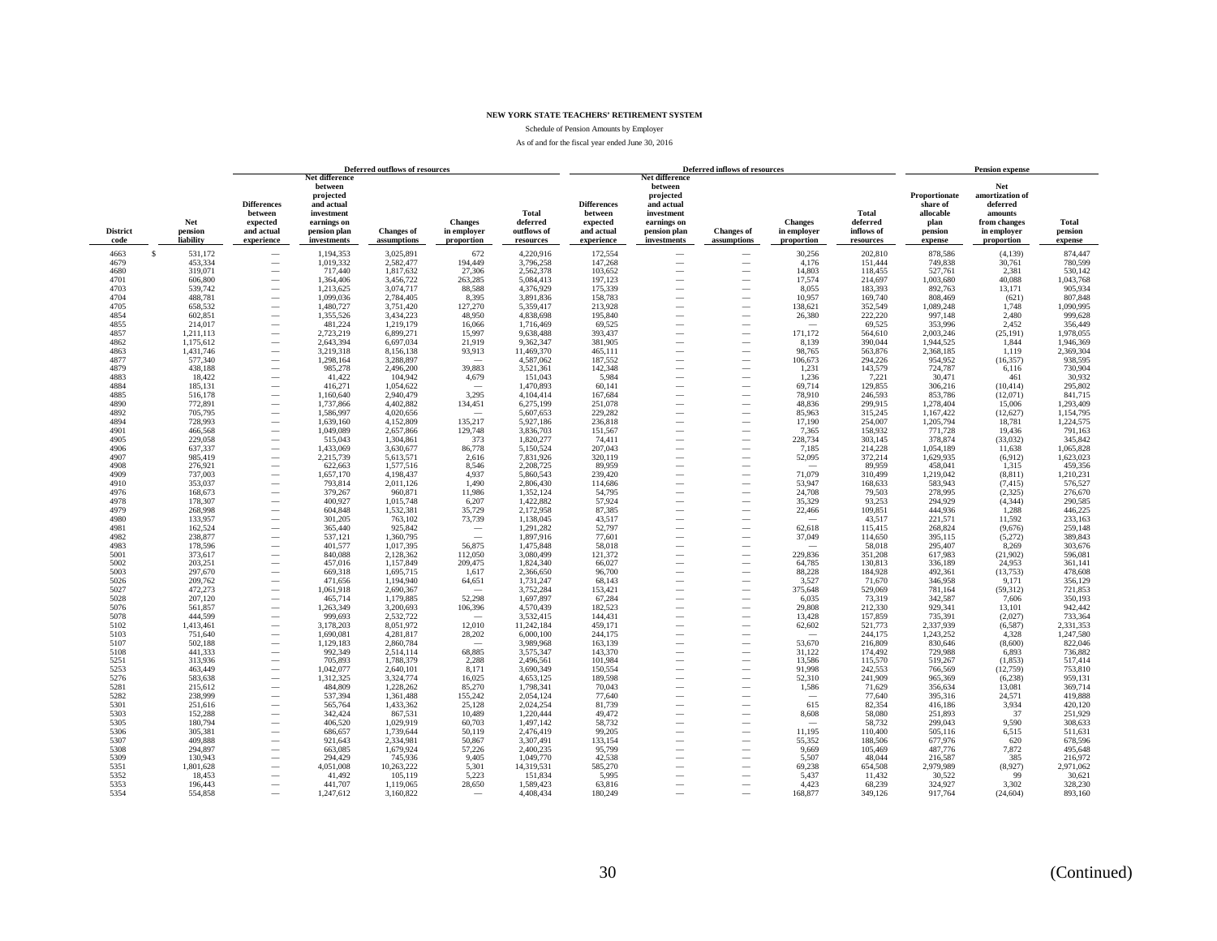**NEW YORK STATE TEACHERS' RETIREMENT SYSTEM**

Schedule of Pension Amounts by Employer

As of and for the fiscal year ended June 30, 2016

| | | Deferred outflows of resources | | | | | Deferred inflows of resources | | | | | Pension expense | | |
|---|---|---|---|---|---|---|---|---|---|---|---|---|---|---|
| District code | Net pension liability | Differences between expected and actual experience | Net difference between projected and actual investment earnings on pension plan investments | Changes of assumptions | Changes in employer proportion | Total deferred outflows of resources | Differences between expected and actual experience | Net difference between projected and actual investment earnings on pension plan investments | Changes of assumptions | Changes in employer proportion | Total deferred inflows of resources | Proportionate share of allocable plan pension expense | Net amortization of deferred amounts from changes in employer proportion | Total pension expense |
| 4663 | $ 531,172 | — | 1,194,353 | 3,025,891 | 672 | 4,220,916 | 172,554 | — | — | 30,256 | 202,810 | 878,586 | (4,139) | 874,447 |
| 4679 | 453,334 | — | 1,019,332 | 2,582,477 | 194,449 | 3,796,258 | 147,268 | — | — | 4,176 | 151,444 | 749,838 | 30,761 | 780,599 |
| 4680 | 319,071 | — | 717,440 | 1,817,632 | 27,306 | 2,562,378 | 103,652 | — | — | 14,803 | 118,455 | 527,761 | 2,381 | 530,142 |
| 4701 | 606,800 | — | 1,364,406 | 3,456,722 | 263,285 | 5,084,413 | 197,123 | — | — | 17,574 | 214,697 | 1,003,680 | 40,088 | 1,043,768 |
| 4703 | 539,742 | — | 1,213,625 | 3,074,717 | 88,588 | 4,376,929 | 175,339 | — | — | 8,055 | 183,393 | 892,763 | 13,171 | 905,934 |
| 4704 | 488,781 | — | 1,099,036 | 2,784,405 | 8,395 | 3,891,836 | 158,783 | — | — | 10,957 | 169,740 | 808,469 | (621) | 807,848 |
| 4705 | 658,532 | — | 1,480,727 | 3,751,420 | 127,270 | 5,359,417 | 213,928 | — | — | 138,621 | 352,549 | 1,089,248 | 1,748 | 1,090,995 |
| 4854 | 602,851 | — | 1,355,526 | 3,434,223 | 48,950 | 4,838,698 | 195,840 | — | — | 26,380 | 222,220 | 997,148 | 2,480 | 999,628 |
| 4855 | 214,017 | — | 481,224 | 1,219,179 | 16,066 | 1,716,469 | 69,525 | — | — | — | 69,525 | 353,996 | 2,452 | 356,449 |
| 4857 | 1,211,113 | — | 2,723,219 | 6,899,271 | 15,997 | 9,638,488 | 393,437 | — | — | 171,172 | 564,610 | 2,003,246 | (25,191) | 1,978,055 |
| 4862 | 1,175,612 | — | 2,643,394 | 6,697,034 | 21,919 | 9,362,347 | 381,905 | — | — | 8,139 | 390,044 | 1,944,525 | 1,844 | 1,946,369 |
| 4863 | 1,431,746 | — | 3,219,318 | 8,156,138 | 93,913 | 11,469,370 | 465,111 | — | — | 98,765 | 563,876 | 2,368,185 | 1,119 | 2,369,304 |
| 4877 | 577,340 | — | 1,298,164 | 3,288,897 | — | 4,587,062 | 187,552 | — | — | 106,673 | 294,226 | 954,952 | (16,357) | 938,595 |
| 4879 | 438,188 | — | 985,278 | 2,496,200 | 39,883 | 3,521,361 | 142,348 | — | — | 1,231 | 143,579 | 724,787 | 6,116 | 730,904 |
| 4883 | 18,422 | — | 41,422 | 104,942 | 4,679 | 151,043 | 5,984 | — | — | 1,236 | 7,221 | 30,471 | 461 | 30,932 |
| 4884 | 185,131 | — | 416,271 | 1,054,622 | — | 1,470,893 | 60,141 | — | — | 69,714 | 129,855 | 306,216 | (10,414) | 295,802 |
| 4885 | 516,178 | — | 1,160,640 | 2,940,479 | 3,295 | 4,104,414 | 167,684 | — | — | 78,910 | 246,593 | 853,786 | (12,071) | 841,715 |
| 4890 | 772,891 | — | 1,737,866 | 4,402,882 | 134,451 | 6,275,199 | 251,078 | — | — | 48,836 | 299,915 | 1,278,404 | 15,006 | 1,293,409 |
| 4892 | 705,795 | — | 1,586,997 | 4,020,656 | — | 5,607,653 | 229,282 | — | — | 85,963 | 315,245 | 1,167,422 | (12,627) | 1,154,795 |
| 4894 | 728,993 | — | 1,639,160 | 4,152,809 | 135,217 | 5,927,186 | 236,818 | — | — | 17,190 | 254,007 | 1,205,794 | 18,781 | 1,224,575 |
| 4901 | 466,568 | — | 1,049,089 | 2,657,866 | 129,748 | 3,836,703 | 151,567 | — | — | 7,365 | 158,932 | 771,728 | 19,436 | 791,163 |
| 4905 | 229,058 | — | 515,043 | 1,304,861 | 373 | 1,820,277 | 74,411 | — | — | 228,734 | 303,145 | 378,874 | (33,032) | 345,842 |
| 4906 | 637,337 | — | 1,433,069 | 3,630,677 | 86,778 | 5,150,524 | 207,043 | — | — | 7,185 | 214,228 | 1,054,189 | 11,638 | 1,065,828 |
| 4907 | 985,419 | — | 2,215,739 | 5,613,571 | 2,616 | 7,831,926 | 320,119 | — | — | 52,095 | 372,214 | 1,629,935 | (6,912) | 1,623,023 |
| 4908 | 276,921 | — | 622,663 | 1,577,516 | 8,546 | 2,208,725 | 89,959 | — | — | — | 89,959 | 458,041 | 1,315 | 459,356 |
| 4909 | 737,003 | — | 1,657,170 | 4,198,437 | 4,937 | 5,860,543 | 239,420 | — | — | 71,079 | 310,499 | 1,219,042 | (8,811) | 1,210,231 |
| 4910 | 353,037 | — | 793,814 | 2,011,126 | 1,490 | 2,806,430 | 114,686 | — | — | 53,947 | 168,633 | 583,943 | (7,415) | 576,527 |
| 4976 | 168,673 | — | 379,267 | 960,871 | 11,986 | 1,352,124 | 54,795 | — | — | 24,708 | 79,503 | 278,995 | (2,325) | 276,670 |
| 4978 | 178,307 | — | 400,927 | 1,015,748 | 6,207 | 1,422,882 | 57,924 | — | — | 35,329 | 93,253 | 294,929 | (4,344) | 290,585 |
| 4979 | 268,998 | — | 604,848 | 1,532,381 | 35,729 | 2,172,958 | 87,385 | — | — | 22,466 | 109,851 | 444,936 | 1,288 | 446,225 |
| 4980 | 133,957 | — | 301,205 | 763,102 | 73,739 | 1,138,045 | 43,517 | — | — | — | 43,517 | 221,571 | 11,592 | 233,163 |
| 4981 | 162,524 | — | 365,440 | 925,842 | — | 1,291,282 | 52,797 | — | — | 62,618 | 115,415 | 268,824 | (9,676) | 259,148 |
| 4982 | 238,877 | — | 537,121 | 1,360,795 | — | 1,897,916 | 77,601 | — | — | 37,049 | 114,650 | 395,115 | (5,272) | 389,843 |
| 4983 | 178,596 | — | 401,577 | 1,017,395 | 56,875 | 1,475,848 | 58,018 | — | — | — | 58,018 | 295,407 | 8,269 | 303,676 |
| 5001 | 373,617 | — | 840,088 | 2,128,362 | 112,050 | 3,080,499 | 121,372 | — | — | 229,836 | 351,208 | 617,983 | (21,902) | 596,081 |
| 5002 | 203,251 | — | 457,016 | 1,157,849 | 209,475 | 1,824,340 | 66,027 | — | — | 64,785 | 130,813 | 336,189 | 24,953 | 361,141 |
| 5003 | 297,670 | — | 669,318 | 1,695,715 | 1,617 | 2,366,650 | 96,700 | — | — | 88,228 | 184,928 | 492,361 | (13,753) | 478,608 |
| 5026 | 209,762 | — | 471,656 | 1,194,940 | 64,651 | 1,731,247 | 68,143 | — | — | 3,527 | 71,670 | 346,958 | 9,171 | 356,129 |
| 5027 | 472,273 | — | 1,061,918 | 2,690,367 | — | 3,752,284 | 153,421 | — | — | 375,648 | 529,069 | 781,164 | (59,312) | 721,853 |
| 5028 | 207,120 | — | 465,714 | 1,179,885 | 52,298 | 1,697,897 | 67,284 | — | — | 6,035 | 73,319 | 342,587 | 7,606 | 350,193 |
| 5076 | 561,857 | — | 1,263,349 | 3,200,693 | 106,396 | 4,570,439 | 182,523 | — | — | 29,808 | 212,330 | 929,341 | 13,101 | 942,442 |
| 5078 | 444,599 | — | 999,693 | 2,532,722 | — | 3,532,415 | 144,431 | — | — | 13,428 | 157,859 | 735,391 | (2,027) | 733,364 |
| 5102 | 1,413,461 | — | 3,178,203 | 8,051,972 | 12,010 | 11,242,184 | 459,171 | — | — | 62,602 | 521,773 | 2,337,939 | (6,587) | 2,331,353 |
| 5103 | 751,640 | — | 1,690,081 | 4,281,817 | 28,202 | 6,000,100 | 244,175 | — | — | — | 244,175 | 1,243,252 | 4,328 | 1,247,580 |
| 5107 | 502,188 | — | 1,129,183 | 2,860,784 | — | 3,989,968 | 163,139 | — | — | 53,670 | 216,809 | 830,646 | (8,600) | 822,046 |
| 5108 | 441,333 | — | 992,349 | 2,514,114 | 68,885 | 3,575,347 | 143,370 | — | — | 31,122 | 174,492 | 729,988 | 6,893 | 736,882 |
| 5251 | 313,936 | — | 705,893 | 1,788,379 | 2,288 | 2,496,561 | 101,984 | — | — | 13,586 | 115,570 | 519,267 | (1,853) | 517,414 |
| 5253 | 463,449 | — | 1,042,077 | 2,640,101 | 8,171 | 3,690,349 | 150,554 | — | — | 91,998 | 242,553 | 766,569 | (12,759) | 753,810 |
| 5276 | 583,638 | — | 1,312,325 | 3,324,774 | 16,025 | 4,653,125 | 189,598 | — | — | 52,310 | 241,909 | 965,369 | (6,238) | 959,131 |
| 5281 | 215,612 | — | 484,809 | 1,228,262 | 85,270 | 1,798,341 | 70,043 | — | — | 1,586 | 71,629 | 356,634 | 13,081 | 369,714 |
| 5282 | 238,999 | — | 537,394 | 1,361,488 | 155,242 | 2,054,124 | 77,640 | — | — | — | 77,640 | 395,316 | 24,571 | 419,888 |
| 5301 | 251,616 | — | 565,764 | 1,433,362 | 25,128 | 2,024,254 | 81,739 | — | — | 615 | 82,354 | 416,186 | 3,934 | 420,120 |
| 5303 | 152,288 | — | 342,424 | 867,531 | 10,489 | 1,220,444 | 49,472 | — | — | 8,608 | 58,080 | 251,893 | 37 | 251,929 |
| 5305 | 180,794 | — | 406,520 | 1,029,919 | 60,703 | 1,497,142 | 58,732 | — | — | — | 58,732 | 299,043 | 9,590 | 308,633 |
| 5306 | 305,381 | — | 686,657 | 1,739,644 | 50,119 | 2,476,419 | 99,205 | — | — | 11,195 | 110,400 | 505,116 | 6,515 | 511,631 |
| 5307 | 409,888 | — | 921,643 | 2,334,981 | 50,867 | 3,307,491 | 133,154 | — | — | 55,352 | 188,506 | 677,976 | 620 | 678,596 |
| 5308 | 294,897 | — | 663,085 | 1,679,924 | 57,226 | 2,400,235 | 95,799 | — | — | 9,669 | 105,469 | 487,776 | 7,872 | 495,648 |
| 5309 | 130,943 | — | 294,429 | 745,936 | 9,405 | 1,049,770 | 42,538 | — | — | 5,507 | 48,044 | 216,587 | 385 | 216,972 |
| 5351 | 1,801,628 | — | 4,051,008 | 10,263,222 | 5,301 | 14,319,531 | 585,270 | — | — | 69,238 | 654,508 | 2,979,989 | (8,927) | 2,971,062 |
| 5352 | 18,453 | — | 41,492 | 105,119 | 5,223 | 151,834 | 5,995 | — | — | 5,437 | 11,432 | 30,522 | 99 | 30,621 |
| 5353 | 196,443 | — | 441,707 | 1,119,065 | 28,650 | 1,589,423 | 63,816 | — | — | 4,423 | 68,239 | 324,927 | 3,302 | 328,230 |
| 5354 | 554,858 | — | 1,247,612 | 3,160,822 | — | 4,408,434 | 180,249 | — | — | 168,877 | 349,126 | 917,764 | (24,604) | 893,160 |

(Continued)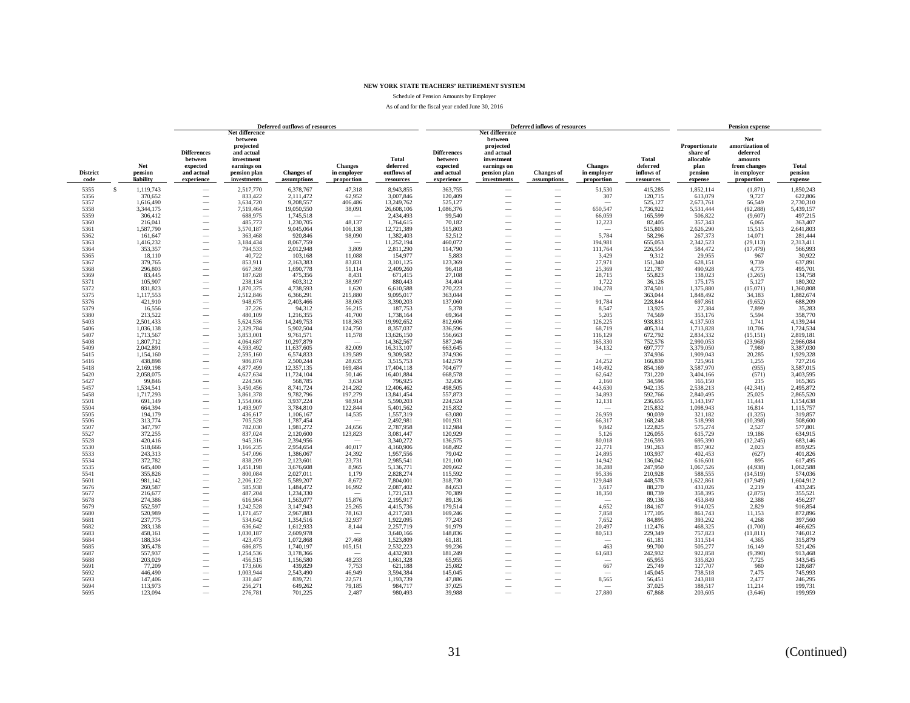**NEW YORK STATE TEACHERS' RETIREMENT SYSTEM**

Schedule of Pension Amounts by Employer

As of and for the fiscal year ended June 30, 2016

| | | Deferred outflows of resources | | | | | Deferred inflows of resources | | | | | Pension expense | | |
|---|---|---|---|---|---|---|---|---|---|---|---|---|---|---|
| District code | Net pension liability | Differences between expected and actual experience | Net difference between projected and actual investment earnings on pension plan investments | Changes of assumptions | Changes in employer proportion | Total deferred outflows of resources | Differences between expected and actual experience | Net difference between projected and actual investment earnings on pension plan investments | Changes of assumptions | Changes in employer proportion | Total deferred inflows of resources | Proportionate share of allocable plan pension expense | Net amortization of deferred amounts from changes in employer proportion | Total pension expense |
| 5355 | $ 1,119,743 | — | 2,517,770 | 6,378,767 | 47,318 | 8,943,855 | 363,755 | — | — | 51,530 | 415,285 | 1,852,114 | (1,871) | 1,850,243 |
| 5356 | 370,652 | — | 833,422 | 2,111,472 | 62,952 | 3,007,846 | 120,409 | — | — | 307 | 120,715 | 613,079 | 9,727 | 622,806 |
| 5357 | 1,616,490 | — | 3,634,720 | 9,208,557 | 406,486 | 13,249,762 | 525,127 | — | — | — | 525,127 | 2,673,761 | 56,549 | 2,730,310 |
| 5358 | 3,344,175 | — | 7,519,464 | 19,050,550 | 38,091 | 26,608,106 | 1,086,376 | — | — | 650,547 | 1,736,922 | 5,531,444 | (92,288) | 5,439,157 |
| 5359 | 306,412 | — | 688,975 | 1,745,518 | — | 2,434,493 | 99,540 | — | — | 66,059 | 165,599 | 506,822 | (9,607) | 497,215 |
| 5360 | 216,041 | — | 485,773 | 1,230,705 | 48,137 | 1,764,615 | 70,182 | — | — | 12,223 | 82,405 | 357,343 | 6,065 | 363,407 |
| 5361 | 1,587,790 | — | 3,570,187 | 9,045,064 | 106,138 | 12,721,389 | 515,803 | — | — | — | 515,803 | 2,626,290 | 15,513 | 2,641,803 |
| 5362 | 161,647 | — | 363,468 | 920,846 | 98,090 | 1,382,403 | 52,512 | — | — | 5,784 | 58,296 | 267,373 | 14,071 | 281,444 |
| 5363 | 1,416,232 | — | 3,184,434 | 8,067,759 | — | 11,252,194 | 460,072 | — | — | 194,981 | 655,053 | 2,342,523 | (29,113) | 2,313,411 |
| 5364 | 353,357 | — | 794,533 | 2,012,948 | 3,809 | 2,811,290 | 114,790 | — | — | 111,764 | 226,554 | 584,472 | (17,479) | 566,993 |
| 5365 | 18,110 | — | 40,722 | 103,168 | 11,088 | 154,977 | 5,883 | — | — | 3,429 | 9,312 | 29,955 | 967 | 30,922 |
| 5367 | 379,765 | — | 853,911 | 2,163,383 | 83,831 | 3,101,125 | 123,369 | — | — | 27,971 | 151,340 | 628,151 | 9,739 | 637,891 |
| 5368 | 296,803 | — | 667,369 | 1,690,778 | 51,114 | 2,409,260 | 96,418 | — | — | 25,369 | 121,787 | 490,928 | 4,773 | 495,701 |
| 5369 | 83,445 | — | 187,628 | 475,356 | 8,431 | 671,415 | 27,108 | — | — | 28,715 | 55,823 | 138,023 | (3,265) | 134,758 |
| 5371 | 105,907 | — | 238,134 | 603,312 | 38,997 | 880,443 | 34,404 | — | — | 1,722 | 36,126 | 175,175 | 5,127 | 180,302 |
| 5372 | 831,823 | — | 1,870,375 | 4,738,593 | 1,620 | 6,610,588 | 270,223 | — | — | 104,278 | 374,501 | 1,375,880 | (15,071) | 1,360,808 |
| 5375 | 1,117,553 | — | 2,512,846 | 6,366,291 | 215,880 | 9,095,017 | 363,044 | — | — | — | 363,044 | 1,848,492 | 34,183 | 1,882,674 |
| 5376 | 421,910 | — | 948,675 | 2,403,466 | 38,063 | 3,390,203 | 137,060 | — | — | 91,784 | 228,844 | 697,861 | (9,652) | 688,209 |
| 5379 | 16,556 | — | 37,226 | 94,312 | 56,215 | 187,753 | 5,378 | — | — | 8,547 | 13,925 | 27,384 | 7,899 | 35,283 |
| 5380 | 213,522 | — | 480,109 | 1,216,355 | 41,700 | 1,738,164 | 69,364 | — | — | 5,205 | 74,569 | 353,176 | 5,594 | 358,770 |
| 5403 | 2,501,433 | — | 5,624,536 | 14,249,753 | 118,363 | 19,992,652 | 812,606 | — | — | 126,225 | 938,831 | 4,137,503 | 1,741 | 4,139,244 |
| 5406 | 1,036,138 | — | 2,329,784 | 5,902,504 | 124,750 | 8,357,037 | 336,596 | — | — | 68,719 | 405,314 | 1,713,828 | 10,706 | 1,724,534 |
| 5407 | 1,713,567 | — | 3,853,001 | 9,761,571 | 11,578 | 13,626,150 | 556,663 | — | — | 116,129 | 672,792 | 2,834,332 | (15,151) | 2,819,181 |
| 5408 | 1,807,712 | — | 4,064,687 | 10,297,879 | — | 14,362,567 | 587,246 | — | — | 165,330 | 752,576 | 2,990,053 | (23,968) | 2,966,084 |
| 5409 | 2,042,891 | — | 4,593,492 | 11,637,605 | 82,009 | 16,313,107 | 663,645 | — | — | 34,132 | 697,777 | 3,379,050 | 7,980 | 3,387,030 |
| 5415 | 1,154,160 | — | 2,595,160 | 6,574,833 | 139,589 | 9,309,582 | 374,936 | — | — | — | 374,936 | 1,909,043 | 20,285 | 1,929,328 |
| 5416 | 438,898 | — | 986,874 | 2,500,244 | 28,635 | 3,515,753 | 142,579 | — | — | 24,252 | 166,830 | 725,961 | 1,255 | 727,216 |
| 5418 | 2,169,198 | — | 4,877,499 | 12,357,135 | 169,484 | 17,404,118 | 704,677 | — | — | 149,492 | 854,169 | 3,587,970 | (955) | 3,587,015 |
| 5420 | 2,058,075 | — | 4,627,634 | 11,724,104 | 50,146 | 16,401,884 | 668,578 | — | — | 62,642 | 731,220 | 3,404,166 | (571) | 3,403,595 |
| 5427 | 99,846 | — | 224,506 | 568,785 | 3,634 | 796,925 | 32,436 | — | — | 2,160 | 34,596 | 165,150 | 215 | 165,365 |
| 5457 | 1,534,541 | — | 3,450,456 | 8,741,724 | 214,282 | 12,406,462 | 498,505 | — | — | 443,630 | 942,135 | 2,538,213 | (42,341) | 2,495,872 |
| 5458 | 1,717,293 | — | 3,861,378 | 9,782,796 | 197,279 | 13,841,454 | 557,873 | — | — | 34,893 | 592,766 | 2,840,495 | 25,025 | 2,865,520 |
| 5501 | 691,149 | — | 1,554,066 | 3,937,224 | 98,914 | 5,590,203 | 224,524 | — | — | 12,131 | 236,655 | 1,143,197 | 11,441 | 1,154,638 |
| 5504 | 664,394 | — | 1,493,907 | 3,784,810 | 122,844 | 5,401,562 | 215,832 | — | — | — | 215,832 | 1,098,943 | 16,814 | 1,115,757 |
| 5505 | 194,179 | — | 436,617 | 1,106,167 | 14,535 | 1,557,319 | 63,080 | — | — | 26,959 | 90,039 | 321,182 | (1,325) | 319,857 |
| 5506 | 313,774 | — | 705,528 | 1,787,454 | — | 2,492,981 | 101,931 | — | — | 66,317 | 168,248 | 518,998 | (10,398) | 508,600 |
| 5507 | 347,797 | — | 782,030 | 1,981,272 | 24,656 | 2,787,958 | 112,984 | — | — | 9,842 | 122,825 | 575,274 | 2,527 | 577,801 |
| 5527 | 372,255 | — | 837,024 | 2,120,600 | 123,823 | 3,081,447 | 120,929 | — | — | 5,126 | 126,055 | 615,729 | 19,186 | 634,915 |
| 5528 | 420,416 | — | 945,316 | 2,394,956 | — | 3,340,272 | 136,575 | — | — | 80,018 | 216,593 | 695,390 | (12,245) | 683,146 |
| 5530 | 518,666 | — | 1,166,235 | 2,954,654 | 40,017 | 4,160,906 | 168,492 | — | — | 22,771 | 191,263 | 857,902 | 2,023 | 859,925 |
| 5533 | 243,313 | — | 547,096 | 1,386,067 | 24,392 | 1,957,556 | 79,042 | — | — | 24,895 | 103,937 | 402,453 | (627) | 401,826 |
| 5534 | 372,782 | — | 838,209 | 2,123,601 | 23,731 | 2,985,541 | 121,100 | — | — | 14,942 | 136,042 | 616,601 | 895 | 617,495 |
| 5535 | 645,400 | — | 1,451,198 | 3,676,608 | 8,965 | 5,136,771 | 209,662 | — | — | 38,288 | 247,950 | 1,067,526 | (4,938) | 1,062,588 |
| 5541 | 355,826 | — | 800,084 | 2,027,011 | 1,179 | 2,828,274 | 115,592 | — | — | 95,336 | 210,928 | 588,555 | (14,519) | 574,036 |
| 5601 | 981,142 | — | 2,206,122 | 5,589,207 | 8,672 | 7,804,001 | 318,730 | — | — | 129,848 | 448,578 | 1,622,861 | (17,949) | 1,604,912 |
| 5676 | 260,587 | — | 585,938 | 1,484,472 | 16,992 | 2,087,402 | 84,653 | — | — | 3,617 | 88,270 | 431,026 | 2,219 | 433,245 |
| 5677 | 216,677 | — | 487,204 | 1,234,330 | — | 1,721,533 | 70,389 | — | — | 18,350 | 88,739 | 358,395 | (2,875) | 355,521 |
| 5678 | 274,386 | — | 616,964 | 1,563,077 | 15,876 | 2,195,917 | 89,136 | — | — | — | 89,136 | 453,849 | 2,388 | 456,237 |
| 5679 | 552,597 | — | 1,242,528 | 3,147,943 | 25,265 | 4,415,736 | 179,514 | — | — | 4,652 | 184,167 | 914,025 | 2,829 | 916,854 |
| 5680 | 520,989 | — | 1,171,457 | 2,967,883 | 78,163 | 4,217,503 | 169,246 | — | — | 7,858 | 177,105 | 861,743 | 11,153 | 872,896 |
| 5681 | 237,775 | — | 534,642 | 1,354,516 | 32,937 | 1,922,095 | 77,243 | — | — | 7,652 | 84,895 | 393,292 | 4,268 | 397,560 |
| 5682 | 283,138 | — | 636,642 | 1,612,933 | 8,144 | 2,257,719 | 91,979 | — | — | 20,497 | 112,476 | 468,325 | (1,700) | 466,625 |
| 5683 | 458,161 | — | 1,030,187 | 2,609,978 | — | 3,640,166 | 148,836 | — | — | 80,513 | 229,349 | 757,823 | (11,811) | 746,012 |
| 5684 | 188,334 | — | 423,473 | 1,072,868 | 27,468 | 1,523,809 | 61,181 | — | — | — | 61,181 | 311,514 | 4,365 | 315,879 |
| 5685 | 305,478 | — | 686,875 | 1,740,197 | 105,151 | 2,532,223 | 99,236 | — | — | 463 | 99,700 | 505,277 | 16,149 | 521,426 |
| 5687 | 557,937 | — | 1,254,536 | 3,178,366 | — | 4,432,903 | 181,249 | — | — | 61,683 | 242,932 | 922,858 | (9,390) | 913,468 |
| 5688 | 203,029 | — | 456,515 | 1,156,580 | 48,233 | 1,661,328 | 65,955 | — | — | — | 65,955 | 335,820 | 7,725 | 343,545 |
| 5691 | 77,209 | — | 173,606 | 439,829 | 7,753 | 621,188 | 25,082 | — | — | 667 | 25,749 | 127,707 | 980 | 128,687 |
| 5692 | 446,490 | — | 1,003,944 | 2,543,490 | 46,949 | 3,594,384 | 145,045 | — | — | — | 145,045 | 738,518 | 7,475 | 745,993 |
| 5693 | 147,406 | — | 331,447 | 839,721 | 22,571 | 1,193,739 | 47,886 | — | — | 8,565 | 56,451 | 243,818 | 2,477 | 246,295 |
| 5694 | 113,973 | — | 256,271 | 649,262 | 79,185 | 984,717 | 37,025 | — | — | — | 37,025 | 188,517 | 11,214 | 199,731 |
| 5695 | 123,094 | — | 276,781 | 701,225 | 2,487 | 980,493 | 39,988 | — | — | 27,880 | 67,868 | 203,605 | (3,646) | 199,959 |

(Continued)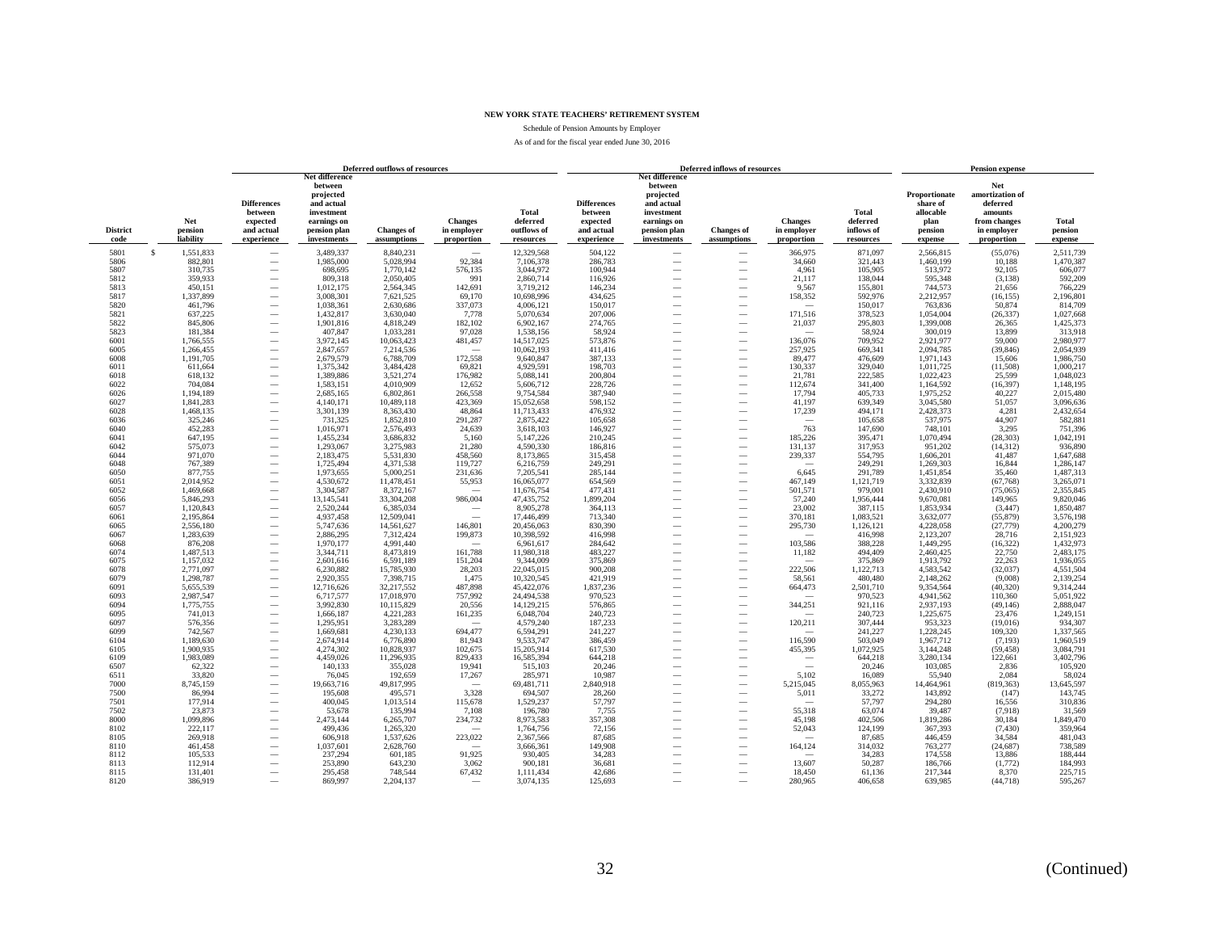**NEW YORK STATE TEACHERS' RETIREMENT SYSTEM**

Schedule of Pension Amounts by Employer

As of and for the fiscal year ended June 30, 2016

| | | Deferred outflows of resources | | | | | Deferred inflows of resources | | | | | Pension expense | | |
|---|---|---|---|---|---|---|---|---|---|---|---|---|---|---|
| District code | Net pension liability | Differences between expected and actual experience | Net difference between projected and actual investment earnings on pension plan investments | Changes of assumptions | Changes in employer proportion | Total deferred outflows of resources | Differences between expected and actual experience | Net difference between projected and actual investment earnings on pension plan investments | Changes of assumptions | Changes in employer proportion | Total deferred inflows of resources | Proportionate share of allocable plan pension expense | Net amortization of deferred amounts from changes in employer proportion | Total pension expense |
| 5801 | $ 1,551,833 | — | 3,489,337 | 8,840,231 | — | 12,329,568 | 504,122 | — | — | 366,975 | 871,097 | 2,566,815 | (55,076) | 2,511,739 |
| 5806 | 882,801 | — | 1,985,000 | 5,028,994 | 92,384 | 7,106,378 | 286,783 | — | — | 34,660 | 321,443 | 1,460,199 | 10,188 | 1,470,387 |
| 5807 | 310,735 | — | 698,695 | 1,770,142 | 576,135 | 3,044,972 | 100,944 | — | — | 4,961 | 105,905 | 513,972 | 92,105 | 606,077 |
| 5812 | 359,933 | — | 809,318 | 2,050,405 | 991 | 2,860,714 | 116,926 | — | — | 21,117 | 138,044 | 595,348 | (3,138) | 592,209 |
| 5813 | 450,151 | — | 1,012,175 | 2,564,345 | 142,691 | 3,719,212 | 146,234 | — | — | 9,567 | 155,801 | 744,573 | 21,656 | 766,229 |
| 5817 | 1,337,899 | — | 3,008,301 | 7,621,525 | 69,170 | 10,698,996 | 434,625 | — | — | 158,352 | 592,976 | 2,212,957 | (16,155) | 2,196,801 |
| 5820 | 461,796 | — | 1,038,361 | 2,630,686 | 337,073 | 4,006,121 | 150,017 | — | — | — | 150,017 | 763,836 | 50,874 | 814,709 |
| 5821 | 637,225 | — | 1,432,817 | 3,630,040 | 7,778 | 5,070,634 | 207,006 | — | — | 171,516 | 378,523 | 1,054,004 | (26,337) | 1,027,668 |
| 5822 | 845,806 | — | 1,901,816 | 4,818,249 | 182,102 | 6,902,167 | 274,765 | — | — | 21,037 | 295,803 | 1,399,008 | 26,365 | 1,425,373 |
| 5823 | 181,384 | — | 407,847 | 1,033,281 | 97,028 | 1,538,156 | 58,924 | — | — | — | 58,924 | 300,019 | 13,899 | 313,918 |
| 6001 | 1,766,555 | — | 3,972,145 | 10,063,423 | 481,457 | 14,517,025 | 573,876 | — | — | 136,076 | 709,952 | 2,921,977 | 59,000 | 2,980,977 |
| 6005 | 1,266,455 | — | 2,847,657 | 7,214,536 | — | 10,062,193 | 411,416 | — | — | 257,925 | 669,341 | 2,094,785 | (39,846) | 2,054,939 |
| 6008 | 1,191,705 | — | 2,679,579 | 6,788,709 | 172,558 | 9,640,847 | 387,133 | — | — | 89,477 | 476,609 | 1,971,143 | 15,606 | 1,986,750 |
| 6011 | 611,664 | — | 1,375,342 | 3,484,428 | 69,821 | 4,929,591 | 198,703 | — | — | 130,337 | 329,040 | 1,011,725 | (11,508) | 1,000,217 |
| 6018 | 618,132 | — | 1,389,886 | 3,521,274 | 176,982 | 5,088,141 | 200,804 | — | — | 21,781 | 222,585 | 1,022,423 | 25,599 | 1,048,023 |
| 6022 | 704,084 | — | 1,583,151 | 4,010,909 | 12,652 | 5,606,712 | 228,726 | — | — | 112,674 | 341,400 | 1,164,592 | (16,397) | 1,148,195 |
| 6026 | 1,194,189 | — | 2,685,165 | 6,802,861 | 266,558 | 9,754,584 | 387,940 | — | — | 17,794 | 405,733 | 1,975,252 | 40,227 | 2,015,480 |
| 6027 | 1,841,283 | — | 4,140,171 | 10,489,118 | 423,369 | 15,052,658 | 598,152 | — | — | 41,197 | 639,349 | 3,045,580 | 51,057 | 3,096,636 |
| 6028 | 1,468,135 | — | 3,301,139 | 8,363,430 | 48,864 | 11,713,433 | 476,932 | — | — | 17,239 | 494,171 | 2,428,373 | 4,281 | 2,432,654 |
| 6036 | 325,246 | — | 731,325 | 1,852,810 | 291,287 | 2,875,422 | 105,658 | — | — | — | 105,658 | 537,975 | 44,907 | 582,881 |
| 6040 | 452,283 | — | 1,016,971 | 2,576,493 | 24,639 | 3,618,103 | 146,927 | — | — | 763 | 147,690 | 748,101 | 3,295 | 751,396 |
| 6041 | 647,195 | — | 1,455,234 | 3,686,832 | 5,160 | 5,147,226 | 210,245 | — | — | 185,226 | 395,471 | 1,070,494 | (28,303) | 1,042,191 |
| 6042 | 575,073 | — | 1,293,067 | 3,275,983 | 21,280 | 4,590,330 | 186,816 | — | — | 131,137 | 317,953 | 951,202 | (14,312) | 936,890 |
| 6044 | 971,070 | — | 2,183,475 | 5,531,830 | 458,560 | 8,173,865 | 315,458 | — | — | 239,337 | 554,795 | 1,606,201 | 41,487 | 1,647,688 |
| 6048 | 767,389 | — | 1,725,494 | 4,371,538 | 119,727 | 6,216,759 | 249,291 | — | — | — | 249,291 | 1,269,303 | 16,844 | 1,286,147 |
| 6050 | 877,755 | — | 1,973,655 | 5,000,251 | 231,636 | 7,205,541 | 285,144 | — | — | 6,645 | 291,789 | 1,451,854 | 35,460 | 1,487,313 |
| 6051 | 2,014,952 | — | 4,530,672 | 11,478,451 | 55,953 | 16,065,077 | 654,569 | — | — | 467,149 | 1,121,719 | 3,332,839 | (67,768) | 3,265,071 |
| 6052 | 1,469,668 | — | 3,304,587 | 8,372,167 | — | 11,676,754 | 477,431 | — | — | 501,571 | 979,001 | 2,430,910 | (75,065) | 2,355,845 |
| 6056 | 5,846,293 | — | 13,145,541 | 33,304,208 | 986,004 | 47,435,752 | 1,899,204 | — | — | 57,240 | 1,956,444 | 9,670,081 | 149,965 | 9,820,046 |
| 6057 | 1,120,843 | — | 2,520,244 | 6,385,034 | — | 8,905,278 | 364,113 | — | — | 23,002 | 387,115 | 1,853,934 | (3,447) | 1,850,487 |
| 6061 | 2,195,864 | — | 4,937,458 | 12,509,041 | — | 17,446,499 | 713,340 | — | — | 370,181 | 1,083,521 | 3,632,077 | (55,879) | 3,576,198 |
| 6065 | 2,556,180 | — | 5,747,636 | 14,561,627 | 146,801 | 20,456,063 | 830,390 | — | — | 295,730 | 1,126,121 | 4,228,058 | (27,779) | 4,200,279 |
| 6067 | 1,283,639 | — | 2,886,295 | 7,312,424 | 199,873 | 10,398,592 | 416,998 | — | — | — | 416,998 | 2,123,207 | 28,716 | 2,151,923 |
| 6068 | 876,208 | — | 1,970,177 | 4,991,440 | — | 6,961,617 | 284,642 | — | — | 103,586 | 388,228 | 1,449,295 | (16,322) | 1,432,973 |
| 6074 | 1,487,513 | — | 3,344,711 | 8,473,819 | 161,788 | 11,980,318 | 483,227 | — | — | 11,182 | 494,409 | 2,460,425 | 22,750 | 2,483,175 |
| 6075 | 1,157,032 | — | 2,601,616 | 6,591,189 | 151,204 | 9,344,009 | 375,869 | — | — | — | 375,869 | 1,913,792 | 22,263 | 1,936,055 |
| 6078 | 2,771,097 | — | 6,230,882 | 15,785,930 | 28,203 | 22,045,015 | 900,208 | — | — | 222,506 | 1,122,713 | 4,583,542 | (32,037) | 4,551,504 |
| 6079 | 1,298,787 | — | 2,920,355 | 7,398,715 | 1,475 | 10,320,545 | 421,919 | — | — | 58,561 | 480,480 | 2,148,262 | (9,008) | 2,139,254 |
| 6091 | 5,655,539 | — | 12,716,626 | 32,217,552 | 487,898 | 45,422,076 | 1,837,236 | — | — | 664,473 | 2,501,710 | 9,354,564 | (40,320) | 9,314,244 |
| 6093 | 2,987,547 | — | 6,717,577 | 17,018,970 | 757,992 | 24,494,538 | 970,523 | — | — | — | 970,523 | 4,941,562 | 110,360 | 5,051,922 |
| 6094 | 1,775,755 | — | 3,992,830 | 10,115,829 | 20,556 | 14,129,215 | 576,865 | — | — | 344,251 | 921,116 | 2,937,193 | (49,146) | 2,888,047 |
| 6095 | 741,013 | — | 1,666,187 | 4,221,283 | 161,235 | 6,048,704 | 240,723 | — | — | — | 240,723 | 1,225,675 | 23,476 | 1,249,151 |
| 6097 | 576,356 | — | 1,295,951 | 3,283,289 | — | 4,579,240 | 187,233 | — | — | 120,211 | 307,444 | 953,323 | (19,016) | 934,307 |
| 6099 | 742,567 | — | 1,669,681 | 4,230,133 | 694,477 | 6,594,291 | 241,227 | — | — | — | 241,227 | 1,228,245 | 109,320 | 1,337,565 |
| 6104 | 1,189,630 | — | 2,674,914 | 6,776,890 | 81,943 | 9,533,747 | 386,459 | — | — | 116,590 | 503,049 | 1,967,712 | (7,193) | 1,960,519 |
| 6105 | 1,900,935 | — | 4,274,302 | 10,828,937 | 102,675 | 15,205,914 | 617,530 | — | — | 455,395 | 1,072,925 | 3,144,248 | (59,458) | 3,084,791 |
| 6109 | 1,983,089 | — | 4,459,026 | 11,296,935 | 829,433 | 16,585,394 | 644,218 | — | — | — | 644,218 | 3,280,134 | 122,661 | 3,402,796 |
| 6507 | 62,322 | — | 140,133 | 355,028 | 19,941 | 515,103 | 20,246 | — | — | — | 20,246 | 103,085 | 2,836 | 105,920 |
| 6511 | 33,820 | — | 76,045 | 192,659 | 17,267 | 285,971 | 10,987 | — | — | 5,102 | 16,089 | 55,940 | 2,084 | 58,024 |
| 7000 | 8,745,159 | — | 19,663,716 | 49,817,995 | — | 69,481,711 | 2,840,918 | — | — | 5,215,045 | 8,055,963 | 14,464,961 | (819,363) | 13,645,597 |
| 7500 | 86,994 | — | 195,608 | 495,571 | 3,328 | 694,507 | 28,260 | — | — | 5,011 | 33,272 | 143,892 | (147) | 143,745 |
| 7501 | 177,914 | — | 400,045 | 1,013,514 | 115,678 | 1,529,237 | 57,797 | — | — | — | 57,797 | 294,280 | 16,556 | 310,836 |
| 7502 | 23,873 | — | 53,678 | 135,994 | 7,108 | 196,780 | 7,755 | — | — | 55,318 | 63,074 | 39,487 | (7,918) | 31,569 |
| 8000 | 1,099,896 | — | 2,473,144 | 6,265,707 | 234,732 | 8,973,583 | 357,308 | — | — | 45,198 | 402,506 | 1,819,286 | 30,184 | 1,849,470 |
| 8102 | 222,117 | — | 499,436 | 1,265,320 | — | 1,764,756 | 72,156 | — | — | 52,043 | 124,199 | 367,393 | (7,430) | 359,964 |
| 8105 | 269,918 | — | 606,918 | 1,537,626 | 223,022 | 2,367,566 | 87,685 | — | — | — | 87,685 | 446,459 | 34,584 | 481,043 |
| 8110 | 461,458 | — | 1,037,601 | 2,628,760 | — | 3,666,361 | 149,908 | — | — | 164,124 | 314,032 | 763,277 | (24,687) | 738,589 |
| 8112 | 105,533 | — | 237,294 | 601,185 | 91,925 | 930,405 | 34,283 | — | — | — | 34,283 | 174,558 | 13,886 | 188,444 |
| 8113 | 112,914 | — | 253,890 | 643,230 | 3,062 | 900,181 | 36,681 | — | — | 13,607 | 50,287 | 186,766 | (1,772) | 184,993 |
| 8115 | 131,401 | — | 295,458 | 748,544 | 67,432 | 1,111,434 | 42,686 | — | — | 18,450 | 61,136 | 217,344 | 8,370 | 225,715 |
| 8120 | 386,919 | — | 869,997 | 2,204,137 | — | 3,074,135 | 125,693 | — | — | 280,965 | 406,658 | 639,985 | (44,718) | 595,267 |

(Continued)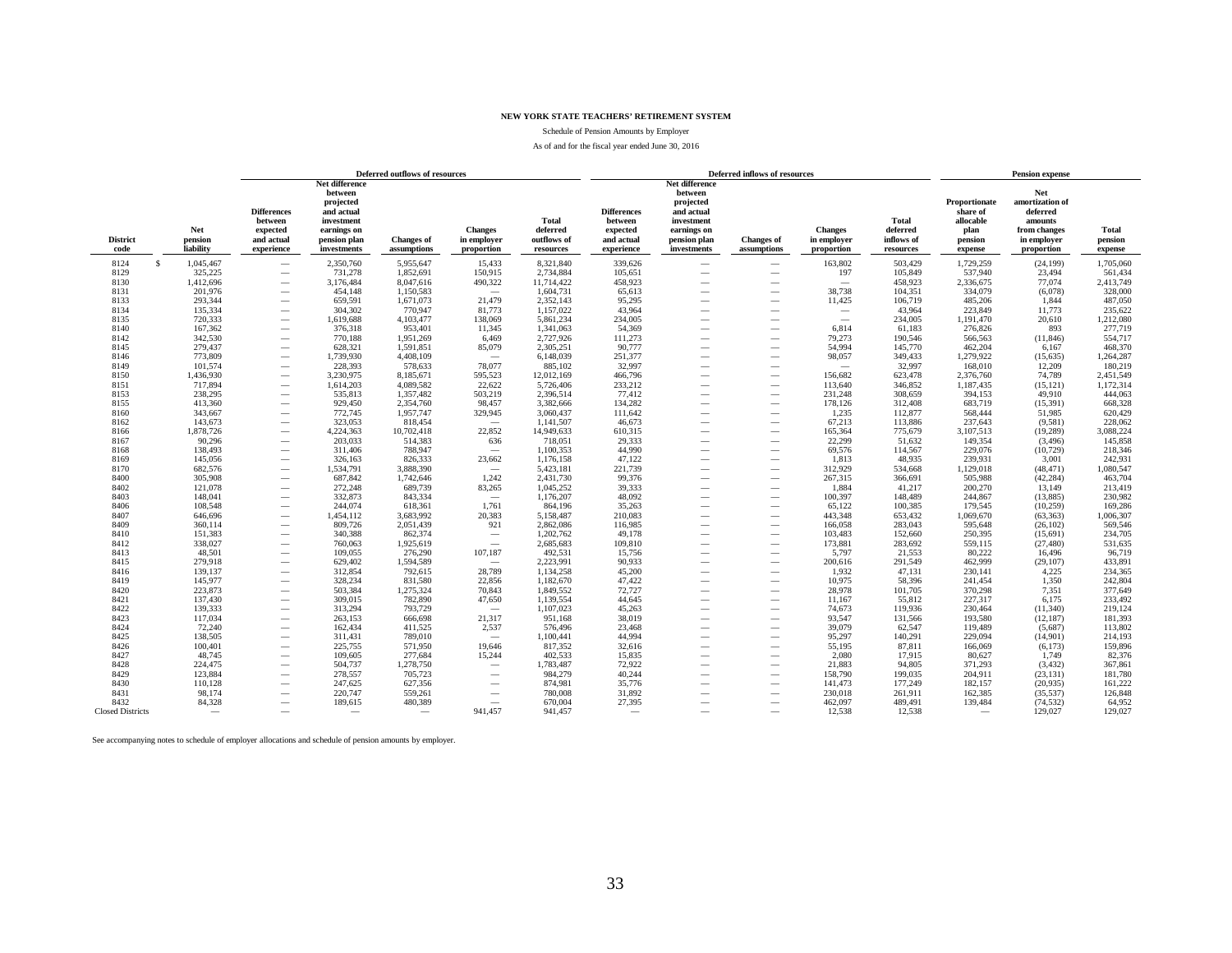**NEW YORK STATE TEACHERS' RETIREMENT SYSTEM**

Schedule of Pension Amounts by Employer

As of and for the fiscal year ended June 30, 2016

| | | Deferred outflows of resources | | | | | Deferred inflows of resources | | | | | Pension expense | | |
|---|---|---|---|---|---|---|---|---|---|---|---|---|---|---|
| District code | Net pension liability | Differences between expected and actual experience | Net difference between projected and actual investment earnings on pension plan investments | Changes of assumptions | Changes in employer proportion | Total deferred outflows of resources | Differences between expected and actual experience | Net difference between projected and actual investment earnings on pension plan investments | Changes of assumptions | Changes in employer proportion | Total deferred inflows of resources | Proportionate share of allocable plan pension expense | Net amortization of deferred amounts from changes in employer proportion | Total pension expense |
| 8124 | $ 1,045,467 | — | 2,350,760 | 5,955,647 | 15,433 | 8,321,840 | 339,626 | — | — | 163,802 | 503,429 | 1,729,259 | (24,199) | 1,705,060 |
| 8129 | 325,225 | — | 731,278 | 1,852,691 | 150,915 | 2,734,884 | 105,651 | — | — | 197 | 105,849 | 537,940 | 23,494 | 561,434 |
| 8130 | 1,412,696 | — | 3,176,484 | 8,047,616 | 490,322 | 11,714,422 | 458,923 | — | — | — | 458,923 | 2,336,675 | 77,074 | 2,413,749 |
| 8131 | 201,976 | — | 454,148 | 1,150,583 | — | 1,604,731 | 65,613 | — | — | 38,738 | 104,351 | 334,079 | (6,078) | 328,000 |
| 8133 | 293,344 | — | 659,591 | 1,671,073 | 21,479 | 2,352,143 | 95,295 | — | — | 11,425 | 106,719 | 485,206 | 1,844 | 487,050 |
| 8134 | 135,334 | — | 304,302 | 770,947 | 81,773 | 1,157,022 | 43,964 | — | — | — | 43,964 | 223,849 | 11,773 | 235,622 |
| 8135 | 720,333 | — | 1,619,688 | 4,103,477 | 138,069 | 5,861,234 | 234,005 | — | — | — | 234,005 | 1,191,470 | 20,610 | 1,212,080 |
| 8140 | 167,362 | — | 376,318 | 953,401 | 11,345 | 1,341,063 | 54,369 | — | — | 6,814 | 61,183 | 276,826 | 893 | 277,719 |
| 8142 | 342,530 | — | 770,188 | 1,951,269 | 6,469 | 2,727,926 | 111,273 | — | — | 79,273 | 190,546 | 566,563 | (11,846) | 554,717 |
| 8145 | 279,437 | — | 628,321 | 1,591,851 | 85,079 | 2,305,251 | 90,777 | — | — | 54,994 | 145,770 | 462,204 | 6,167 | 468,370 |
| 8146 | 773,809 | — | 1,739,930 | 4,408,109 | — | 6,148,039 | 251,377 | — | — | 98,057 | 349,433 | 1,279,922 | (15,635) | 1,264,287 |
| 8149 | 101,574 | — | 228,393 | 578,633 | 78,077 | 885,102 | 32,997 | — | — | — | 32,997 | 168,010 | 12,209 | 180,219 |
| 8150 | 1,436,930 | — | 3,230,975 | 8,185,671 | 595,523 | 12,012,169 | 466,796 | — | — | 156,682 | 623,478 | 2,376,760 | 74,789 | 2,451,549 |
| 8151 | 717,894 | — | 1,614,203 | 4,089,582 | 22,622 | 5,726,406 | 233,212 | — | — | 113,640 | 346,852 | 1,187,435 | (15,121) | 1,172,314 |
| 8153 | 238,295 | — | 535,813 | 1,357,482 | 503,219 | 2,396,514 | 77,412 | — | — | 231,248 | 308,659 | 394,153 | 49,910 | 444,063 |
| 8155 | 413,360 | — | 929,450 | 2,354,760 | 98,457 | 3,382,666 | 134,282 | — | — | 178,126 | 312,408 | 683,719 | (15,391) | 668,328 |
| 8160 | 343,667 | — | 772,745 | 1,957,747 | 329,945 | 3,060,437 | 111,642 | — | — | 1,235 | 112,877 | 568,444 | 51,985 | 620,429 |
| 8162 | 143,673 | — | 323,053 | 818,454 | — | 1,141,507 | 46,673 | — | — | 67,213 | 113,886 | 237,643 | (9,581) | 228,062 |
| 8166 | 1,878,726 | — | 4,224,363 | 10,702,418 | 22,852 | 14,949,633 | 610,315 | — | — | 165,364 | 775,679 | 3,107,513 | (19,289) | 3,088,224 |
| 8167 | 90,296 | — | 203,033 | 514,383 | 636 | 718,051 | 29,333 | — | — | 22,299 | 51,632 | 149,354 | (3,496) | 145,858 |
| 8168 | 138,493 | — | 311,406 | 788,947 | — | 1,100,353 | 44,990 | — | — | 69,576 | 114,567 | 229,076 | (10,729) | 218,346 |
| 8169 | 145,056 | — | 326,163 | 826,333 | 23,662 | 1,176,158 | 47,122 | — | — | 1,813 | 48,935 | 239,931 | 3,001 | 242,931 |
| 8170 | 682,576 | — | 1,534,791 | 3,888,390 | — | 5,423,181 | 221,739 | — | — | 312,929 | 534,668 | 1,129,018 | (48,471) | 1,080,547 |
| 8400 | 305,908 | — | 687,842 | 1,742,646 | 1,242 | 2,431,730 | 99,376 | — | — | 267,315 | 366,691 | 505,988 | (42,284) | 463,704 |
| 8402 | 121,078 | — | 272,248 | 689,739 | 83,265 | 1,045,252 | 39,333 | — | — | 1,884 | 41,217 | 200,270 | 13,149 | 213,419 |
| 8403 | 148,041 | — | 332,873 | 843,334 | — | 1,176,207 | 48,092 | — | — | 100,397 | 148,489 | 244,867 | (13,885) | 230,982 |
| 8406 | 108,548 | — | 244,074 | 618,361 | 1,761 | 864,196 | 35,263 | — | — | 65,122 | 100,385 | 179,545 | (10,259) | 169,286 |
| 8407 | 646,696 | — | 1,454,112 | 3,683,992 | 20,383 | 5,158,487 | 210,083 | — | — | 443,348 | 653,432 | 1,069,670 | (63,363) | 1,006,307 |
| 8409 | 360,114 | — | 809,726 | 2,051,439 | 921 | 2,862,086 | 116,985 | — | — | 166,058 | 283,043 | 595,648 | (26,102) | 569,546 |
| 8410 | 151,383 | — | 340,388 | 862,374 | — | 1,202,762 | 49,178 | — | — | 103,483 | 152,660 | 250,395 | (15,691) | 234,705 |
| 8412 | 338,027 | — | 760,063 | 1,925,619 | — | 2,685,683 | 109,810 | — | — | 173,881 | 283,692 | 559,115 | (27,480) | 531,635 |
| 8413 | 48,501 | — | 109,055 | 276,290 | 107,187 | 492,531 | 15,756 | — | — | 5,797 | 21,553 | 80,222 | 16,496 | 96,719 |
| 8415 | 279,918 | — | 629,402 | 1,594,589 | — | 2,223,991 | 90,933 | — | — | 200,616 | 291,549 | 462,999 | (29,107) | 433,891 |
| 8416 | 139,137 | — | 312,854 | 792,615 | 28,789 | 1,134,258 | 45,200 | — | — | 1,932 | 47,131 | 230,141 | 4,225 | 234,365 |
| 8419 | 145,977 | — | 328,234 | 831,580 | 22,856 | 1,182,670 | 47,422 | — | — | 10,975 | 58,396 | 241,454 | 1,350 | 242,804 |
| 8420 | 223,873 | — | 503,384 | 1,275,324 | 70,843 | 1,849,552 | 72,727 | — | — | 28,978 | 101,705 | 370,298 | 7,351 | 377,649 |
| 8421 | 137,430 | — | 309,015 | 782,890 | 47,650 | 1,139,554 | 44,645 | — | — | 11,167 | 55,812 | 227,317 | 6,175 | 233,492 |
| 8422 | 139,333 | — | 313,294 | 793,729 | — | 1,107,023 | 45,263 | — | — | 74,673 | 119,936 | 230,464 | (11,340) | 219,124 |
| 8423 | 117,034 | — | 263,153 | 666,698 | 21,317 | 951,168 | 38,019 | — | — | 93,547 | 131,566 | 193,580 | (12,187) | 181,393 |
| 8424 | 72,240 | — | 162,434 | 411,525 | 2,537 | 576,496 | 23,468 | — | — | 39,079 | 62,547 | 119,489 | (5,687) | 113,802 |
| 8425 | 138,505 | — | 311,431 | 789,010 | — | 1,100,441 | 44,994 | — | — | 95,297 | 140,291 | 229,094 | (14,901) | 214,193 |
| 8426 | 100,401 | — | 225,755 | 571,950 | 19,646 | 817,352 | 32,616 | — | — | 55,195 | 87,811 | 166,069 | (6,173) | 159,896 |
| 8427 | 48,745 | — | 109,605 | 277,684 | 15,244 | 402,533 | 15,835 | — | — | 2,080 | 17,915 | 80,627 | 1,749 | 82,376 |
| 8428 | 224,475 | — | 504,737 | 1,278,750 | — | 1,783,487 | 72,922 | — | — | 21,883 | 94,805 | 371,293 | (3,432) | 367,861 |
| 8429 | 123,884 | — | 278,557 | 705,723 | — | 984,279 | 40,244 | — | — | 158,790 | 199,035 | 204,911 | (23,131) | 181,780 |
| 8430 | 110,128 | — | 247,625 | 627,356 | — | 874,981 | 35,776 | — | — | 141,473 | 177,249 | 182,157 | (20,935) | 161,222 |
| 8431 | 98,174 | — | 220,747 | 559,261 | — | 780,008 | 31,892 | — | — | 230,018 | 261,911 | 162,385 | (35,537) | 126,848 |
| 8432 | 84,328 | — | 189,615 | 480,389 | — | 670,004 | 27,395 | — | — | 462,097 | 489,491 | 139,484 | (74,532) | 64,952 |
| Closed Districts | — | — | — | — | 941,457 | 941,457 | — | — | — | 12,538 | 12,538 | — | 129,027 | 129,027 |

See accompanying notes to schedule of employer allocations and schedule of pension amounts by employer.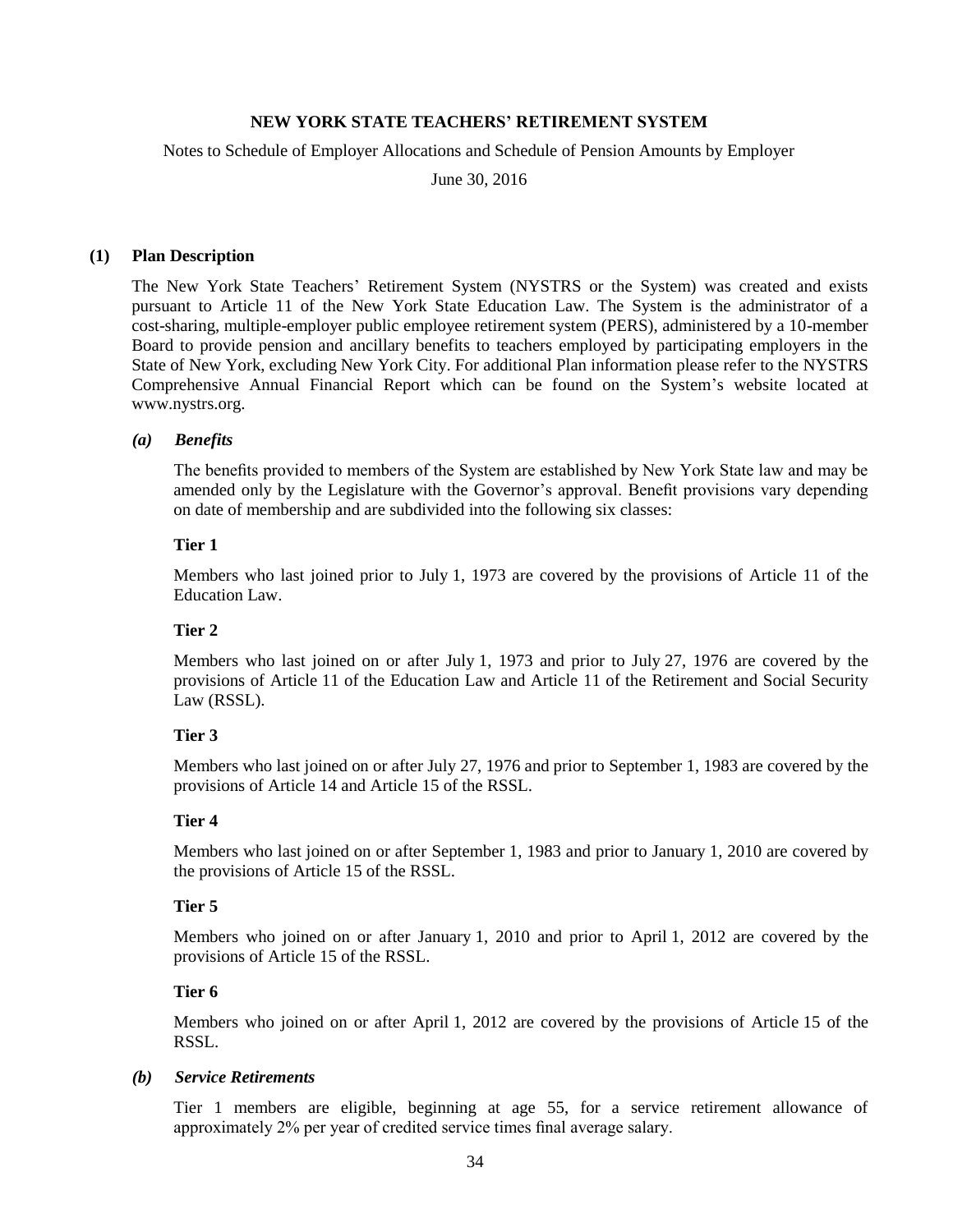**NEW YORK STATE TEACHERS' RETIREMENT SYSTEM**

Notes to Schedule of Employer Allocations and Schedule of Pension Amounts by Employer

June 30, 2016

## (1) Plan Description

The New York State Teachers' Retirement System (NYSTRS or the System) was created and exists pursuant to Article 11 of the New York State Education Law. The System is the administrator of a cost-sharing, multiple-employer public employee retirement system (PERS), administered by a 10-member Board to provide pension and ancillary benefits to teachers employed by participating employers in the State of New York, excluding New York City. For additional Plan information please refer to the NYSTRS Comprehensive Annual Financial Report which can be found on the System's website located at www.nystrs.org.

### *(a) Benefits*

The benefits provided to members of the System are established by New York State law and may be amended only by the Legislature with the Governor's approval. Benefit provisions vary depending on date of membership and are subdivided into the following six classes:

**Tier 1**

Members who last joined prior to July 1, 1973 are covered by the provisions of Article 11 of the Education Law.

**Tier 2**

Members who last joined on or after July 1, 1973 and prior to July 27, 1976 are covered by the provisions of Article 11 of the Education Law and Article 11 of the Retirement and Social Security Law (RSSL).

**Tier 3**

Members who last joined on or after July 27, 1976 and prior to September 1, 1983 are covered by the provisions of Article 14 and Article 15 of the RSSL.

**Tier 4**

Members who last joined on or after September 1, 1983 and prior to January 1, 2010 are covered by the provisions of Article 15 of the RSSL.

**Tier 5**

Members who joined on or after January 1, 2010 and prior to April 1, 2012 are covered by the provisions of Article 15 of the RSSL.

**Tier 6**

Members who joined on or after April 1, 2012 are covered by the provisions of Article 15 of the RSSL.

### *(b) Service Retirements*

Tier 1 members are eligible, beginning at age 55, for a service retirement allowance of approximately 2% per year of credited service times final average salary.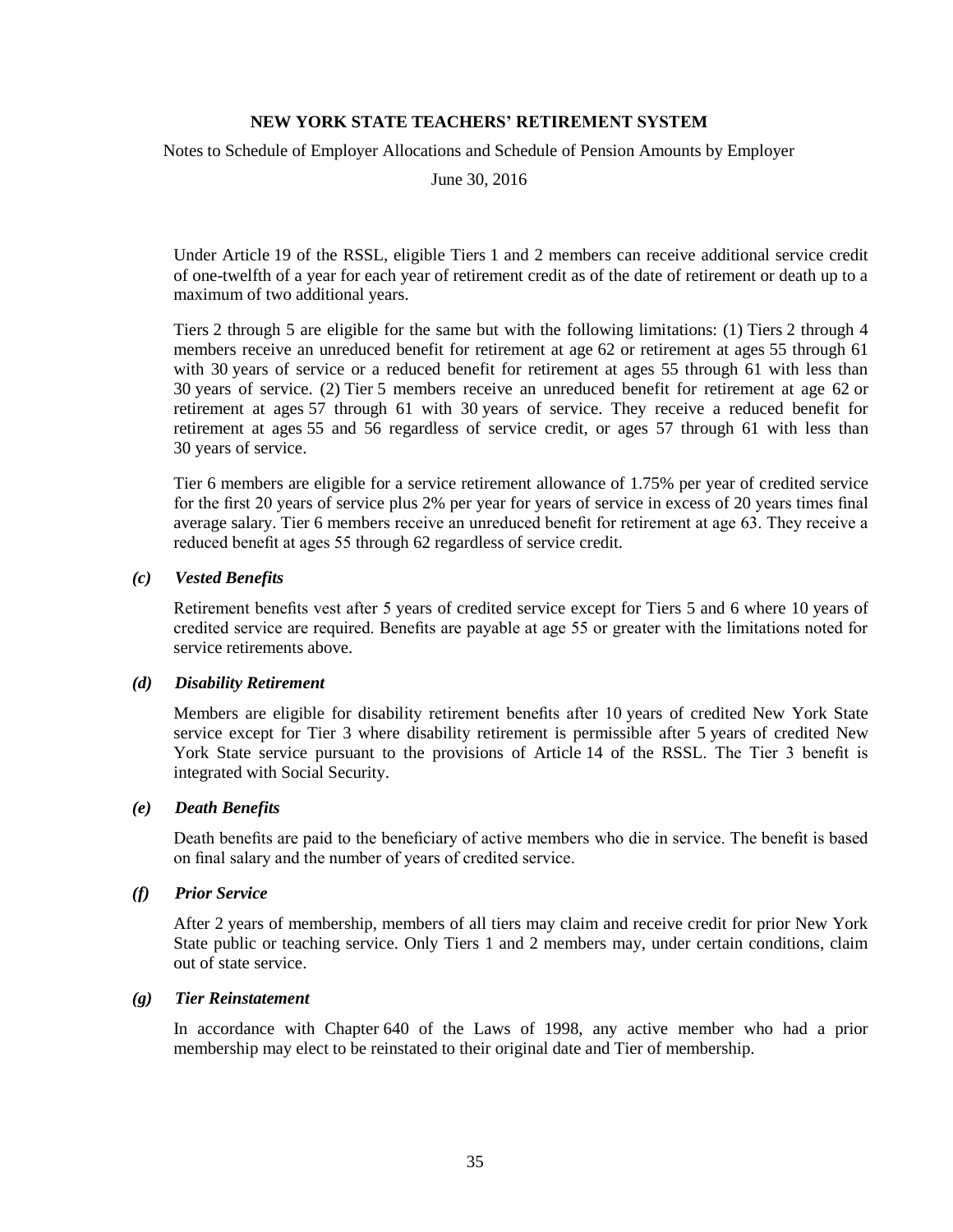Under Article 19 of the RSSL, eligible Tiers 1 and 2 members can receive additional service credit of one-twelfth of a year for each year of retirement credit as of the date of retirement or death up to a maximum of two additional years.

Tiers 2 through 5 are eligible for the same but with the following limitations: (1) Tiers 2 through 4 members receive an unreduced benefit for retirement at age 62 or retirement at ages 55 through 61 with 30 years of service or a reduced benefit for retirement at ages 55 through 61 with less than 30 years of service. (2) Tier 5 members receive an unreduced benefit for retirement at age 62 or retirement at ages 57 through 61 with 30 years of service. They receive a reduced benefit for retirement at ages 55 and 56 regardless of service credit, or ages 57 through 61 with less than 30 years of service.

Tier 6 members are eligible for a service retirement allowance of 1.75% per year of credited service for the first 20 years of service plus 2% per year for years of service in excess of 20 years times final average salary. Tier 6 members receive an unreduced benefit for retirement at age 63. They receive a reduced benefit at ages 55 through 62 regardless of service credit.

***(c) Vested Benefits***

Retirement benefits vest after 5 years of credited service except for Tiers 5 and 6 where 10 years of credited service are required. Benefits are payable at age 55 or greater with the limitations noted for service retirements above.

***(d) Disability Retirement***

Members are eligible for disability retirement benefits after 10 years of credited New York State service except for Tier 3 where disability retirement is permissible after 5 years of credited New York State service pursuant to the provisions of Article 14 of the RSSL. The Tier 3 benefit is integrated with Social Security.

***(e) Death Benefits***

Death benefits are paid to the beneficiary of active members who die in service. The benefit is based on final salary and the number of years of credited service.

***(f) Prior Service***

After 2 years of membership, members of all tiers may claim and receive credit for prior New York State public or teaching service. Only Tiers 1 and 2 members may, under certain conditions, claim out of state service.

***(g) Tier Reinstatement***

In accordance with Chapter 640 of the Laws of 1998, any active member who had a prior membership may elect to be reinstated to their original date and Tier of membership.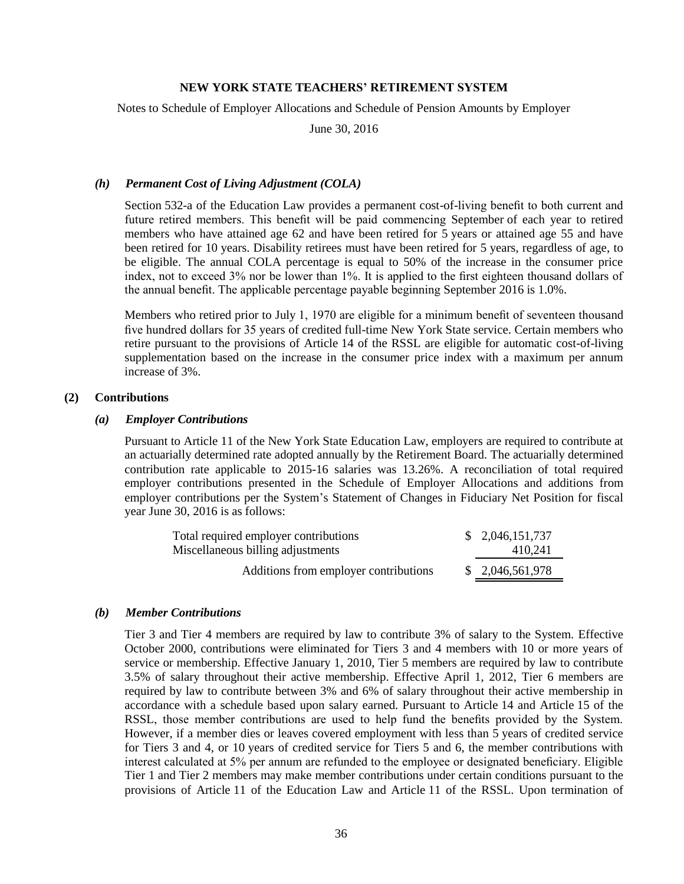### *(h) Permanent Cost of Living Adjustment (COLA)*

Section 532-a of the Education Law provides a permanent cost-of-living benefit to both current and future retired members. This benefit will be paid commencing September of each year to retired members who have attained age 62 and have been retired for 5 years or attained age 55 and have been retired for 10 years. Disability retirees must have been retired for 5 years, regardless of age, to be eligible. The annual COLA percentage is equal to 50% of the increase in the consumer price index, not to exceed 3% nor be lower than 1%. It is applied to the first eighteen thousand dollars of the annual benefit. The applicable percentage payable beginning September 2016 is 1.0%.

Members who retired prior to July 1, 1970 are eligible for a minimum benefit of seventeen thousand five hundred dollars for 35 years of credited full-time New York State service. Certain members who retire pursuant to the provisions of Article 14 of the RSSL are eligible for automatic cost-of-living supplementation based on the increase in the consumer price index with a maximum per annum increase of 3%.

## (2) Contributions

### *(a) Employer Contributions*

Pursuant to Article 11 of the New York State Education Law, employers are required to contribute at an actuarially determined rate adopted annually by the Retirement Board. The actuarially determined contribution rate applicable to 2015-16 salaries was 13.26%. A reconciliation of total required employer contributions presented in the Schedule of Employer Allocations and additions from employer contributions per the System's Statement of Changes in Fiduciary Net Position for fiscal year June 30, 2016 is as follows:

| | |
|---|---|
| Total required employer contributions | $ 2,046,151,737 |
| Miscellaneous billing adjustments | 410,241 |
| Additions from employer contributions | $ 2,046,561,978 |

### *(b) Member Contributions*

Tier 3 and Tier 4 members are required by law to contribute 3% of salary to the System. Effective October 2000, contributions were eliminated for Tiers 3 and 4 members with 10 or more years of service or membership. Effective January 1, 2010, Tier 5 members are required by law to contribute 3.5% of salary throughout their active membership. Effective April 1, 2012, Tier 6 members are required by law to contribute between 3% and 6% of salary throughout their active membership in accordance with a schedule based upon salary earned. Pursuant to Article 14 and Article 15 of the RSSL, those member contributions are used to help fund the benefits provided by the System. However, if a member dies or leaves covered employment with less than 5 years of credited service for Tiers 3 and 4, or 10 years of credited service for Tiers 5 and 6, the member contributions with interest calculated at 5% per annum are refunded to the employee or designated beneficiary. Eligible Tier 1 and Tier 2 members may make member contributions under certain conditions pursuant to the provisions of Article 11 of the Education Law and Article 11 of the RSSL. Upon termination of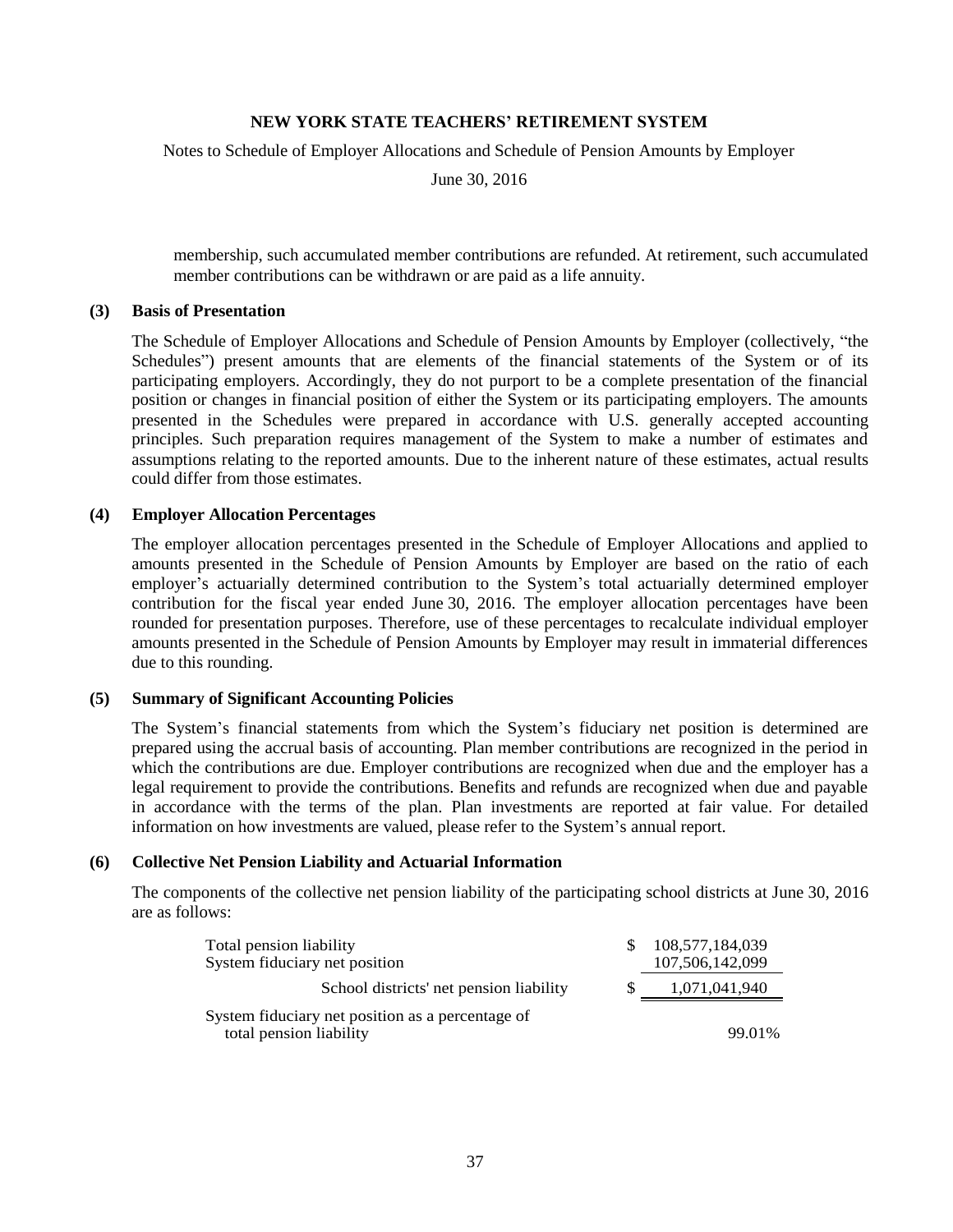membership, such accumulated member contributions are refunded. At retirement, such accumulated member contributions can be withdrawn or are paid as a life annuity.

## (3) Basis of Presentation

The Schedule of Employer Allocations and Schedule of Pension Amounts by Employer (collectively, "the Schedules") present amounts that are elements of the financial statements of the System or of its participating employers. Accordingly, they do not purport to be a complete presentation of the financial position or changes in financial position of either the System or its participating employers. The amounts presented in the Schedules were prepared in accordance with U.S. generally accepted accounting principles. Such preparation requires management of the System to make a number of estimates and assumptions relating to the reported amounts. Due to the inherent nature of these estimates, actual results could differ from those estimates.

## (4) Employer Allocation Percentages

The employer allocation percentages presented in the Schedule of Employer Allocations and applied to amounts presented in the Schedule of Pension Amounts by Employer are based on the ratio of each employer's actuarially determined contribution to the System's total actuarially determined employer contribution for the fiscal year ended June 30, 2016. The employer allocation percentages have been rounded for presentation purposes. Therefore, use of these percentages to recalculate individual employer amounts presented in the Schedule of Pension Amounts by Employer may result in immaterial differences due to this rounding.

## (5) Summary of Significant Accounting Policies

The System's financial statements from which the System's fiduciary net position is determined are prepared using the accrual basis of accounting. Plan member contributions are recognized in the period in which the contributions are due. Employer contributions are recognized when due and the employer has a legal requirement to provide the contributions. Benefits and refunds are recognized when due and payable in accordance with the terms of the plan. Plan investments are reported at fair value. For detailed information on how investments are valued, please refer to the System's annual report.

## (6) Collective Net Pension Liability and Actuarial Information

The components of the collective net pension liability of the participating school districts at June 30, 2016 are as follows:

| | |
|---|---|
| Total pension liability | $ 108,577,184,039 |
| System fiduciary net position | 107,506,142,099 |
| School districts' net pension liability | $ 1,071,041,940 |
| System fiduciary net position as a percentage of total pension liability | 99.01% |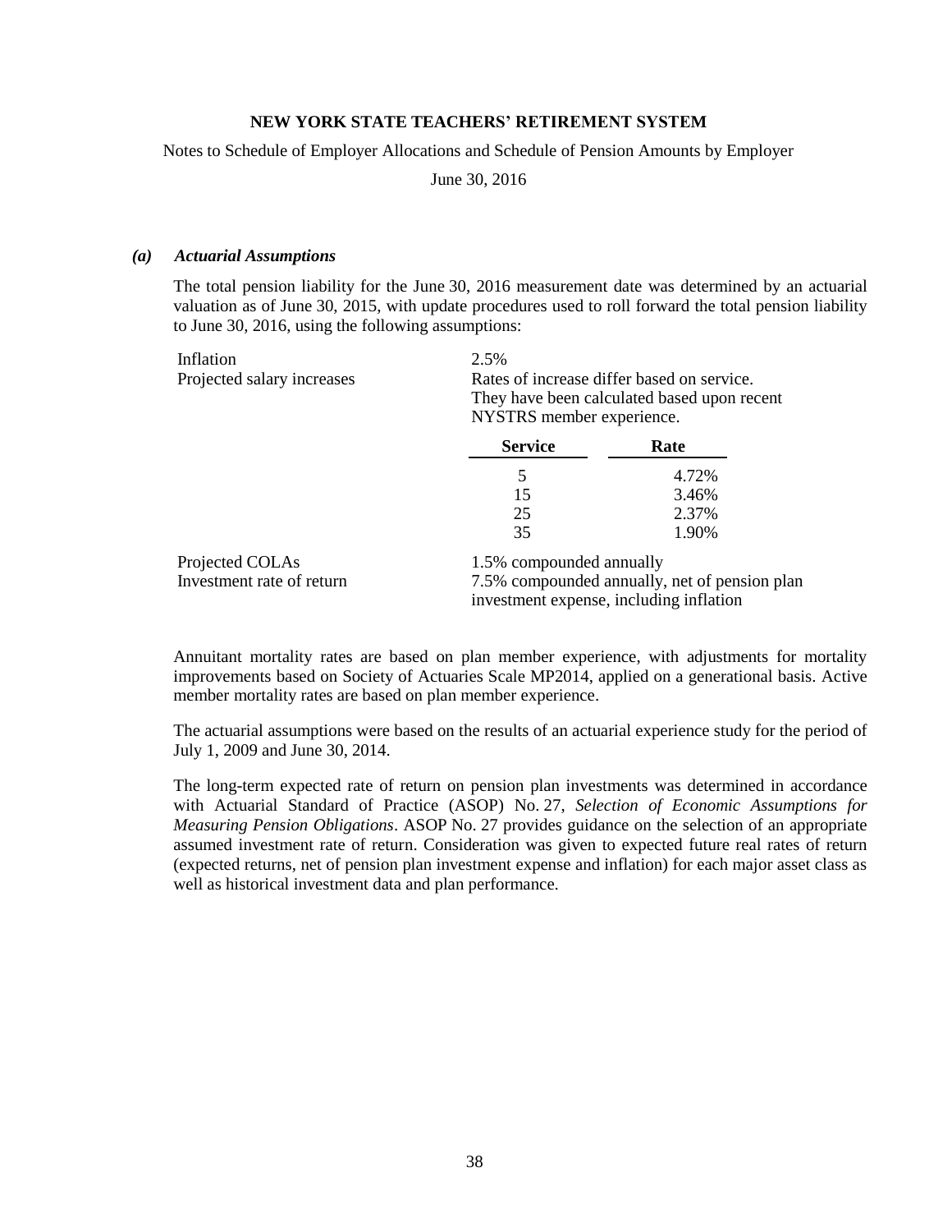# NEW YORK STATE TEACHERS' RETIREMENT SYSTEM

Notes to Schedule of Employer Allocations and Schedule of Pension Amounts by Employer

June 30, 2016

### *(a) Actuarial Assumptions*

The total pension liability for the June 30, 2016 measurement date was determined by an actuarial valuation as of June 30, 2015, with update procedures used to roll forward the total pension liability to June 30, 2016, using the following assumptions:

| | | |
|---|---|---|
| Inflation | 2.5% | |
| Projected salary increases | Rates of increase differ based on service. They have been calculated based upon recent NYSTRS member experience. | |
| | **Service** | **Rate** |
| | 5 | 4.72% |
| | 15 | 3.46% |
| | 25 | 2.37% |
| | 35 | 1.90% |
| Projected COLAs | 1.5% compounded annually | |
| Investment rate of return | 7.5% compounded annually, net of pension plan investment expense, including inflation | |

Annuitant mortality rates are based on plan member experience, with adjustments for mortality improvements based on Society of Actuaries Scale MP2014, applied on a generational basis. Active member mortality rates are based on plan member experience.

The actuarial assumptions were based on the results of an actuarial experience study for the period of July 1, 2009 and June 30, 2014.

The long-term expected rate of return on pension plan investments was determined in accordance with Actuarial Standard of Practice (ASOP) No. 27, *Selection of Economic Assumptions for Measuring Pension Obligations*. ASOP No. 27 provides guidance on the selection of an appropriate assumed investment rate of return. Consideration was given to expected future real rates of return (expected returns, net of pension plan investment expense and inflation) for each major asset class as well as historical investment data and plan performance.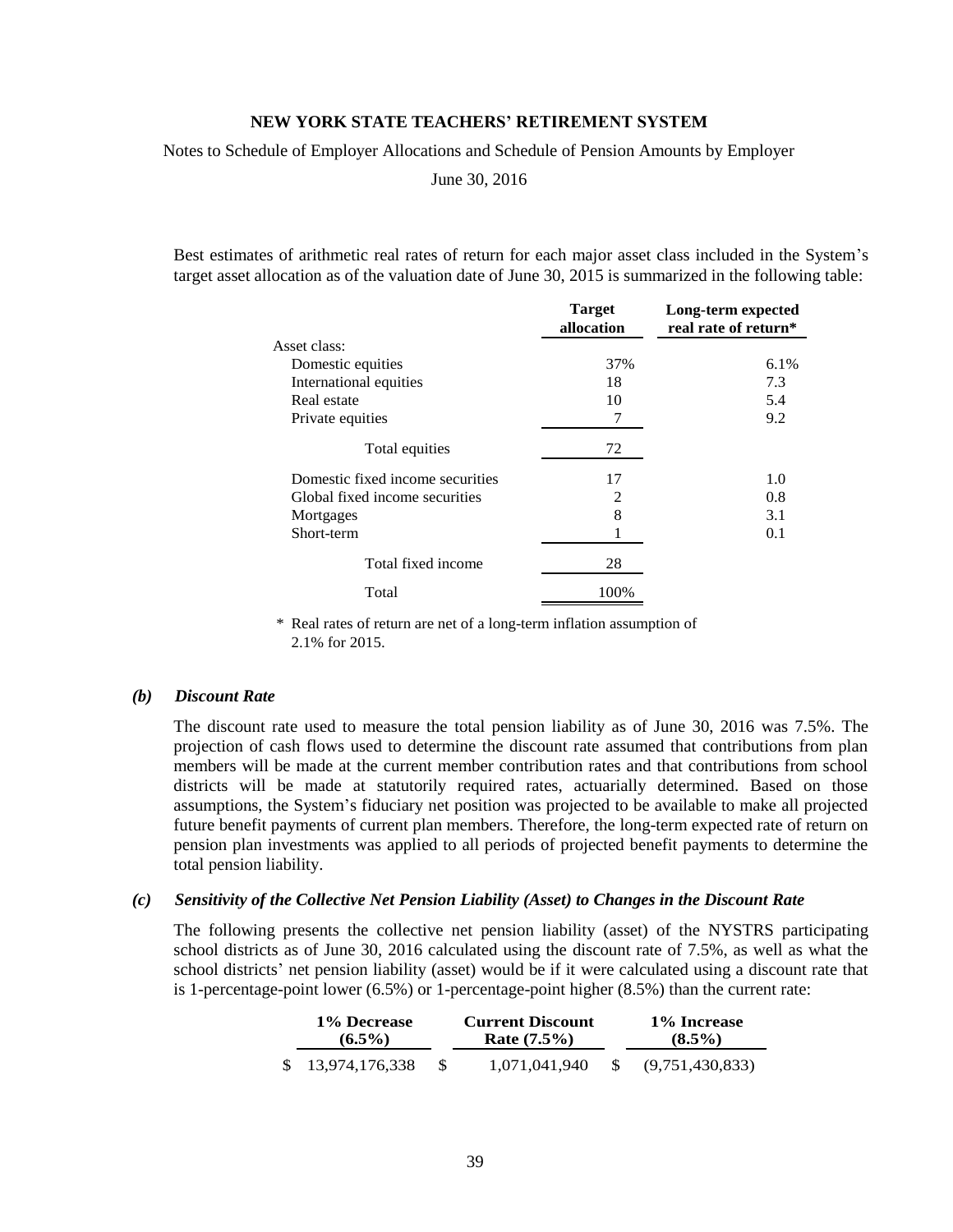Best estimates of arithmetic real rates of return for each major asset class included in the System's target asset allocation as of the valuation date of June 30, 2015 is summarized in the following table:

| | Target allocation | Long-term expected real rate of return* |
|---|---|---|
| Asset class: | | |
| Domestic equities | 37% | 6.1% |
| International equities | 18 | 7.3 |
| Real estate | 10 | 5.4 |
| Private equities | 7 | 9.2 |
| Total equities | 72 | |
| Domestic fixed income securities | 17 | 1.0 |
| Global fixed income securities | 2 | 0.8 |
| Mortgages | 8 | 3.1 |
| Short-term | 1 | 0.1 |
| Total fixed income | 28 | |
| Total | 100% | |

\* Real rates of return are net of a long-term inflation assumption of 2.1% for 2015.

### *(b) Discount Rate*

The discount rate used to measure the total pension liability as of June 30, 2016 was 7.5%. The projection of cash flows used to determine the discount rate assumed that contributions from plan members will be made at the current member contribution rates and that contributions from school districts will be made at statutorily required rates, actuarially determined. Based on those assumptions, the System's fiduciary net position was projected to be available to make all projected future benefit payments of current plan members. Therefore, the long-term expected rate of return on pension plan investments was applied to all periods of projected benefit payments to determine the total pension liability.

### *(c) Sensitivity of the Collective Net Pension Liability (Asset) to Changes in the Discount Rate*

The following presents the collective net pension liability (asset) of the NYSTRS participating school districts as of June 30, 2016 calculated using the discount rate of 7.5%, as well as what the school districts' net pension liability (asset) would be if it were calculated using a discount rate that is 1-percentage-point lower (6.5%) or 1-percentage-point higher (8.5%) than the current rate:

| 1% Decrease (6.5%) | Current Discount Rate (7.5%) | 1% Increase (8.5%) |
|---|---|---|
| $ 13,974,176,338 | $ 1,071,041,940 | $ (9,751,430,833) |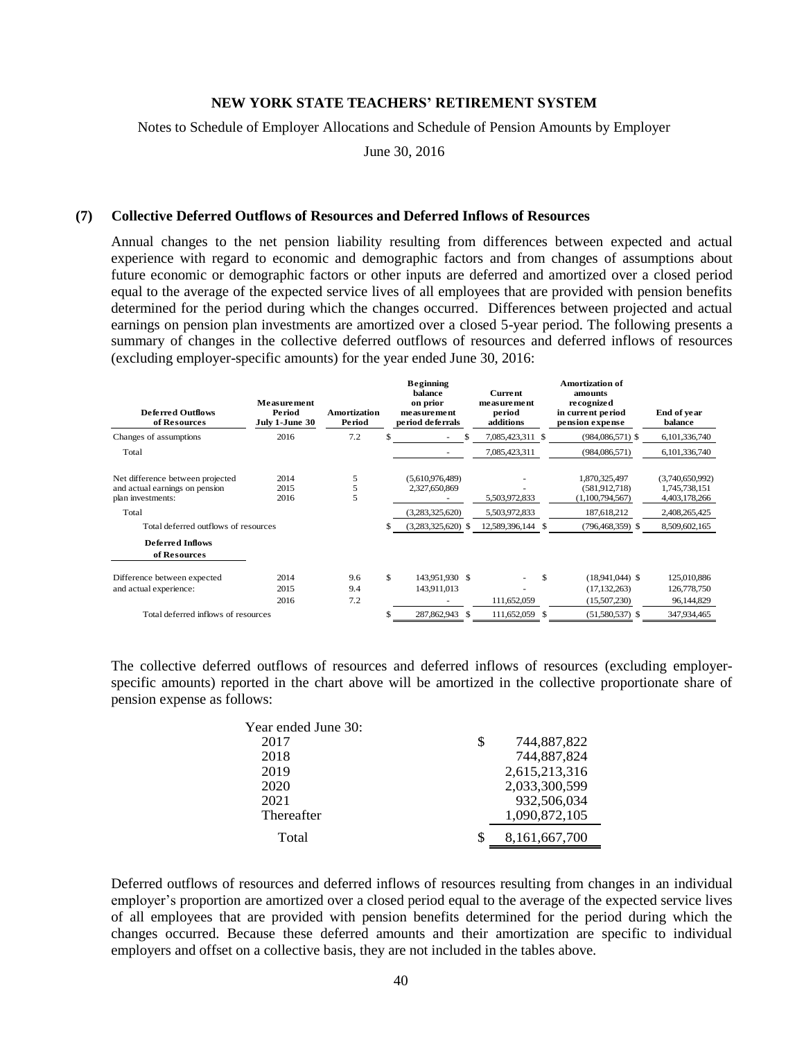NEW YORK STATE TEACHERS' RETIREMENT SYSTEM

Notes to Schedule of Employer Allocations and Schedule of Pension Amounts by Employer

June 30, 2016

## (7) Collective Deferred Outflows of Resources and Deferred Inflows of Resources

Annual changes to the net pension liability resulting from differences between expected and actual experience with regard to economic and demographic factors and from changes of assumptions about future economic or demographic factors or other inputs are deferred and amortized over a closed period equal to the average of the expected service lives of all employees that are provided with pension benefits determined for the period during which the changes occurred. Differences between projected and actual earnings on pension plan investments are amortized over a closed 5-year period. The following presents a summary of changes in the collective deferred outflows of resources and deferred inflows of resources (excluding employer-specific amounts) for the year ended June 30, 2016:

| Deferred Outflows of Resources | Measurement Period July 1-June 30 | Amortization Period | Beginning balance on prior measurement period deferrals | Current measurement period additions | Amortization of amounts recognized in current period pension expense | End of year balance |
|---|---|---|---|---|---|---|
| Changes of assumptions | 2016 | 7.2 | $ - | $ 7,085,423,311 | $ (984,086,571) | $ 6,101,336,740 |
| Total | | | - | 7,085,423,311 | (984,086,571) | 6,101,336,740 |
| Net difference between projected and actual earnings on pension plan investments: | 2014 | 5 | (5,610,976,489) | - | 1,870,325,497 | (3,740,650,992) |
| | 2015 | 5 | 2,327,650,869 | - | (581,912,718) | 1,745,738,151 |
| | 2016 | 5 | - | 5,503,972,833 | (1,100,794,567) | 4,403,178,266 |
| Total | | | (3,283,325,620) | 5,503,972,833 | 187,618,212 | 2,408,265,425 |
| Total deferred outflows of resources | | | $ (3,283,325,620) | $ 12,589,396,144 | $ (796,468,359) | $ 8,509,602,165 |
| **Deferred Inflows of Resources** | | | | | | |
| Difference between expected and actual experience: | 2014 | 9.6 | $ 143,951,930 | $ - | $ (18,941,044) | $ 125,010,886 |
| | 2015 | 9.4 | 143,911,013 | - | (17,132,263) | 126,778,750 |
| | 2016 | 7.2 | - | 111,652,059 | (15,507,230) | 96,144,829 |
| Total deferred inflows of resources | | | $ 287,862,943 | $ 111,652,059 | $ (51,580,537) | $ 347,934,465 |

The collective deferred outflows of resources and deferred inflows of resources (excluding employer-specific amounts) reported in the chart above will be amortized in the collective proportionate share of pension expense as follows:

| Year ended June 30: | |
|---|---|
| 2017 | $ 744,887,822 |
| 2018 | 744,887,824 |
| 2019 | 2,615,213,316 |
| 2020 | 2,033,300,599 |
| 2021 | 932,506,034 |
| Thereafter | 1,090,872,105 |
| Total | $ 8,161,667,700 |

Deferred outflows of resources and deferred inflows of resources resulting from changes in an individual employer's proportion are amortized over a closed period equal to the average of the expected service lives of all employees that are provided with pension benefits determined for the period during which the changes occurred. Because these deferred amounts and their amortization are specific to individual employers and offset on a collective basis, they are not included in the tables above.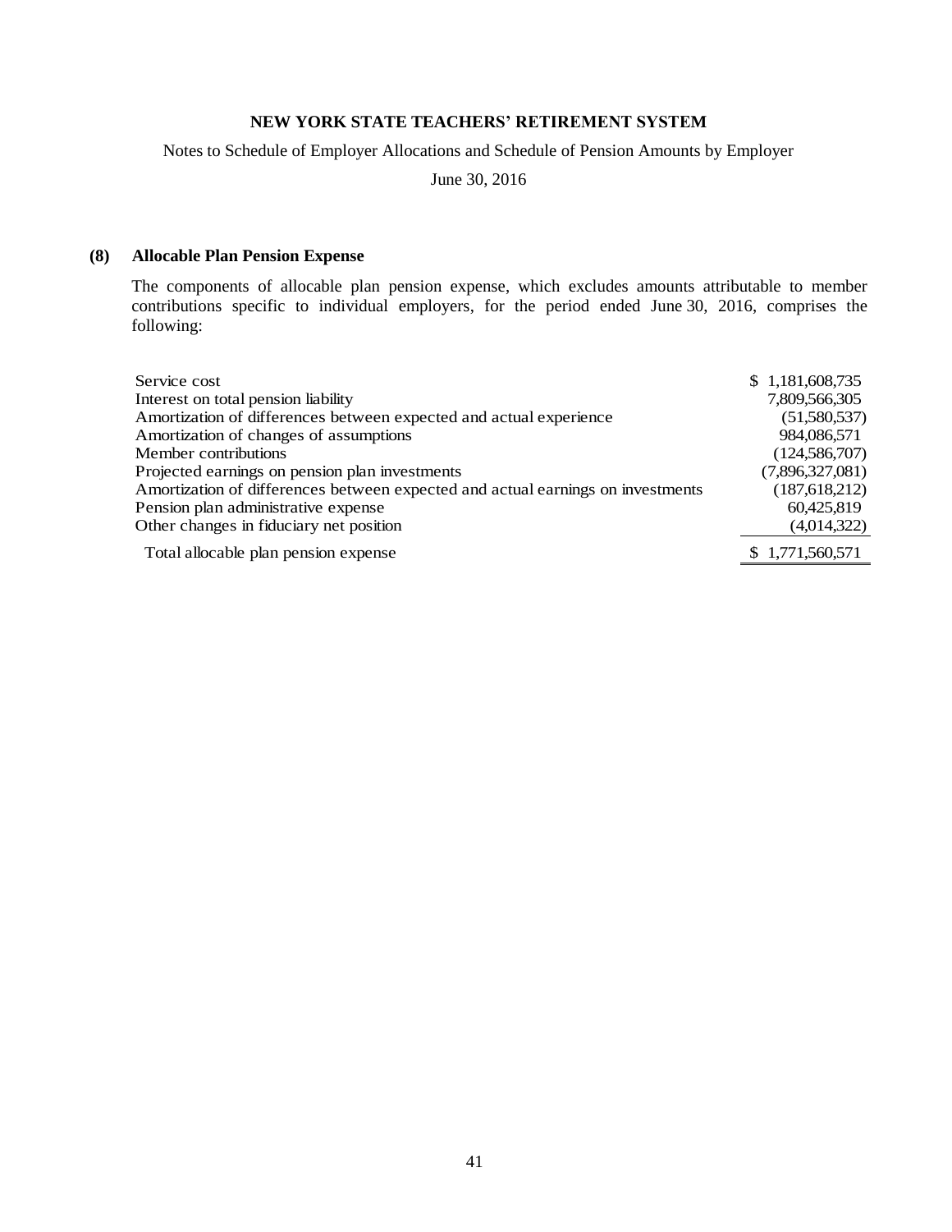**NEW YORK STATE TEACHERS' RETIREMENT SYSTEM**

Notes to Schedule of Employer Allocations and Schedule of Pension Amounts by Employer

June 30, 2016

## (8) Allocable Plan Pension Expense

The components of allocable plan pension expense, which excludes amounts attributable to member contributions specific to individual employers, for the period ended June 30, 2016, comprises the following:

| | |
|---|---|
| Service cost | $ 1,181,608,735 |
| Interest on total pension liability | 7,809,566,305 |
| Amortization of differences between expected and actual experience | (51,580,537) |
| Amortization of changes of assumptions | 984,086,571 |
| Member contributions | (124,586,707) |
| Projected earnings on pension plan investments | (7,896,327,081) |
| Amortization of differences between expected and actual earnings on investments | (187,618,212) |
| Pension plan administrative expense | 60,425,819 |
| Other changes in fiduciary net position | (4,014,322) |
| Total allocable plan pension expense | $ 1,771,560,571 |